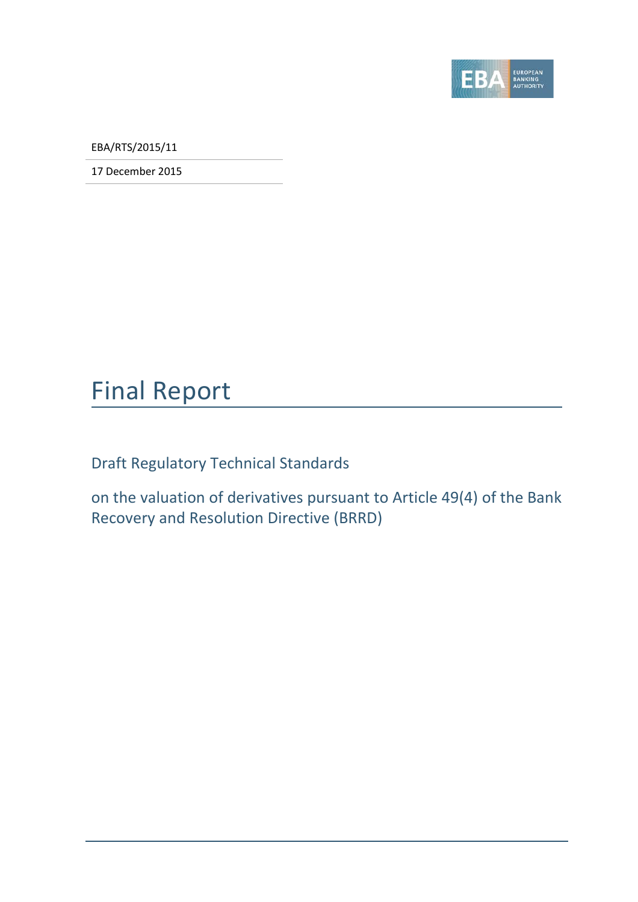EBA/RTS/2015/11

17 December 2015

# Final Report

## Draft Regulatory Technical Standards

## on the valuation of derivatives pursuant to Article 49(4) of the Bank Recovery and Resolution Directive (BRRD)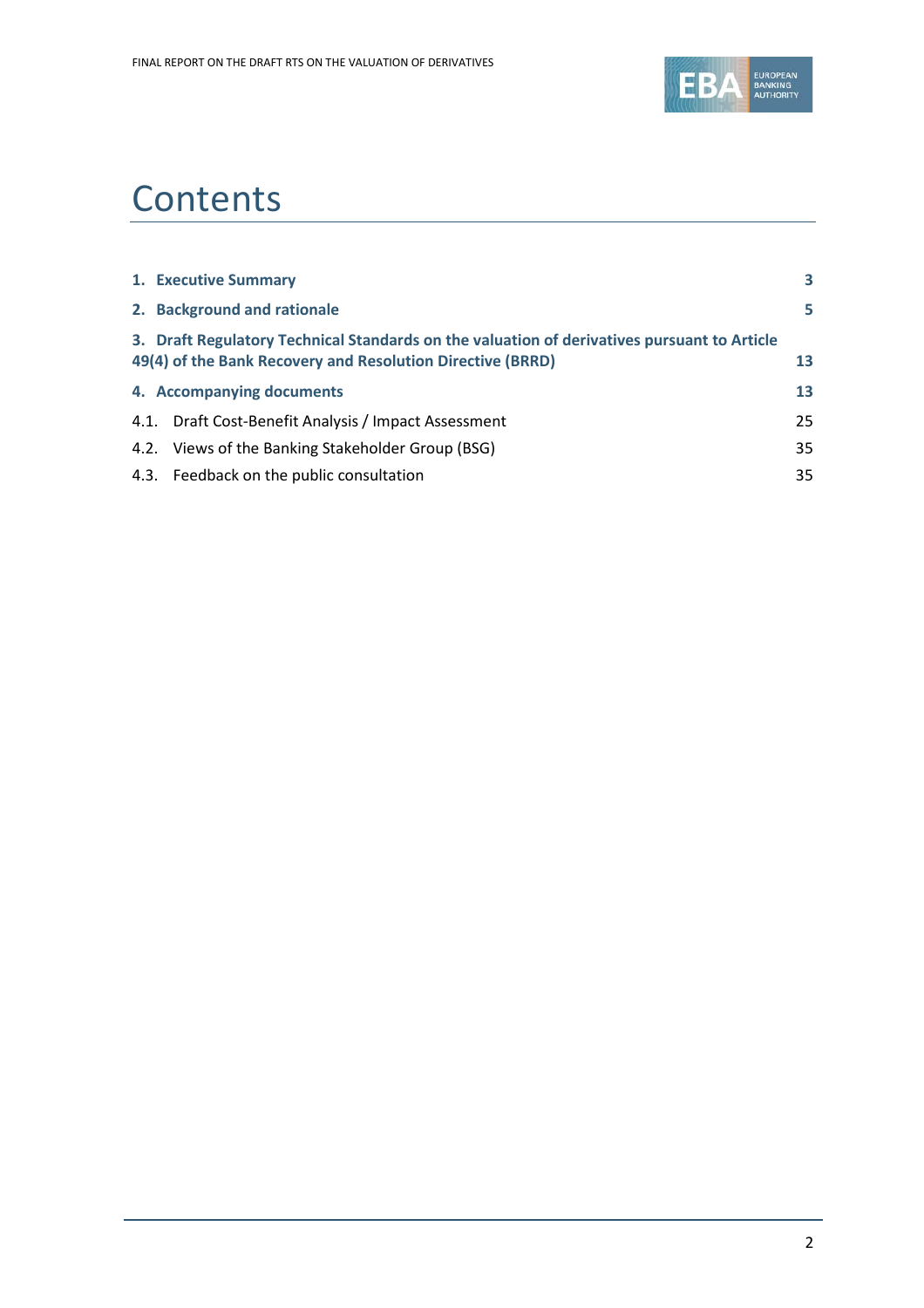# Contents

| | |
|---|---|
| **1. Executive Summary** | **3** |
| **2. Background and rationale** | **5** |
| **3. Draft Regulatory Technical Standards on the valuation of derivatives pursuant to Article 49(4) of the Bank Recovery and Resolution Directive (BRRD)** | **13** |
| **4. Accompanying documents** | **13** |
| 4.1. Draft Cost-Benefit Analysis / Impact Assessment | 25 |
| 4.2. Views of the Banking Stakeholder Group (BSG) | 35 |
| 4.3. Feedback on the public consultation | 35 |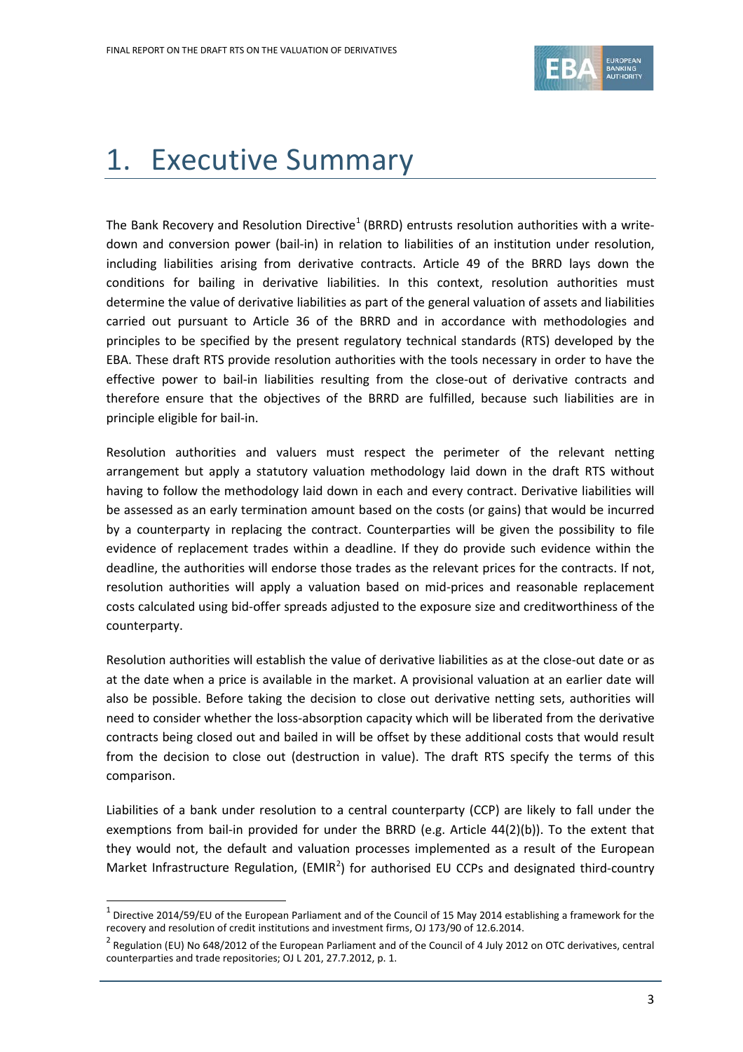# 1. Executive Summary

The Bank Recovery and Resolution Directive[1] (BRRD) entrusts resolution authorities with a write-down and conversion power (bail-in) in relation to liabilities of an institution under resolution, including liabilities arising from derivative contracts. Article 49 of the BRRD lays down the conditions for bailing in derivative liabilities. In this context, resolution authorities must determine the value of derivative liabilities as part of the general valuation of assets and liabilities carried out pursuant to Article 36 of the BRRD and in accordance with methodologies and principles to be specified by the present regulatory technical standards (RTS) developed by the EBA. These draft RTS provide resolution authorities with the tools necessary in order to have the effective power to bail-in liabilities resulting from the close-out of derivative contracts and therefore ensure that the objectives of the BRRD are fulfilled, because such liabilities are in principle eligible for bail-in.

Resolution authorities and valuers must respect the perimeter of the relevant netting arrangement but apply a statutory valuation methodology laid down in the draft RTS without having to follow the methodology laid down in each and every contract. Derivative liabilities will be assessed as an early termination amount based on the costs (or gains) that would be incurred by a counterparty in replacing the contract. Counterparties will be given the possibility to file evidence of replacement trades within a deadline. If they do provide such evidence within the deadline, the authorities will endorse those trades as the relevant prices for the contracts. If not, resolution authorities will apply a valuation based on mid-prices and reasonable replacement costs calculated using bid-offer spreads adjusted to the exposure size and creditworthiness of the counterparty.

Resolution authorities will establish the value of derivative liabilities as at the close-out date or as at the date when a price is available in the market. A provisional valuation at an earlier date will also be possible. Before taking the decision to close out derivative netting sets, authorities will need to consider whether the loss-absorption capacity which will be liberated from the derivative contracts being closed out and bailed in will be offset by these additional costs that would result from the decision to close out (destruction in value). The draft RTS specify the terms of this comparison.

Liabilities of a bank under resolution to a central counterparty (CCP) are likely to fall under the exemptions from bail-in provided for under the BRRD (e.g. Article 44(2)(b)). To the extent that they would not, the default and valuation processes implemented as a result of the European Market Infrastructure Regulation, (EMIR[2]) for authorised EU CCPs and designated third-country

[1] Directive 2014/59/EU of the European Parliament and of the Council of 15 May 2014 establishing a framework for the recovery and resolution of credit institutions and investment firms, OJ 173/90 of 12.6.2014.

[2] Regulation (EU) No 648/2012 of the European Parliament and of the Council of 4 July 2012 on OTC derivatives, central counterparties and trade repositories; OJ L 201, 27.7.2012, p. 1.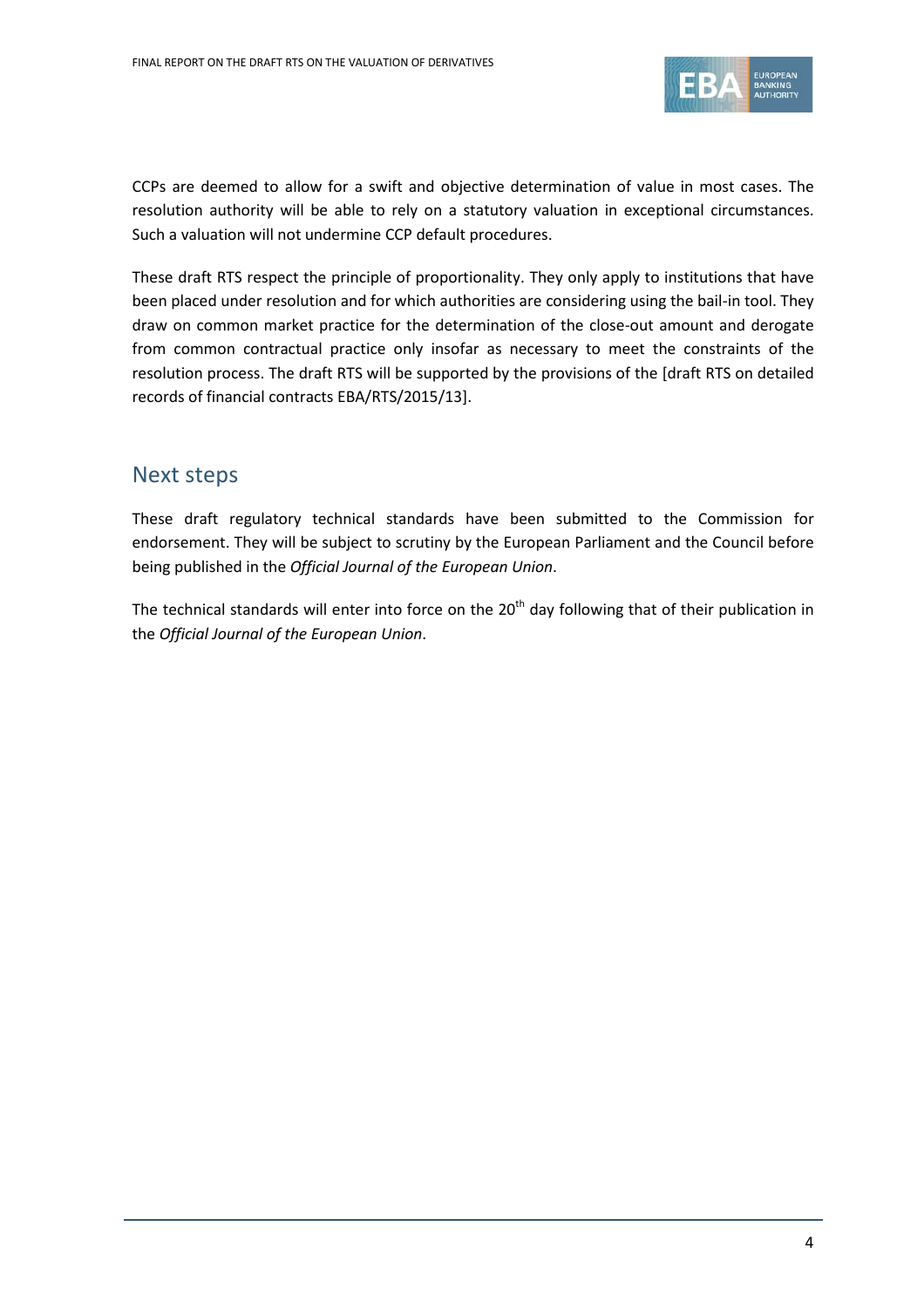CCPs are deemed to allow for a swift and objective determination of value in most cases. The resolution authority will be able to rely on a statutory valuation in exceptional circumstances. Such a valuation will not undermine CCP default procedures.

These draft RTS respect the principle of proportionality. They only apply to institutions that have been placed under resolution and for which authorities are considering using the bail-in tool. They draw on common market practice for the determination of the close-out amount and derogate from common contractual practice only insofar as necessary to meet the constraints of the resolution process. The draft RTS will be supported by the provisions of the [draft RTS on detailed records of financial contracts EBA/RTS/2015/13].

## Next steps

These draft regulatory technical standards have been submitted to the Commission for endorsement. They will be subject to scrutiny by the European Parliament and the Council before being published in the *Official Journal of the European Union*.

The technical standards will enter into force on the 20th day following that of their publication in the *Official Journal of the European Union*.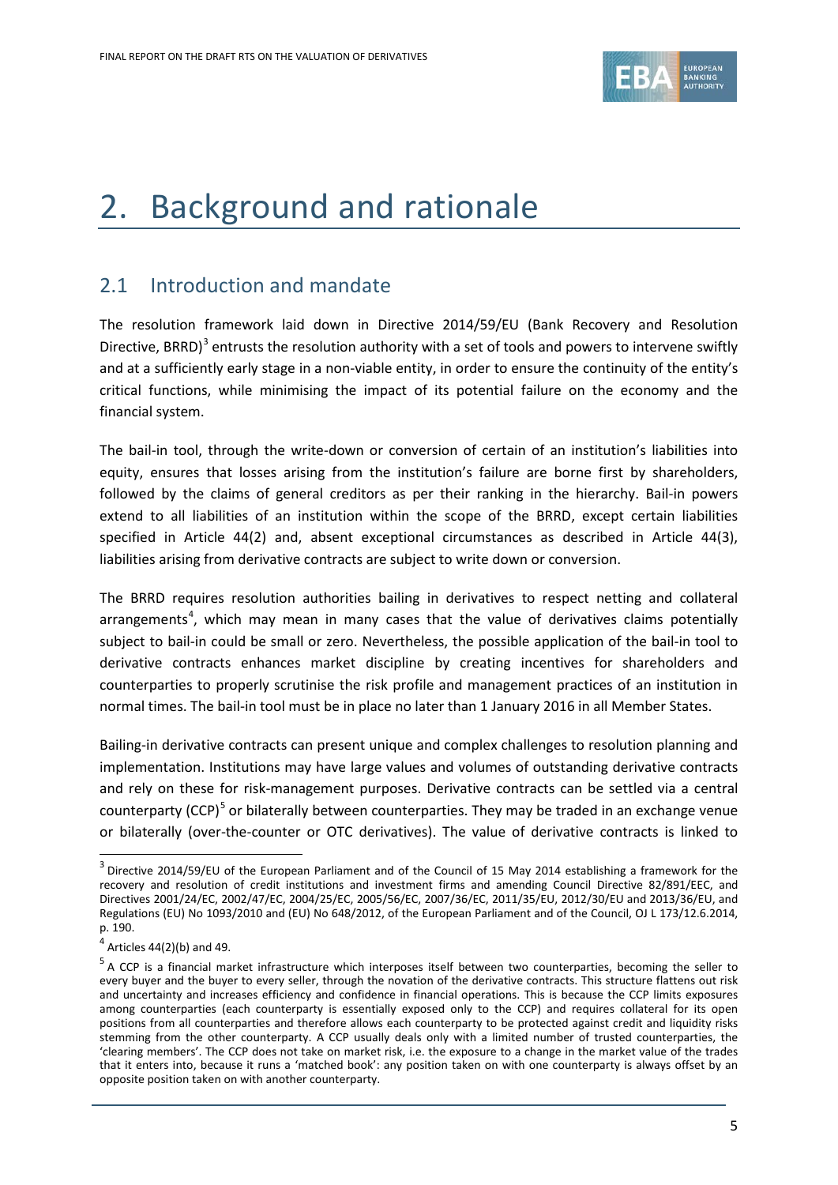# 2. Background and rationale

## 2.1 Introduction and mandate

The resolution framework laid down in Directive 2014/59/EU (Bank Recovery and Resolution Directive, BRRD)[3] entrusts the resolution authority with a set of tools and powers to intervene swiftly and at a sufficiently early stage in a non-viable entity, in order to ensure the continuity of the entity's critical functions, while minimising the impact of its potential failure on the economy and the financial system.

The bail-in tool, through the write-down or conversion of certain of an institution's liabilities into equity, ensures that losses arising from the institution's failure are borne first by shareholders, followed by the claims of general creditors as per their ranking in the hierarchy. Bail-in powers extend to all liabilities of an institution within the scope of the BRRD, except certain liabilities specified in Article 44(2) and, absent exceptional circumstances as described in Article 44(3), liabilities arising from derivative contracts are subject to write down or conversion.

The BRRD requires resolution authorities bailing in derivatives to respect netting and collateral arrangements[4], which may mean in many cases that the value of derivatives claims potentially subject to bail-in could be small or zero. Nevertheless, the possible application of the bail-in tool to derivative contracts enhances market discipline by creating incentives for shareholders and counterparties to properly scrutinise the risk profile and management practices of an institution in normal times. The bail-in tool must be in place no later than 1 January 2016 in all Member States.

Bailing-in derivative contracts can present unique and complex challenges to resolution planning and implementation. Institutions may have large values and volumes of outstanding derivative contracts and rely on these for risk-management purposes. Derivative contracts can be settled via a central counterparty (CCP)[5] or bilaterally between counterparties. They may be traded in an exchange venue or bilaterally (over-the-counter or OTC derivatives). The value of derivative contracts is linked to

---

[3] Directive 2014/59/EU of the European Parliament and of the Council of 15 May 2014 establishing a framework for the recovery and resolution of credit institutions and investment firms and amending Council Directive 82/891/EEC, and Directives 2001/24/EC, 2002/47/EC, 2004/25/EC, 2005/56/EC, 2007/36/EC, 2011/35/EU, 2012/30/EU and 2013/36/EU, and Regulations (EU) No 1093/2010 and (EU) No 648/2012, of the European Parliament and of the Council, OJ L 173/12.6.2014, p. 190.

[4] Articles 44(2)(b) and 49.

[5] A CCP is a financial market infrastructure which interposes itself between two counterparties, becoming the seller to every buyer and the buyer to every seller, through the novation of the derivative contracts. This structure flattens out risk and uncertainty and increases efficiency and confidence in financial operations. This is because the CCP limits exposures among counterparties (each counterparty is essentially exposed only to the CCP) and requires collateral for its open positions from all counterparties and therefore allows each counterparty to be protected against credit and liquidity risks stemming from the other counterparty. A CCP usually deals only with a limited number of trusted counterparties, the 'clearing members'. The CCP does not take on market risk, i.e. the exposure to a change in the market value of the trades that it enters into, because it runs a 'matched book': any position taken on with one counterparty is always offset by an opposite position taken on with another counterparty.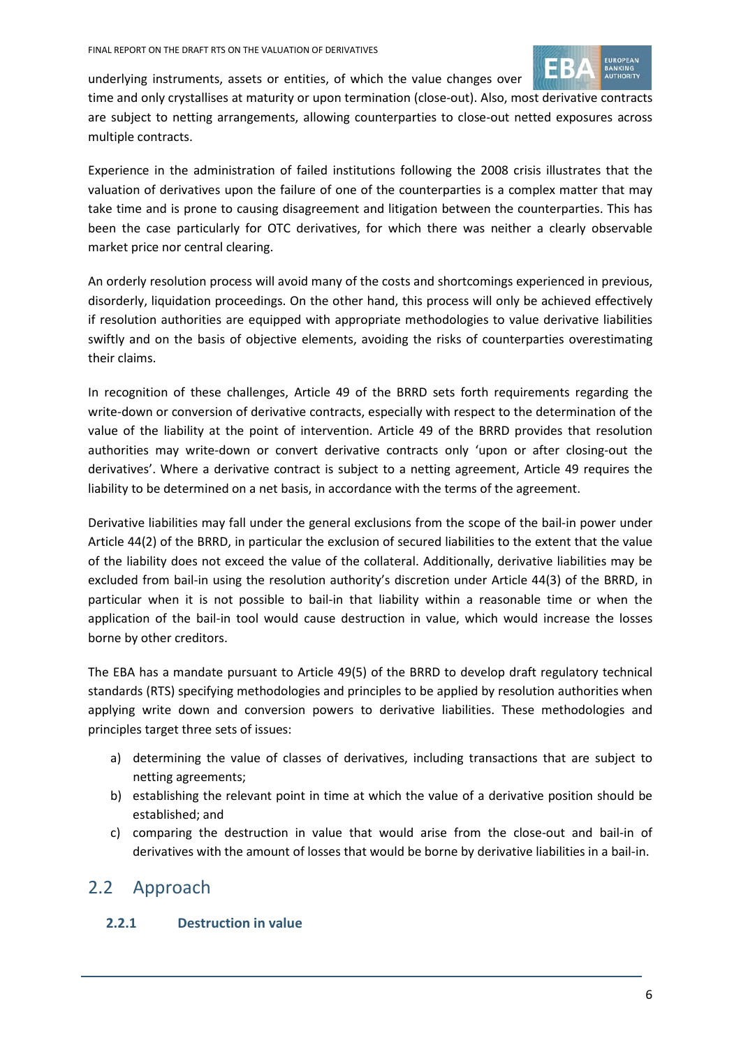underlying instruments, assets or entities, of which the value changes over time and only crystallises at maturity or upon termination (close-out). Also, most derivative contracts are subject to netting arrangements, allowing counterparties to close-out netted exposures across multiple contracts.

Experience in the administration of failed institutions following the 2008 crisis illustrates that the valuation of derivatives upon the failure of one of the counterparties is a complex matter that may take time and is prone to causing disagreement and litigation between the counterparties. This has been the case particularly for OTC derivatives, for which there was neither a clearly observable market price nor central clearing.

An orderly resolution process will avoid many of the costs and shortcomings experienced in previous, disorderly, liquidation proceedings. On the other hand, this process will only be achieved effectively if resolution authorities are equipped with appropriate methodologies to value derivative liabilities swiftly and on the basis of objective elements, avoiding the risks of counterparties overestimating their claims.

In recognition of these challenges, Article 49 of the BRRD sets forth requirements regarding the write-down or conversion of derivative contracts, especially with respect to the determination of the value of the liability at the point of intervention. Article 49 of the BRRD provides that resolution authorities may write-down or convert derivative contracts only 'upon or after closing-out the derivatives'. Where a derivative contract is subject to a netting agreement, Article 49 requires the liability to be determined on a net basis, in accordance with the terms of the agreement.

Derivative liabilities may fall under the general exclusions from the scope of the bail-in power under Article 44(2) of the BRRD, in particular the exclusion of secured liabilities to the extent that the value of the liability does not exceed the value of the collateral. Additionally, derivative liabilities may be excluded from bail-in using the resolution authority's discretion under Article 44(3) of the BRRD, in particular when it is not possible to bail-in that liability within a reasonable time or when the application of the bail-in tool would cause destruction in value, which would increase the losses borne by other creditors.

The EBA has a mandate pursuant to Article 49(5) of the BRRD to develop draft regulatory technical standards (RTS) specifying methodologies and principles to be applied by resolution authorities when applying write down and conversion powers to derivative liabilities. These methodologies and principles target three sets of issues:

a) determining the value of classes of derivatives, including transactions that are subject to netting agreements;
b) establishing the relevant point in time at which the value of a derivative position should be established; and
c) comparing the destruction in value that would arise from the close-out and bail-in of derivatives with the amount of losses that would be borne by derivative liabilities in a bail-in.

## 2.2 Approach

### 2.2.1 Destruction in value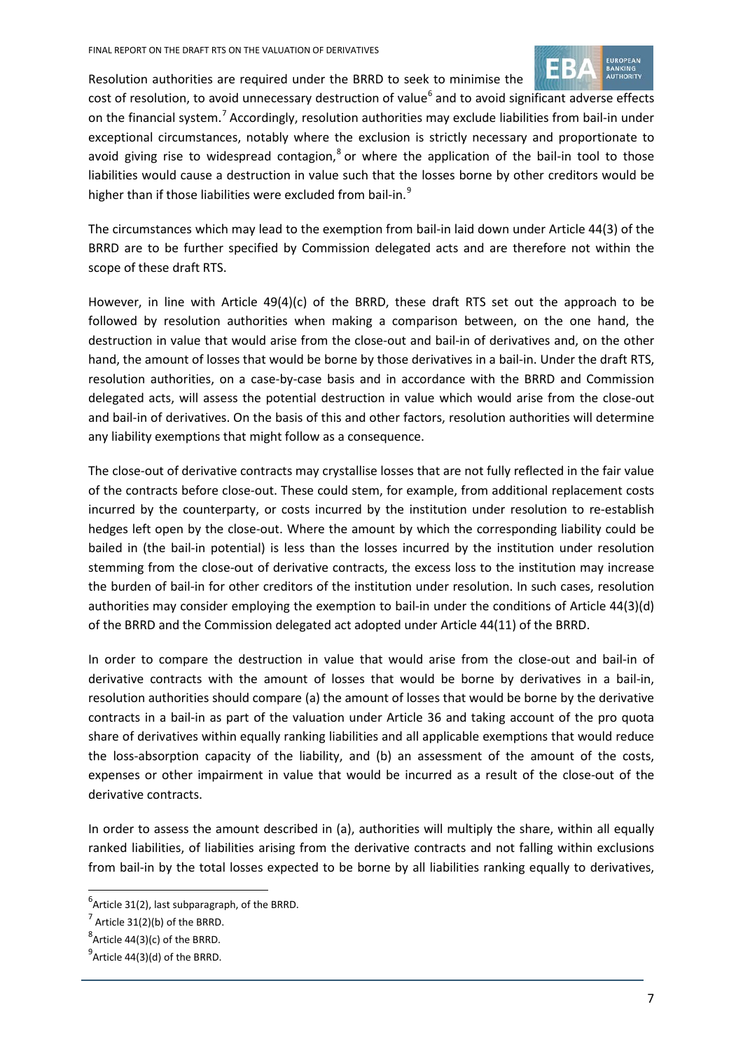Resolution authorities are required under the BRRD to seek to minimise the cost of resolution, to avoid unnecessary destruction of value[6] and to avoid significant adverse effects on the financial system.[7] Accordingly, resolution authorities may exclude liabilities from bail-in under exceptional circumstances, notably where the exclusion is strictly necessary and proportionate to avoid giving rise to widespread contagion,[8] or where the application of the bail-in tool to those liabilities would cause a destruction in value such that the losses borne by other creditors would be higher than if those liabilities were excluded from bail-in.[9]

The circumstances which may lead to the exemption from bail-in laid down under Article 44(3) of the BRRD are to be further specified by Commission delegated acts and are therefore not within the scope of these draft RTS.

However, in line with Article 49(4)(c) of the BRRD, these draft RTS set out the approach to be followed by resolution authorities when making a comparison between, on the one hand, the destruction in value that would arise from the close-out and bail-in of derivatives and, on the other hand, the amount of losses that would be borne by those derivatives in a bail-in. Under the draft RTS, resolution authorities, on a case-by-case basis and in accordance with the BRRD and Commission delegated acts, will assess the potential destruction in value which would arise from the close-out and bail-in of derivatives. On the basis of this and other factors, resolution authorities will determine any liability exemptions that might follow as a consequence.

The close-out of derivative contracts may crystallise losses that are not fully reflected in the fair value of the contracts before close-out. These could stem, for example, from additional replacement costs incurred by the counterparty, or costs incurred by the institution under resolution to re-establish hedges left open by the close-out. Where the amount by which the corresponding liability could be bailed in (the bail-in potential) is less than the losses incurred by the institution under resolution stemming from the close-out of derivative contracts, the excess loss to the institution may increase the burden of bail-in for other creditors of the institution under resolution. In such cases, resolution authorities may consider employing the exemption to bail-in under the conditions of Article 44(3)(d) of the BRRD and the Commission delegated act adopted under Article 44(11) of the BRRD.

In order to compare the destruction in value that would arise from the close-out and bail-in of derivative contracts with the amount of losses that would be borne by derivatives in a bail-in, resolution authorities should compare (a) the amount of losses that would be borne by the derivative contracts in a bail-in as part of the valuation under Article 36 and taking account of the pro quota share of derivatives within equally ranking liabilities and all applicable exemptions that would reduce the loss-absorption capacity of the liability, and (b) an assessment of the amount of the costs, expenses or other impairment in value that would be incurred as a result of the close-out of the derivative contracts.

In order to assess the amount described in (a), authorities will multiply the share, within all equally ranked liabilities, of liabilities arising from the derivative contracts and not falling within exclusions from bail-in by the total losses expected to be borne by all liabilities ranking equally to derivatives,

---

[6] Article 31(2), last subparagraph, of the BRRD.

[7] Article 31(2)(b) of the BRRD.

[8] Article 44(3)(c) of the BRRD.

[9] Article 44(3)(d) of the BRRD.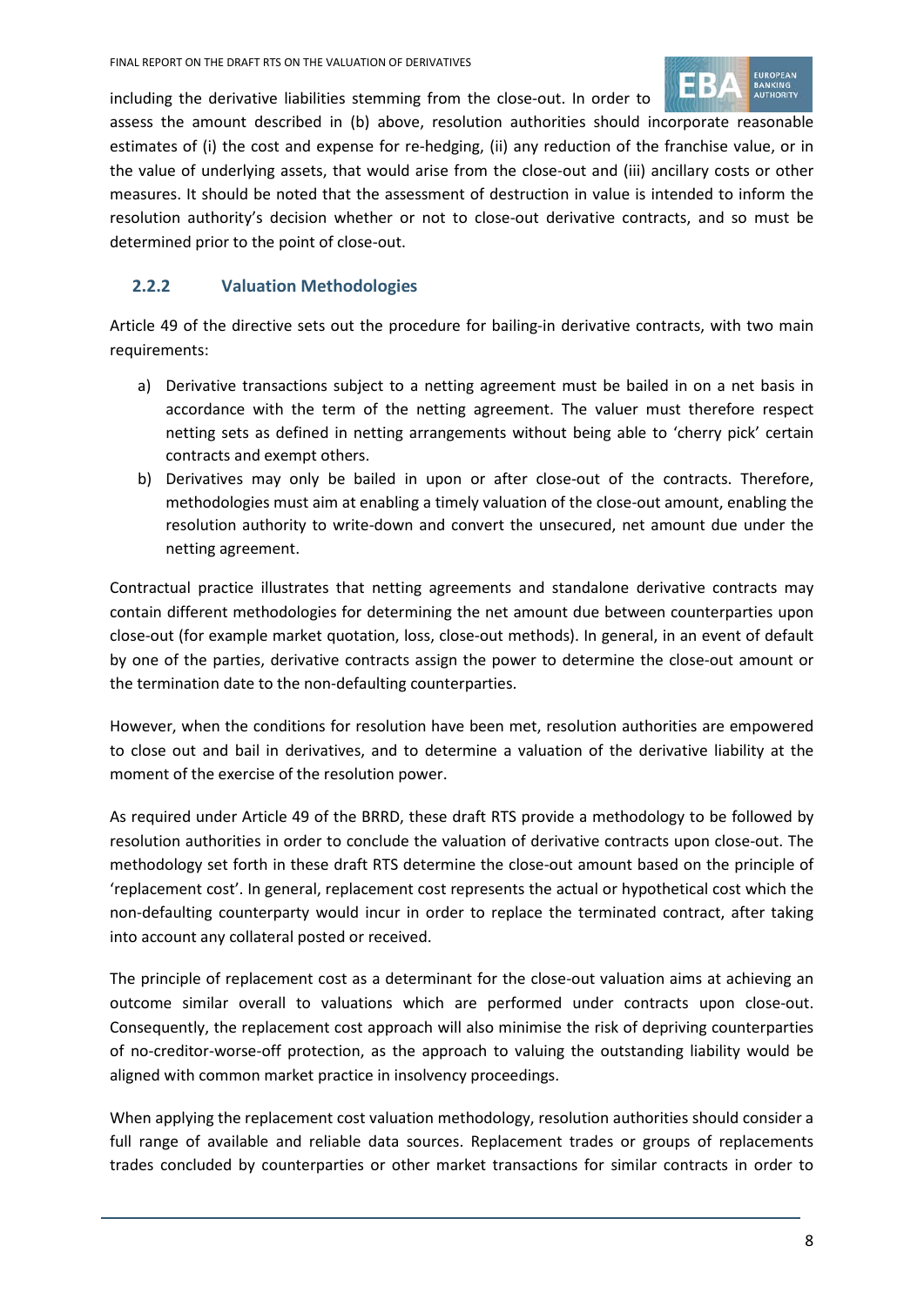including the derivative liabilities stemming from the close-out. In order to assess the amount described in (b) above, resolution authorities should incorporate reasonable estimates of (i) the cost and expense for re-hedging, (ii) any reduction of the franchise value, or in the value of underlying assets, that would arise from the close-out and (iii) ancillary costs or other measures. It should be noted that the assessment of destruction in value is intended to inform the resolution authority's decision whether or not to close-out derivative contracts, and so must be determined prior to the point of close-out.

### 2.2.2 Valuation Methodologies

Article 49 of the directive sets out the procedure for bailing-in derivative contracts, with two main requirements:

a) Derivative transactions subject to a netting agreement must be bailed in on a net basis in accordance with the term of the netting agreement. The valuer must therefore respect netting sets as defined in netting arrangements without being able to 'cherry pick' certain contracts and exempt others.

b) Derivatives may only be bailed in upon or after close-out of the contracts. Therefore, methodologies must aim at enabling a timely valuation of the close-out amount, enabling the resolution authority to write-down and convert the unsecured, net amount due under the netting agreement.

Contractual practice illustrates that netting agreements and standalone derivative contracts may contain different methodologies for determining the net amount due between counterparties upon close-out (for example market quotation, loss, close-out methods). In general, in an event of default by one of the parties, derivative contracts assign the power to determine the close-out amount or the termination date to the non-defaulting counterparties.

However, when the conditions for resolution have been met, resolution authorities are empowered to close out and bail in derivatives, and to determine a valuation of the derivative liability at the moment of the exercise of the resolution power.

As required under Article 49 of the BRRD, these draft RTS provide a methodology to be followed by resolution authorities in order to conclude the valuation of derivative contracts upon close-out. The methodology set forth in these draft RTS determine the close-out amount based on the principle of 'replacement cost'. In general, replacement cost represents the actual or hypothetical cost which the non-defaulting counterparty would incur in order to replace the terminated contract, after taking into account any collateral posted or received.

The principle of replacement cost as a determinant for the close-out valuation aims at achieving an outcome similar overall to valuations which are performed under contracts upon close-out. Consequently, the replacement cost approach will also minimise the risk of depriving counterparties of no-creditor-worse-off protection, as the approach to valuing the outstanding liability would be aligned with common market practice in insolvency proceedings.

When applying the replacement cost valuation methodology, resolution authorities should consider a full range of available and reliable data sources. Replacement trades or groups of replacements trades concluded by counterparties or other market transactions for similar contracts in order to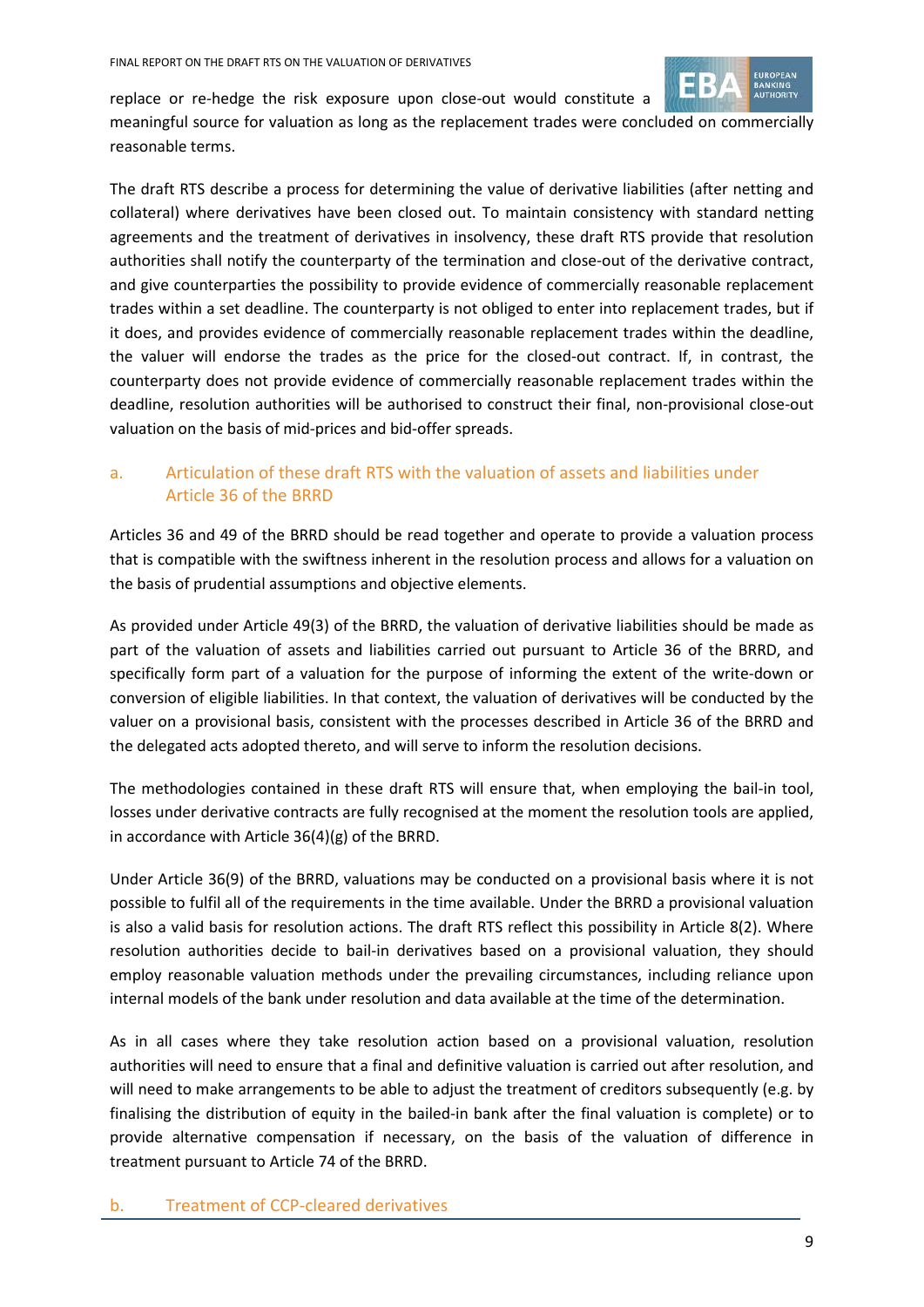replace or re-hedge the risk exposure upon close-out would constitute a meaningful source for valuation as long as the replacement trades were concluded on commercially reasonable terms.

The draft RTS describe a process for determining the value of derivative liabilities (after netting and collateral) where derivatives have been closed out. To maintain consistency with standard netting agreements and the treatment of derivatives in insolvency, these draft RTS provide that resolution authorities shall notify the counterparty of the termination and close-out of the derivative contract, and give counterparties the possibility to provide evidence of commercially reasonable replacement trades within a set deadline. The counterparty is not obliged to enter into replacement trades, but if it does, and provides evidence of commercially reasonable replacement trades within the deadline, the valuer will endorse the trades as the price for the closed-out contract. If, in contrast, the counterparty does not provide evidence of commercially reasonable replacement trades within the deadline, resolution authorities will be authorised to construct their final, non-provisional close-out valuation on the basis of mid-prices and bid-offer spreads.

### a. Articulation of these draft RTS with the valuation of assets and liabilities under Article 36 of the BRRD

Articles 36 and 49 of the BRRD should be read together and operate to provide a valuation process that is compatible with the swiftness inherent in the resolution process and allows for a valuation on the basis of prudential assumptions and objective elements.

As provided under Article 49(3) of the BRRD, the valuation of derivative liabilities should be made as part of the valuation of assets and liabilities carried out pursuant to Article 36 of the BRRD, and specifically form part of a valuation for the purpose of informing the extent of the write-down or conversion of eligible liabilities. In that context, the valuation of derivatives will be conducted by the valuer on a provisional basis, consistent with the processes described in Article 36 of the BRRD and the delegated acts adopted thereto, and will serve to inform the resolution decisions.

The methodologies contained in these draft RTS will ensure that, when employing the bail-in tool, losses under derivative contracts are fully recognised at the moment the resolution tools are applied, in accordance with Article 36(4)(g) of the BRRD.

Under Article 36(9) of the BRRD, valuations may be conducted on a provisional basis where it is not possible to fulfil all of the requirements in the time available. Under the BRRD a provisional valuation is also a valid basis for resolution actions. The draft RTS reflect this possibility in Article 8(2). Where resolution authorities decide to bail-in derivatives based on a provisional valuation, they should employ reasonable valuation methods under the prevailing circumstances, including reliance upon internal models of the bank under resolution and data available at the time of the determination.

As in all cases where they take resolution action based on a provisional valuation, resolution authorities will need to ensure that a final and definitive valuation is carried out after resolution, and will need to make arrangements to be able to adjust the treatment of creditors subsequently (e.g. by finalising the distribution of equity in the bailed-in bank after the final valuation is complete) or to provide alternative compensation if necessary, on the basis of the valuation of difference in treatment pursuant to Article 74 of the BRRD.

### b. Treatment of CCP-cleared derivatives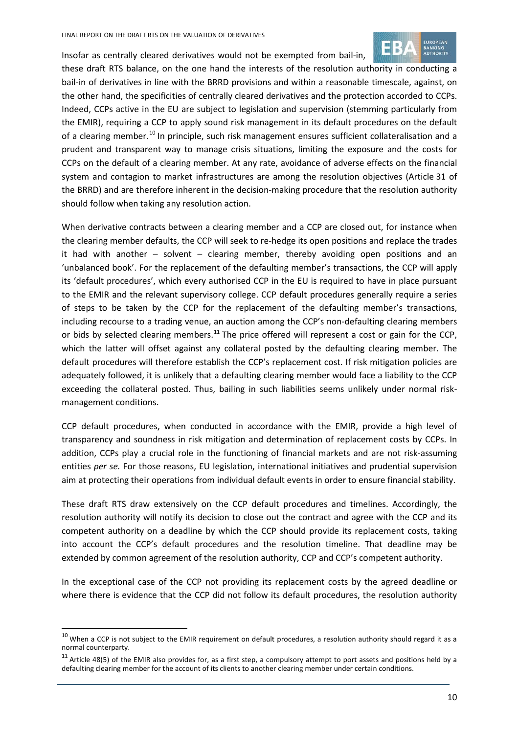Insofar as centrally cleared derivatives would not be exempted from bail-in, these draft RTS balance, on the one hand the interests of the resolution authority in conducting a bail-in of derivatives in line with the BRRD provisions and within a reasonable timescale, against, on the other hand, the specificities of centrally cleared derivatives and the protection accorded to CCPs. Indeed, CCPs active in the EU are subject to legislation and supervision (stemming particularly from the EMIR), requiring a CCP to apply sound risk management in its default procedures on the default of a clearing member.[10] In principle, such risk management ensures sufficient collateralisation and a prudent and transparent way to manage crisis situations, limiting the exposure and the costs for CCPs on the default of a clearing member. At any rate, avoidance of adverse effects on the financial system and contagion to market infrastructures are among the resolution objectives (Article 31 of the BRRD) and are therefore inherent in the decision-making procedure that the resolution authority should follow when taking any resolution action.

When derivative contracts between a clearing member and a CCP are closed out, for instance when the clearing member defaults, the CCP will seek to re-hedge its open positions and replace the trades it had with another – solvent – clearing member, thereby avoiding open positions and an 'unbalanced book'. For the replacement of the defaulting member's transactions, the CCP will apply its 'default procedures', which every authorised CCP in the EU is required to have in place pursuant to the EMIR and the relevant supervisory college. CCP default procedures generally require a series of steps to be taken by the CCP for the replacement of the defaulting member's transactions, including recourse to a trading venue, an auction among the CCP's non-defaulting clearing members or bids by selected clearing members.[11] The price offered will represent a cost or gain for the CCP, which the latter will offset against any collateral posted by the defaulting clearing member. The default procedures will therefore establish the CCP's replacement cost. If risk mitigation policies are adequately followed, it is unlikely that a defaulting clearing member would face a liability to the CCP exceeding the collateral posted. Thus, bailing in such liabilities seems unlikely under normal risk-management conditions.

CCP default procedures, when conducted in accordance with the EMIR, provide a high level of transparency and soundness in risk mitigation and determination of replacement costs by CCPs. In addition, CCPs play a crucial role in the functioning of financial markets and are not risk-assuming entities *per se.* For those reasons, EU legislation, international initiatives and prudential supervision aim at protecting their operations from individual default events in order to ensure financial stability.

These draft RTS draw extensively on the CCP default procedures and timelines. Accordingly, the resolution authority will notify its decision to close out the contract and agree with the CCP and its competent authority on a deadline by which the CCP should provide its replacement costs, taking into account the CCP's default procedures and the resolution timeline. That deadline may be extended by common agreement of the resolution authority, CCP and CCP's competent authority.

In the exceptional case of the CCP not providing its replacement costs by the agreed deadline or where there is evidence that the CCP did not follow its default procedures, the resolution authority

[10] When a CCP is not subject to the EMIR requirement on default procedures, a resolution authority should regard it as a normal counterparty.

[11] Article 48(5) of the EMIR also provides for, as a first step, a compulsory attempt to port assets and positions held by a defaulting clearing member for the account of its clients to another clearing member under certain conditions.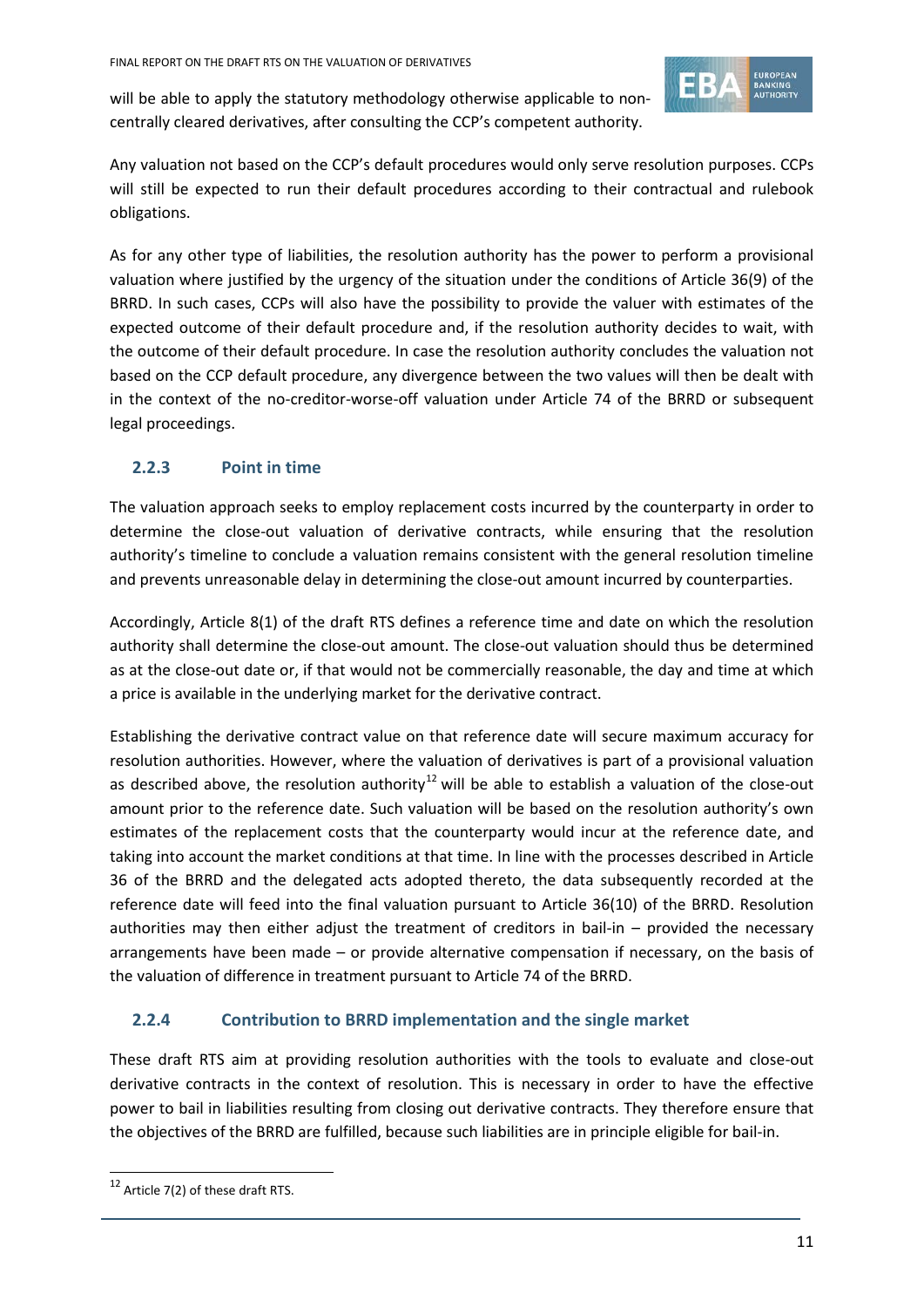will be able to apply the statutory methodology otherwise applicable to non-centrally cleared derivatives, after consulting the CCP's competent authority.

Any valuation not based on the CCP's default procedures would only serve resolution purposes. CCPs will still be expected to run their default procedures according to their contractual and rulebook obligations.

As for any other type of liabilities, the resolution authority has the power to perform a provisional valuation where justified by the urgency of the situation under the conditions of Article 36(9) of the BRRD. In such cases, CCPs will also have the possibility to provide the valuer with estimates of the expected outcome of their default procedure and, if the resolution authority decides to wait, with the outcome of their default procedure. In case the resolution authority concludes the valuation not based on the CCP default procedure, any divergence between the two values will then be dealt with in the context of the no-creditor-worse-off valuation under Article 74 of the BRRD or subsequent legal proceedings.

### 2.2.3 Point in time

The valuation approach seeks to employ replacement costs incurred by the counterparty in order to determine the close-out valuation of derivative contracts, while ensuring that the resolution authority's timeline to conclude a valuation remains consistent with the general resolution timeline and prevents unreasonable delay in determining the close-out amount incurred by counterparties.

Accordingly, Article 8(1) of the draft RTS defines a reference time and date on which the resolution authority shall determine the close-out amount. The close-out valuation should thus be determined as at the close-out date or, if that would not be commercially reasonable, the day and time at which a price is available in the underlying market for the derivative contract.

Establishing the derivative contract value on that reference date will secure maximum accuracy for resolution authorities. However, where the valuation of derivatives is part of a provisional valuation as described above, the resolution authority[12] will be able to establish a valuation of the close-out amount prior to the reference date. Such valuation will be based on the resolution authority's own estimates of the replacement costs that the counterparty would incur at the reference date, and taking into account the market conditions at that time. In line with the processes described in Article 36 of the BRRD and the delegated acts adopted thereto, the data subsequently recorded at the reference date will feed into the final valuation pursuant to Article 36(10) of the BRRD. Resolution authorities may then either adjust the treatment of creditors in bail-in – provided the necessary arrangements have been made – or provide alternative compensation if necessary, on the basis of the valuation of difference in treatment pursuant to Article 74 of the BRRD.

### 2.2.4 Contribution to BRRD implementation and the single market

These draft RTS aim at providing resolution authorities with the tools to evaluate and close-out derivative contracts in the context of resolution. This is necessary in order to have the effective power to bail in liabilities resulting from closing out derivative contracts. They therefore ensure that the objectives of the BRRD are fulfilled, because such liabilities are in principle eligible for bail-in.

[12] Article 7(2) of these draft RTS.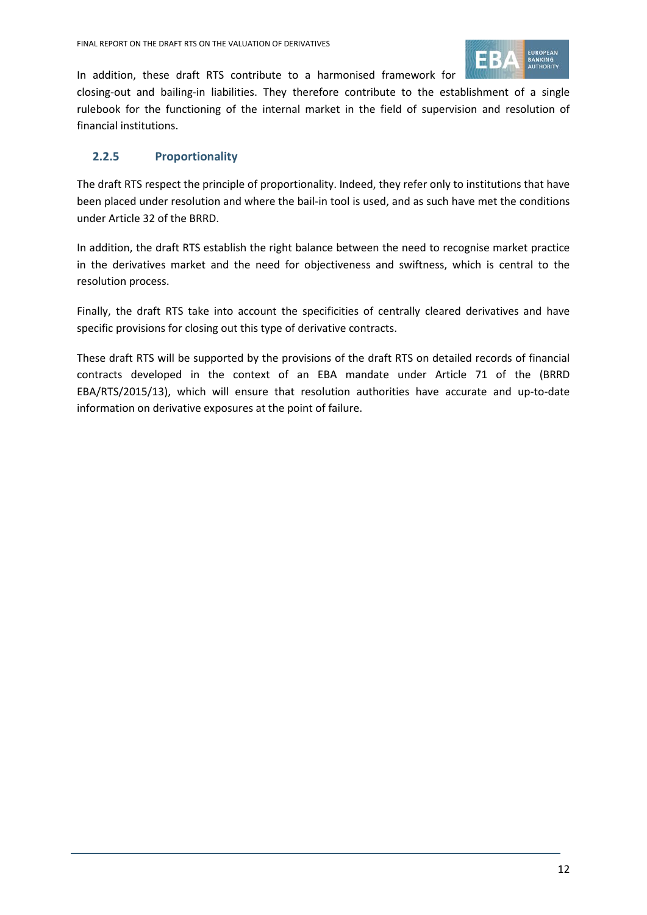In addition, these draft RTS contribute to a harmonised framework for closing-out and bailing-in liabilities. They therefore contribute to the establishment of a single rulebook for the functioning of the internal market in the field of supervision and resolution of financial institutions.

### 2.2.5 Proportionality

The draft RTS respect the principle of proportionality. Indeed, they refer only to institutions that have been placed under resolution and where the bail-in tool is used, and as such have met the conditions under Article 32 of the BRRD.

In addition, the draft RTS establish the right balance between the need to recognise market practice in the derivatives market and the need for objectiveness and swiftness, which is central to the resolution process.

Finally, the draft RTS take into account the specificities of centrally cleared derivatives and have specific provisions for closing out this type of derivative contracts.

These draft RTS will be supported by the provisions of the draft RTS on detailed records of financial contracts developed in the context of an EBA mandate under Article 71 of the (BRRD EBA/RTS/2015/13), which will ensure that resolution authorities have accurate and up-to-date information on derivative exposures at the point of failure.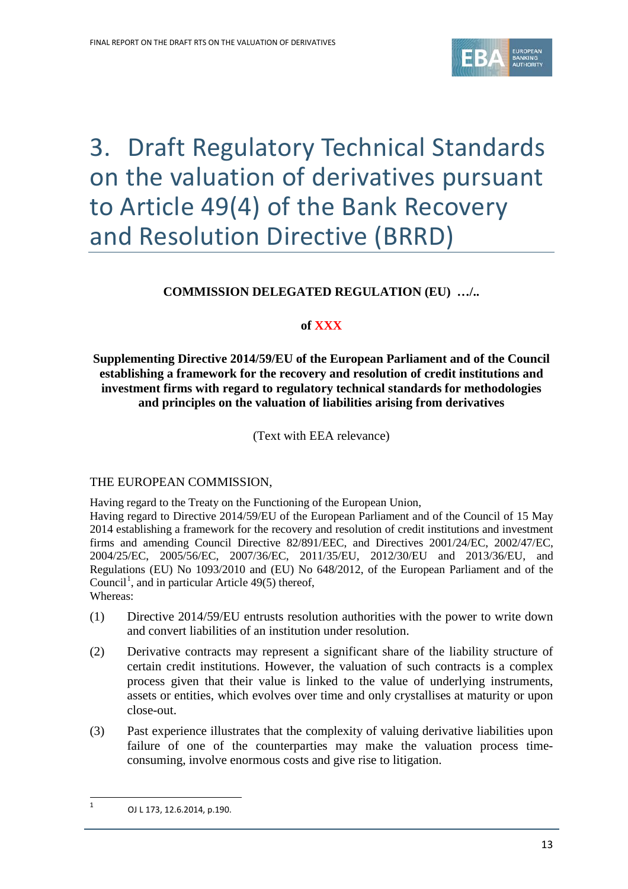# 3. Draft Regulatory Technical Standards on the valuation of derivatives pursuant to Article 49(4) of the Bank Recovery and Resolution Directive (BRRD)

**COMMISSION DELEGATED REGULATION (EU) …/..**

**of XXX**

**Supplementing Directive 2014/59/EU of the European Parliament and of the Council establishing a framework for the recovery and resolution of credit institutions and investment firms with regard to regulatory technical standards for methodologies and principles on the valuation of liabilities arising from derivatives**

(Text with EEA relevance)

THE EUROPEAN COMMISSION,

Having regard to the Treaty on the Functioning of the European Union,

Having regard to Directive 2014/59/EU of the European Parliament and of the Council of 15 May 2014 establishing a framework for the recovery and resolution of credit institutions and investment firms and amending Council Directive 82/891/EEC, and Directives 2001/24/EC, 2002/47/EC, 2004/25/EC, 2005/56/EC, 2007/36/EC, 2011/35/EU, 2012/30/EU and 2013/36/EU, and Regulations (EU) No 1093/2010 and (EU) No 648/2012, of the European Parliament and of the Council[1], and in particular Article 49(5) thereof,

Whereas:

(1) Directive 2014/59/EU entrusts resolution authorities with the power to write down and convert liabilities of an institution under resolution.

(2) Derivative contracts may represent a significant share of the liability structure of certain credit institutions. However, the valuation of such contracts is a complex process given that their value is linked to the value of underlying instruments, assets or entities, which evolves over time and only crystallises at maturity or upon close-out.

(3) Past experience illustrates that the complexity of valuing derivative liabilities upon failure of one of the counterparties may make the valuation process time-consuming, involve enormous costs and give rise to litigation.

[1] OJ L 173, 12.6.2014, p.190.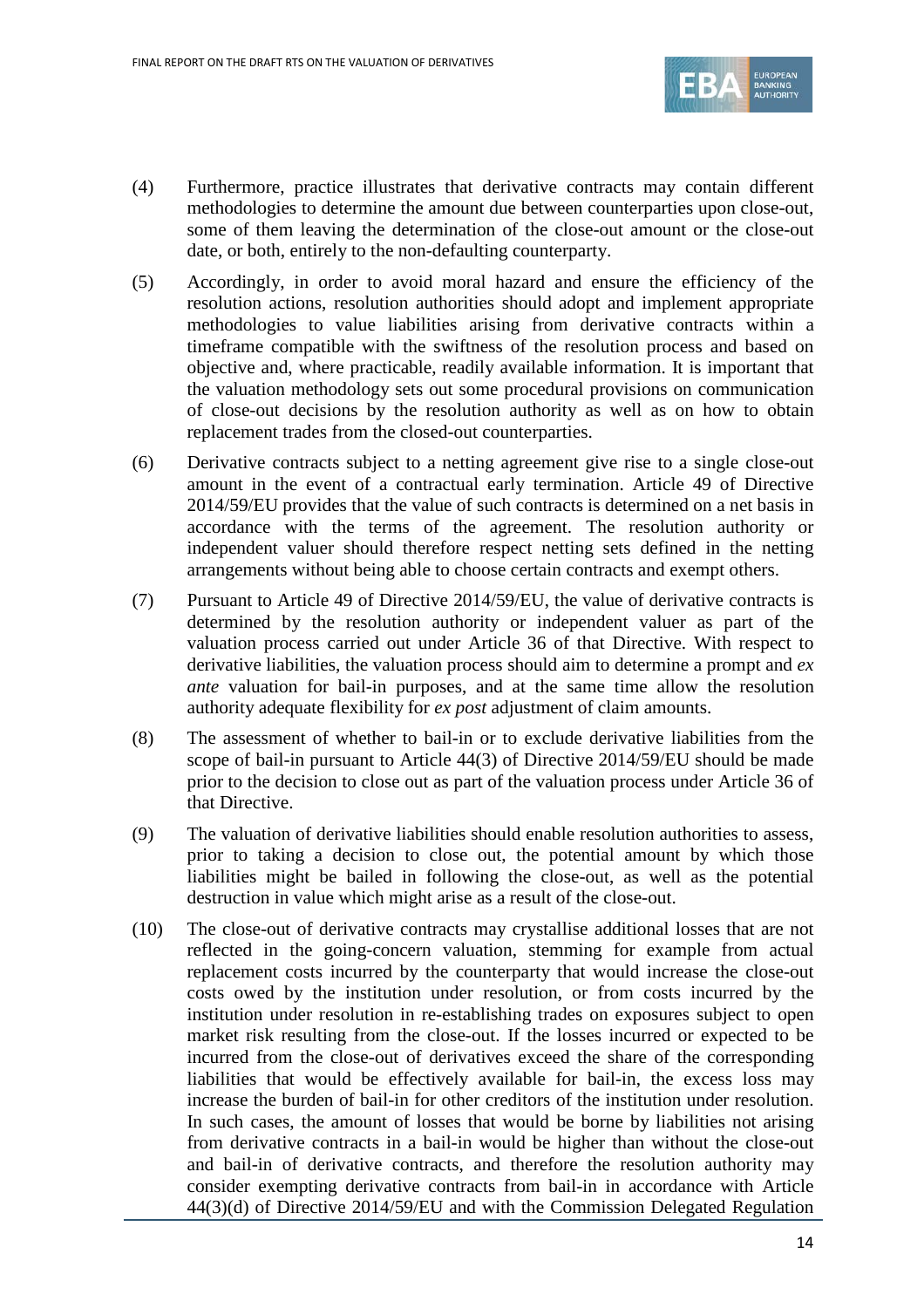(4) Furthermore, practice illustrates that derivative contracts may contain different methodologies to determine the amount due between counterparties upon close-out, some of them leaving the determination of the close-out amount or the close-out date, or both, entirely to the non-defaulting counterparty.

(5) Accordingly, in order to avoid moral hazard and ensure the efficiency of the resolution actions, resolution authorities should adopt and implement appropriate methodologies to value liabilities arising from derivative contracts within a timeframe compatible with the swiftness of the resolution process and based on objective and, where practicable, readily available information. It is important that the valuation methodology sets out some procedural provisions on communication of close-out decisions by the resolution authority as well as on how to obtain replacement trades from the closed-out counterparties.

(6) Derivative contracts subject to a netting agreement give rise to a single close-out amount in the event of a contractual early termination. Article 49 of Directive 2014/59/EU provides that the value of such contracts is determined on a net basis in accordance with the terms of the agreement. The resolution authority or independent valuer should therefore respect netting sets defined in the netting arrangements without being able to choose certain contracts and exempt others.

(7) Pursuant to Article 49 of Directive 2014/59/EU, the value of derivative contracts is determined by the resolution authority or independent valuer as part of the valuation process carried out under Article 36 of that Directive. With respect to derivative liabilities, the valuation process should aim to determine a prompt and *ex ante* valuation for bail-in purposes, and at the same time allow the resolution authority adequate flexibility for *ex post* adjustment of claim amounts.

(8) The assessment of whether to bail-in or to exclude derivative liabilities from the scope of bail-in pursuant to Article 44(3) of Directive 2014/59/EU should be made prior to the decision to close out as part of the valuation process under Article 36 of that Directive.

(9) The valuation of derivative liabilities should enable resolution authorities to assess, prior to taking a decision to close out, the potential amount by which those liabilities might be bailed in following the close-out, as well as the potential destruction in value which might arise as a result of the close-out.

(10) The close-out of derivative contracts may crystallise additional losses that are not reflected in the going-concern valuation, stemming for example from actual replacement costs incurred by the counterparty that would increase the close-out costs owed by the institution under resolution, or from costs incurred by the institution under resolution in re-establishing trades on exposures subject to open market risk resulting from the close-out. If the losses incurred or expected to be incurred from the close-out of derivatives exceed the share of the corresponding liabilities that would be effectively available for bail-in, the excess loss may increase the burden of bail-in for other creditors of the institution under resolution. In such cases, the amount of losses that would be borne by liabilities not arising from derivative contracts in a bail-in would be higher than without the close-out and bail-in of derivative contracts, and therefore the resolution authority may consider exempting derivative contracts from bail-in in accordance with Article 44(3)(d) of Directive 2014/59/EU and with the Commission Delegated Regulation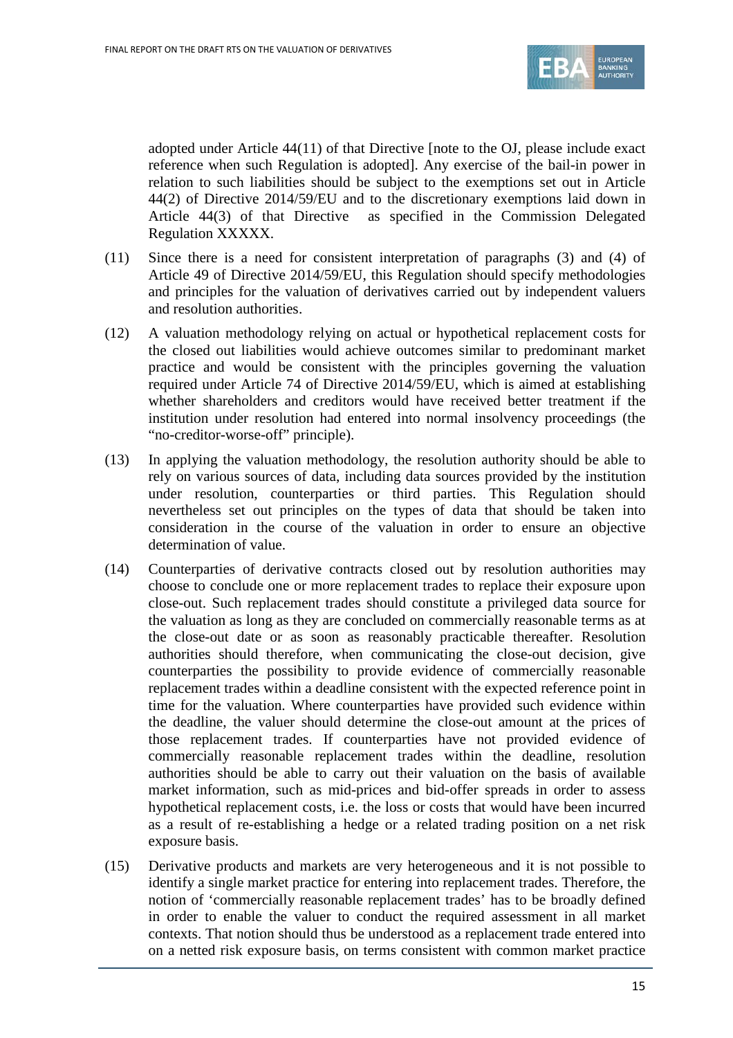adopted under Article 44(11) of that Directive [note to the OJ, please include exact reference when such Regulation is adopted]. Any exercise of the bail-in power in relation to such liabilities should be subject to the exemptions set out in Article 44(2) of Directive 2014/59/EU and to the discretionary exemptions laid down in Article 44(3) of that Directive as specified in the Commission Delegated Regulation XXXXX.

(11) Since there is a need for consistent interpretation of paragraphs (3) and (4) of Article 49 of Directive 2014/59/EU, this Regulation should specify methodologies and principles for the valuation of derivatives carried out by independent valuers and resolution authorities.

(12) A valuation methodology relying on actual or hypothetical replacement costs for the closed out liabilities would achieve outcomes similar to predominant market practice and would be consistent with the principles governing the valuation required under Article 74 of Directive 2014/59/EU, which is aimed at establishing whether shareholders and creditors would have received better treatment if the institution under resolution had entered into normal insolvency proceedings (the "no-creditor-worse-off" principle).

(13) In applying the valuation methodology, the resolution authority should be able to rely on various sources of data, including data sources provided by the institution under resolution, counterparties or third parties. This Regulation should nevertheless set out principles on the types of data that should be taken into consideration in the course of the valuation in order to ensure an objective determination of value.

(14) Counterparties of derivative contracts closed out by resolution authorities may choose to conclude one or more replacement trades to replace their exposure upon close-out. Such replacement trades should constitute a privileged data source for the valuation as long as they are concluded on commercially reasonable terms as at the close-out date or as soon as reasonably practicable thereafter. Resolution authorities should therefore, when communicating the close-out decision, give counterparties the possibility to provide evidence of commercially reasonable replacement trades within a deadline consistent with the expected reference point in time for the valuation. Where counterparties have provided such evidence within the deadline, the valuer should determine the close-out amount at the prices of those replacement trades. If counterparties have not provided evidence of commercially reasonable replacement trades within the deadline, resolution authorities should be able to carry out their valuation on the basis of available market information, such as mid-prices and bid-offer spreads in order to assess hypothetical replacement costs, i.e. the loss or costs that would have been incurred as a result of re-establishing a hedge or a related trading position on a net risk exposure basis.

(15) Derivative products and markets are very heterogeneous and it is not possible to identify a single market practice for entering into replacement trades. Therefore, the notion of 'commercially reasonable replacement trades' has to be broadly defined in order to enable the valuer to conduct the required assessment in all market contexts. That notion should thus be understood as a replacement trade entered into on a netted risk exposure basis, on terms consistent with common market practice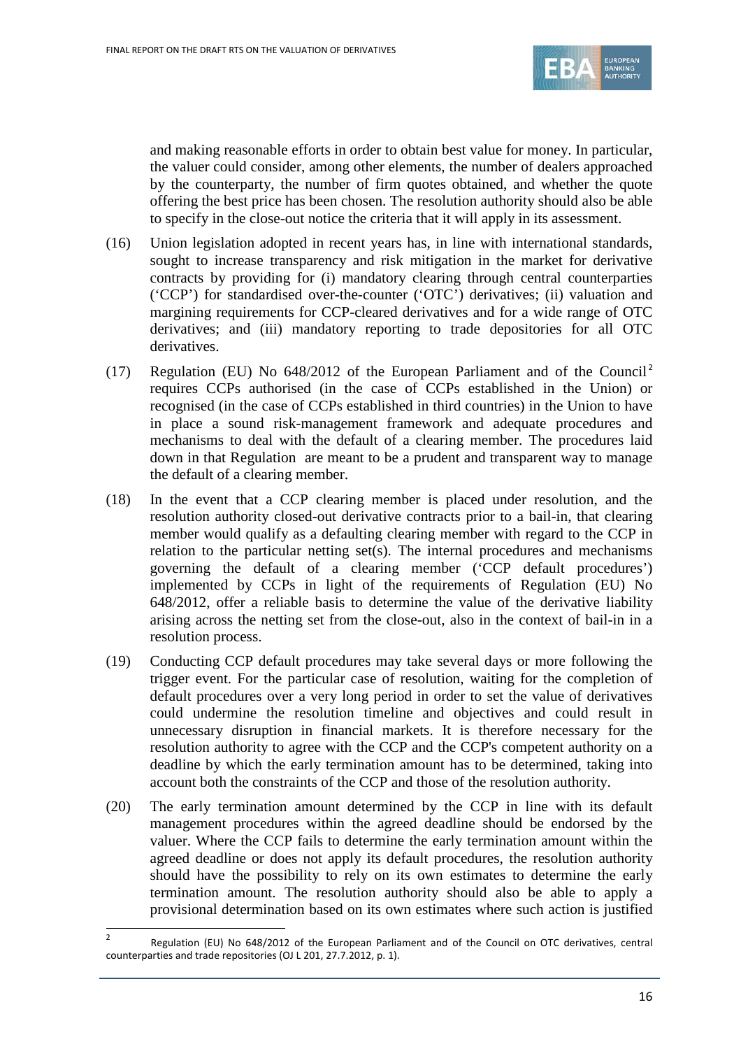and making reasonable efforts in order to obtain best value for money. In particular, the valuer could consider, among other elements, the number of dealers approached by the counterparty, the number of firm quotes obtained, and whether the quote offering the best price has been chosen. The resolution authority should also be able to specify in the close-out notice the criteria that it will apply in its assessment.

(16) Union legislation adopted in recent years has, in line with international standards, sought to increase transparency and risk mitigation in the market for derivative contracts by providing for (i) mandatory clearing through central counterparties ('CCP') for standardised over-the-counter ('OTC') derivatives; (ii) valuation and margining requirements for CCP-cleared derivatives and for a wide range of OTC derivatives; and (iii) mandatory reporting to trade depositories for all OTC derivatives.

(17) Regulation (EU) No 648/2012 of the European Parliament and of the Council[2] requires CCPs authorised (in the case of CCPs established in the Union) or recognised (in the case of CCPs established in third countries) in the Union to have in place a sound risk-management framework and adequate procedures and mechanisms to deal with the default of a clearing member. The procedures laid down in that Regulation are meant to be a prudent and transparent way to manage the default of a clearing member.

(18) In the event that a CCP clearing member is placed under resolution, and the resolution authority closed-out derivative contracts prior to a bail-in, that clearing member would qualify as a defaulting clearing member with regard to the CCP in relation to the particular netting set(s). The internal procedures and mechanisms governing the default of a clearing member ('CCP default procedures') implemented by CCPs in light of the requirements of Regulation (EU) No 648/2012, offer a reliable basis to determine the value of the derivative liability arising across the netting set from the close-out, also in the context of bail-in in a resolution process.

(19) Conducting CCP default procedures may take several days or more following the trigger event. For the particular case of resolution, waiting for the completion of default procedures over a very long period in order to set the value of derivatives could undermine the resolution timeline and objectives and could result in unnecessary disruption in financial markets. It is therefore necessary for the resolution authority to agree with the CCP and the CCP's competent authority on a deadline by which the early termination amount has to be determined, taking into account both the constraints of the CCP and those of the resolution authority.

(20) The early termination amount determined by the CCP in line with its default management procedures within the agreed deadline should be endorsed by the valuer. Where the CCP fails to determine the early termination amount within the agreed deadline or does not apply its default procedures, the resolution authority should have the possibility to rely on its own estimates to determine the early termination amount. The resolution authority should also be able to apply a provisional determination based on its own estimates where such action is justified

[2] Regulation (EU) No 648/2012 of the European Parliament and of the Council on OTC derivatives, central counterparties and trade repositories (OJ L 201, 27.7.2012, p. 1).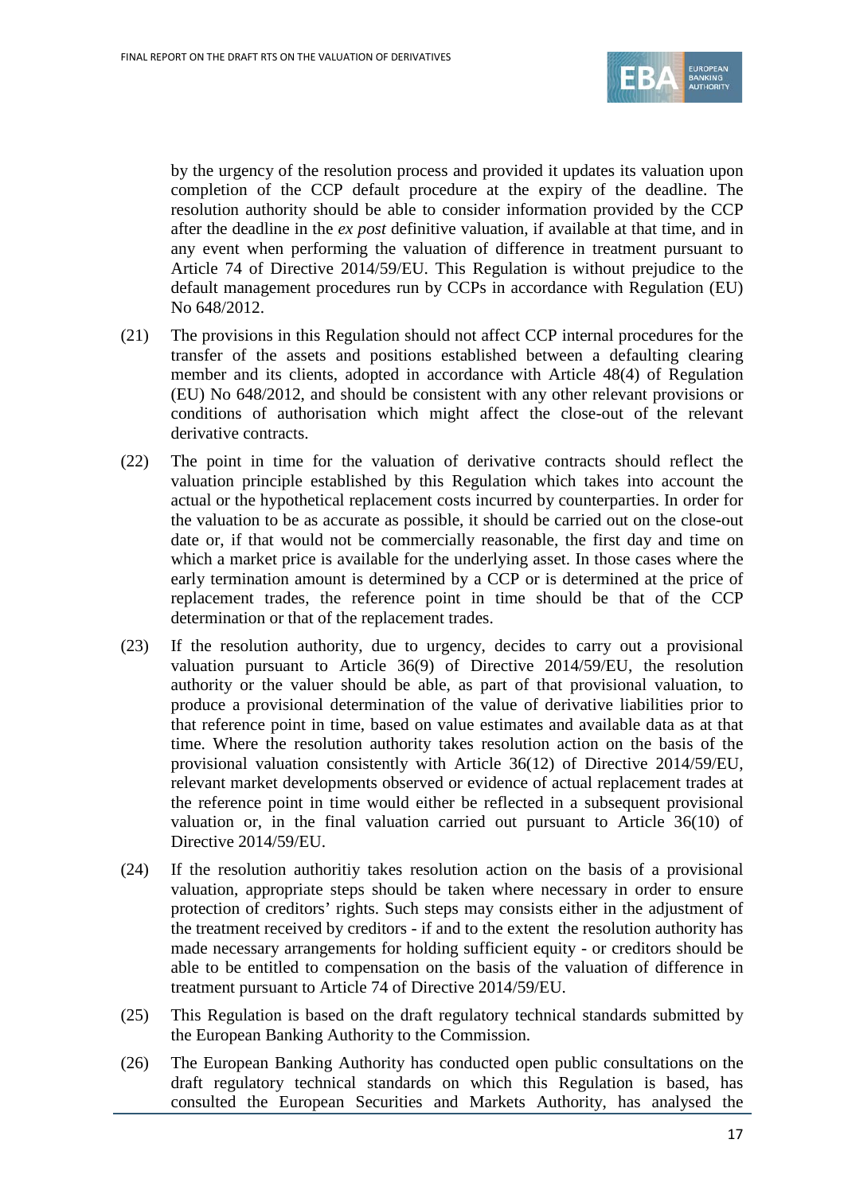by the urgency of the resolution process and provided it updates its valuation upon completion of the CCP default procedure at the expiry of the deadline. The resolution authority should be able to consider information provided by the CCP after the deadline in the *ex post* definitive valuation, if available at that time, and in any event when performing the valuation of difference in treatment pursuant to Article 74 of Directive 2014/59/EU. This Regulation is without prejudice to the default management procedures run by CCPs in accordance with Regulation (EU) No 648/2012.

(21) The provisions in this Regulation should not affect CCP internal procedures for the transfer of the assets and positions established between a defaulting clearing member and its clients, adopted in accordance with Article 48(4) of Regulation (EU) No 648/2012, and should be consistent with any other relevant provisions or conditions of authorisation which might affect the close-out of the relevant derivative contracts.

(22) The point in time for the valuation of derivative contracts should reflect the valuation principle established by this Regulation which takes into account the actual or the hypothetical replacement costs incurred by counterparties. In order for the valuation to be as accurate as possible, it should be carried out on the close-out date or, if that would not be commercially reasonable, the first day and time on which a market price is available for the underlying asset. In those cases where the early termination amount is determined by a CCP or is determined at the price of replacement trades, the reference point in time should be that of the CCP determination or that of the replacement trades.

(23) If the resolution authority, due to urgency, decides to carry out a provisional valuation pursuant to Article 36(9) of Directive 2014/59/EU, the resolution authority or the valuer should be able, as part of that provisional valuation, to produce a provisional determination of the value of derivative liabilities prior to that reference point in time, based on value estimates and available data as at that time. Where the resolution authority takes resolution action on the basis of the provisional valuation consistently with Article 36(12) of Directive 2014/59/EU, relevant market developments observed or evidence of actual replacement trades at the reference point in time would either be reflected in a subsequent provisional valuation or, in the final valuation carried out pursuant to Article 36(10) of Directive 2014/59/EU.

(24) If the resolution authoritiy takes resolution action on the basis of a provisional valuation, appropriate steps should be taken where necessary in order to ensure protection of creditors' rights. Such steps may consists either in the adjustment of the treatment received by creditors - if and to the extent the resolution authority has made necessary arrangements for holding sufficient equity - or creditors should be able to be entitled to compensation on the basis of the valuation of difference in treatment pursuant to Article 74 of Directive 2014/59/EU.

(25) This Regulation is based on the draft regulatory technical standards submitted by the European Banking Authority to the Commission.

(26) The European Banking Authority has conducted open public consultations on the draft regulatory technical standards on which this Regulation is based, has consulted the European Securities and Markets Authority, has analysed the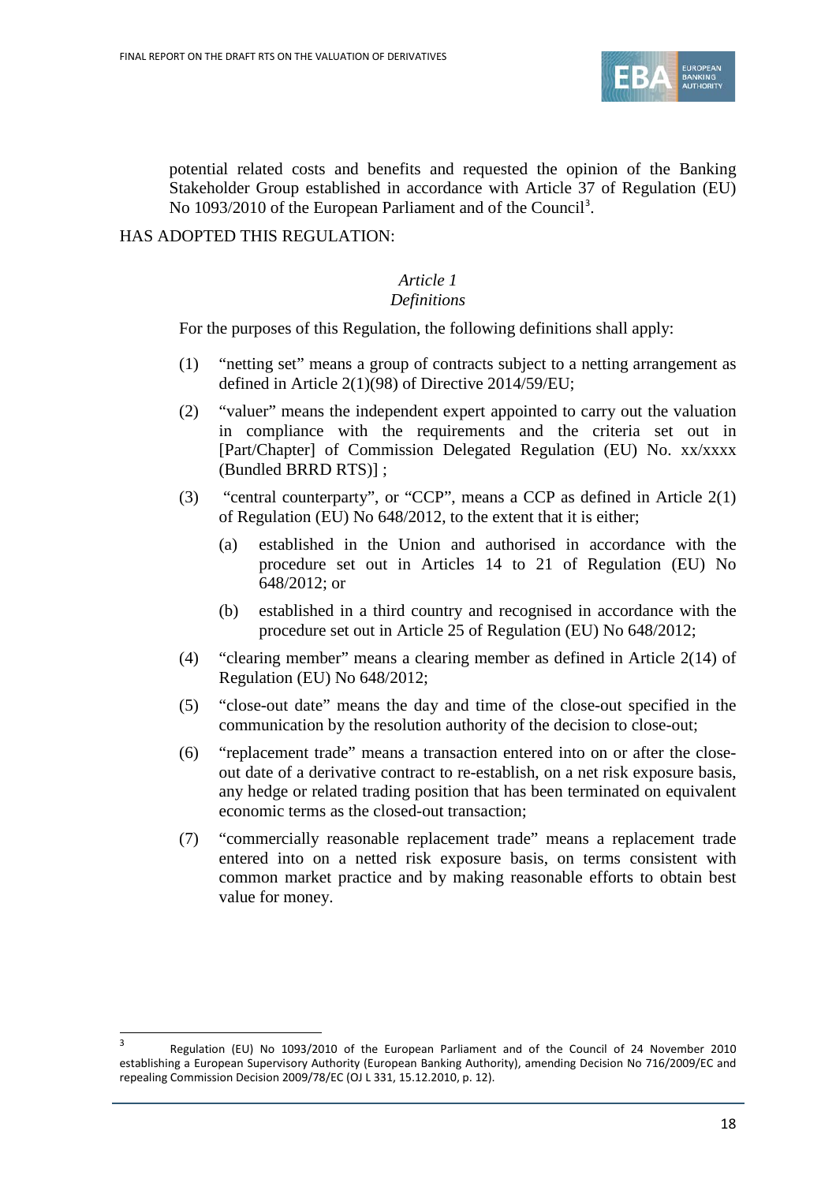potential related costs and benefits and requested the opinion of the Banking Stakeholder Group established in accordance with Article 37 of Regulation (EU) No 1093/2010 of the European Parliament and of the Council[3].

HAS ADOPTED THIS REGULATION:

*Article 1*
*Definitions*

For the purposes of this Regulation, the following definitions shall apply:

(1) "netting set" means a group of contracts subject to a netting arrangement as defined in Article 2(1)(98) of Directive 2014/59/EU;

(2) "valuer" means the independent expert appointed to carry out the valuation in compliance with the requirements and the criteria set out in [Part/Chapter] of Commission Delegated Regulation (EU) No. xx/xxxx (Bundled BRRD RTS)] ;

(3) "central counterparty", or "CCP", means a CCP as defined in Article 2(1) of Regulation (EU) No 648/2012, to the extent that it is either;

 (a) established in the Union and authorised in accordance with the procedure set out in Articles 14 to 21 of Regulation (EU) No 648/2012; or

 (b) established in a third country and recognised in accordance with the procedure set out in Article 25 of Regulation (EU) No 648/2012;

(4) "clearing member" means a clearing member as defined in Article 2(14) of Regulation (EU) No 648/2012;

(5) "close-out date" means the day and time of the close-out specified in the communication by the resolution authority of the decision to close-out;

(6) "replacement trade" means a transaction entered into on or after the close-out date of a derivative contract to re-establish, on a net risk exposure basis, any hedge or related trading position that has been terminated on equivalent economic terms as the closed-out transaction;

(7) "commercially reasonable replacement trade" means a replacement trade entered into on a netted risk exposure basis, on terms consistent with common market practice and by making reasonable efforts to obtain best value for money.

[3] Regulation (EU) No 1093/2010 of the European Parliament and of the Council of 24 November 2010 establishing a European Supervisory Authority (European Banking Authority), amending Decision No 716/2009/EC and repealing Commission Decision 2009/78/EC (OJ L 331, 15.12.2010, p. 12).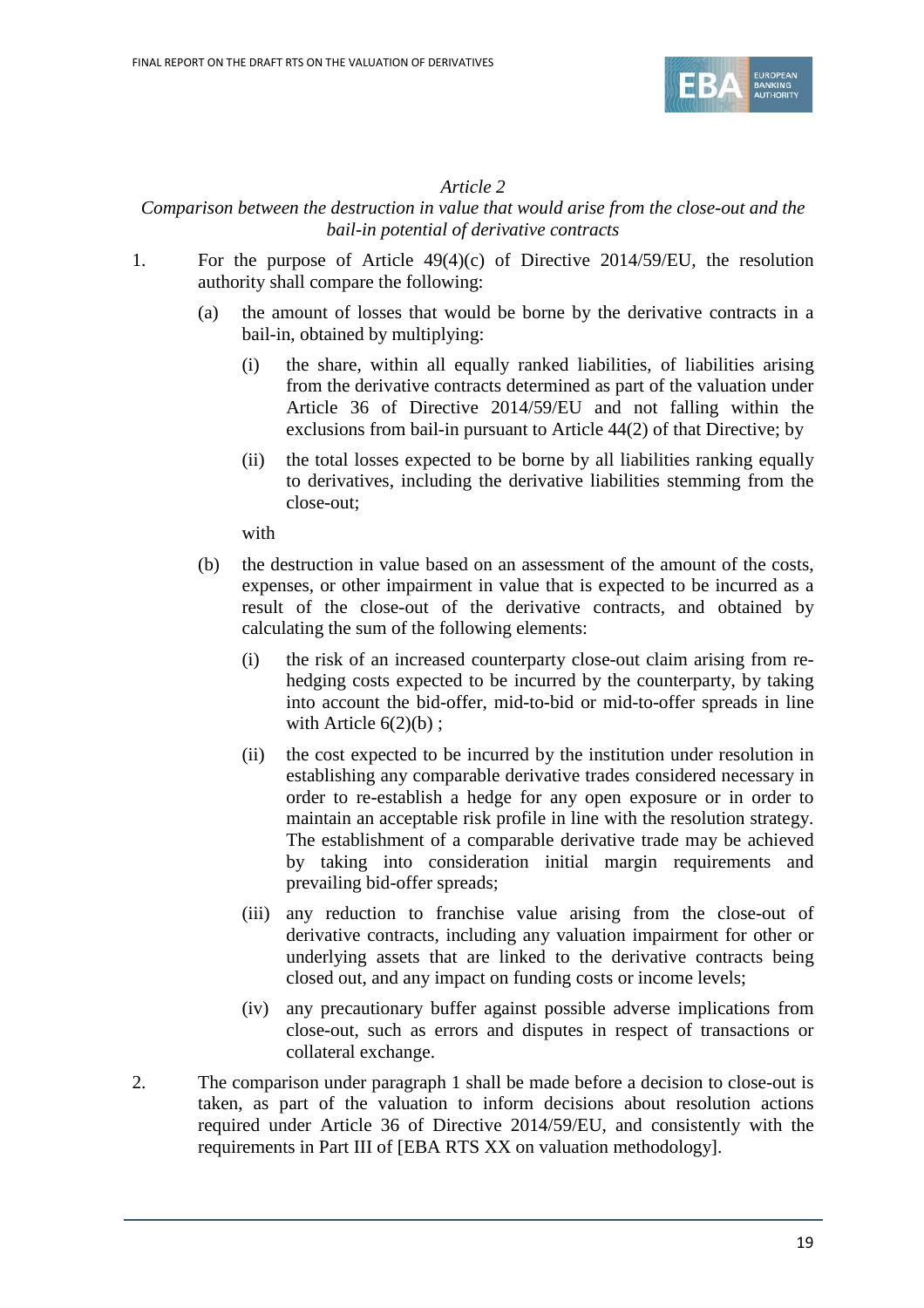*Article 2*

*Comparison between the destruction in value that would arise from the close-out and the bail-in potential of derivative contracts*

1. For the purpose of Article 49(4)(c) of Directive 2014/59/EU, the resolution authority shall compare the following:

   (a) the amount of losses that would be borne by the derivative contracts in a bail-in, obtained by multiplying:

      (i) the share, within all equally ranked liabilities, of liabilities arising from the derivative contracts determined as part of the valuation under Article 36 of Directive 2014/59/EU and not falling within the exclusions from bail-in pursuant to Article 44(2) of that Directive; by

      (ii) the total losses expected to be borne by all liabilities ranking equally to derivatives, including the derivative liabilities stemming from the close-out;

   with

   (b) the destruction in value based on an assessment of the amount of the costs, expenses, or other impairment in value that is expected to be incurred as a result of the close-out of the derivative contracts, and obtained by calculating the sum of the following elements:

      (i) the risk of an increased counterparty close-out claim arising from re-hedging costs expected to be incurred by the counterparty, by taking into account the bid-offer, mid-to-bid or mid-to-offer spreads in line with Article 6(2)(b) ;

      (ii) the cost expected to be incurred by the institution under resolution in establishing any comparable derivative trades considered necessary in order to re-establish a hedge for any open exposure or in order to maintain an acceptable risk profile in line with the resolution strategy. The establishment of a comparable derivative trade may be achieved by taking into consideration initial margin requirements and prevailing bid-offer spreads;

      (iii) any reduction to franchise value arising from the close-out of derivative contracts, including any valuation impairment for other or underlying assets that are linked to the derivative contracts being closed out, and any impact on funding costs or income levels;

      (iv) any precautionary buffer against possible adverse implications from close-out, such as errors and disputes in respect of transactions or collateral exchange.

2. The comparison under paragraph 1 shall be made before a decision to close-out is taken, as part of the valuation to inform decisions about resolution actions required under Article 36 of Directive 2014/59/EU, and consistently with the requirements in Part III of [EBA RTS XX on valuation methodology].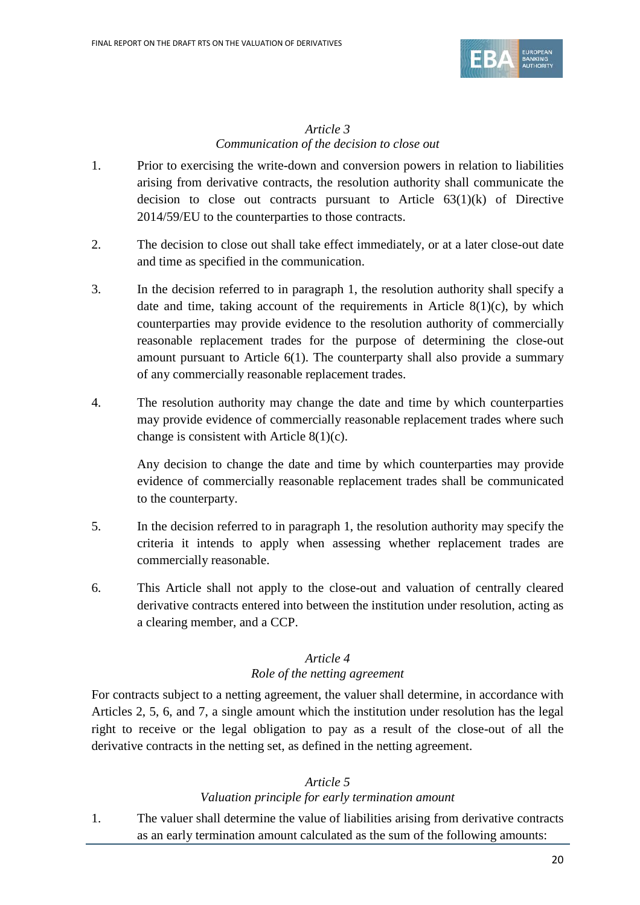*Article 3*
*Communication of the decision to close out*

1. Prior to exercising the write-down and conversion powers in relation to liabilities arising from derivative contracts, the resolution authority shall communicate the decision to close out contracts pursuant to Article 63(1)(k) of Directive 2014/59/EU to the counterparties to those contracts.

2. The decision to close out shall take effect immediately, or at a later close-out date and time as specified in the communication.

3. In the decision referred to in paragraph 1, the resolution authority shall specify a date and time, taking account of the requirements in Article 8(1)(c), by which counterparties may provide evidence to the resolution authority of commercially reasonable replacement trades for the purpose of determining the close-out amount pursuant to Article 6(1). The counterparty shall also provide a summary of any commercially reasonable replacement trades.

4. The resolution authority may change the date and time by which counterparties may provide evidence of commercially reasonable replacement trades where such change is consistent with Article 8(1)(c).

   Any decision to change the date and time by which counterparties may provide evidence of commercially reasonable replacement trades shall be communicated to the counterparty.

5. In the decision referred to in paragraph 1, the resolution authority may specify the criteria it intends to apply when assessing whether replacement trades are commercially reasonable.

6. This Article shall not apply to the close-out and valuation of centrally cleared derivative contracts entered into between the institution under resolution, acting as a clearing member, and a CCP.

*Article 4*
*Role of the netting agreement*

For contracts subject to a netting agreement, the valuer shall determine, in accordance with Articles 2, 5, 6, and 7, a single amount which the institution under resolution has the legal right to receive or the legal obligation to pay as a result of the close-out of all the derivative contracts in the netting set, as defined in the netting agreement.

*Article 5*
*Valuation principle for early termination amount*

1. The valuer shall determine the value of liabilities arising from derivative contracts as an early termination amount calculated as the sum of the following amounts: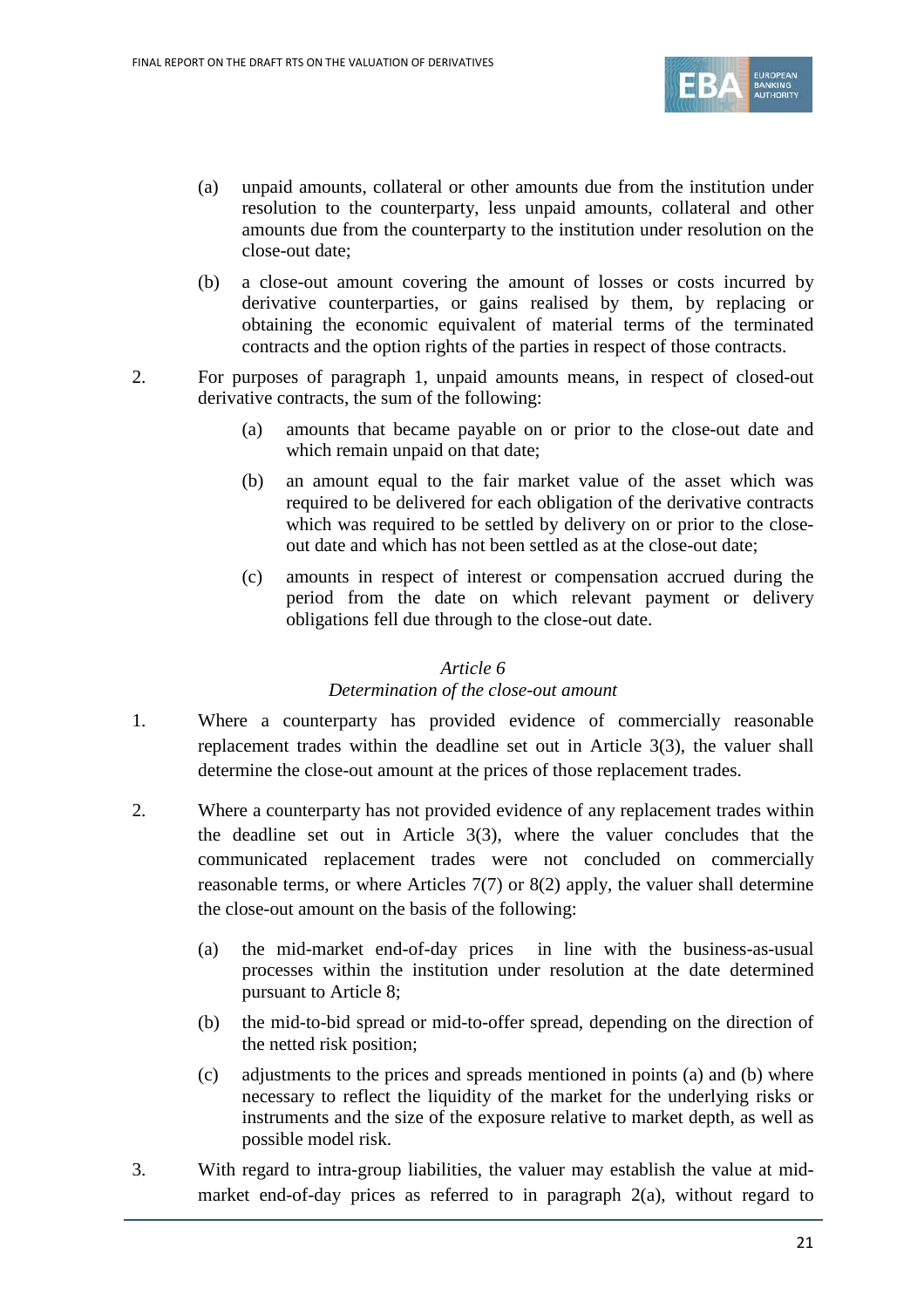(a) unpaid amounts, collateral or other amounts due from the institution under resolution to the counterparty, less unpaid amounts, collateral and other amounts due from the counterparty to the institution under resolution on the close-out date;

(b) a close-out amount covering the amount of losses or costs incurred by derivative counterparties, or gains realised by them, by replacing or obtaining the economic equivalent of material terms of the terminated contracts and the option rights of the parties in respect of those contracts.

2. For purposes of paragraph 1, unpaid amounts means, in respect of closed-out derivative contracts, the sum of the following:

   (a) amounts that became payable on or prior to the close-out date and which remain unpaid on that date;

   (b) an amount equal to the fair market value of the asset which was required to be delivered for each obligation of the derivative contracts which was required to be settled by delivery on or prior to the close-out date and which has not been settled as at the close-out date;

   (c) amounts in respect of interest or compensation accrued during the period from the date on which relevant payment or delivery obligations fell due through to the close-out date.

*Article 6*

*Determination of the close-out amount*

1. Where a counterparty has provided evidence of commercially reasonable replacement trades within the deadline set out in Article 3(3), the valuer shall determine the close-out amount at the prices of those replacement trades.

2. Where a counterparty has not provided evidence of any replacement trades within the deadline set out in Article 3(3), where the valuer concludes that the communicated replacement trades were not concluded on commercially reasonable terms, or where Articles 7(7) or 8(2) apply, the valuer shall determine the close-out amount on the basis of the following:

   (a) the mid-market end-of-day prices in line with the business-as-usual processes within the institution under resolution at the date determined pursuant to Article 8;

   (b) the mid-to-bid spread or mid-to-offer spread, depending on the direction of the netted risk position;

   (c) adjustments to the prices and spreads mentioned in points (a) and (b) where necessary to reflect the liquidity of the market for the underlying risks or instruments and the size of the exposure relative to market depth, as well as possible model risk.

3. With regard to intra-group liabilities, the valuer may establish the value at mid-market end-of-day prices as referred to in paragraph 2(a), without regard to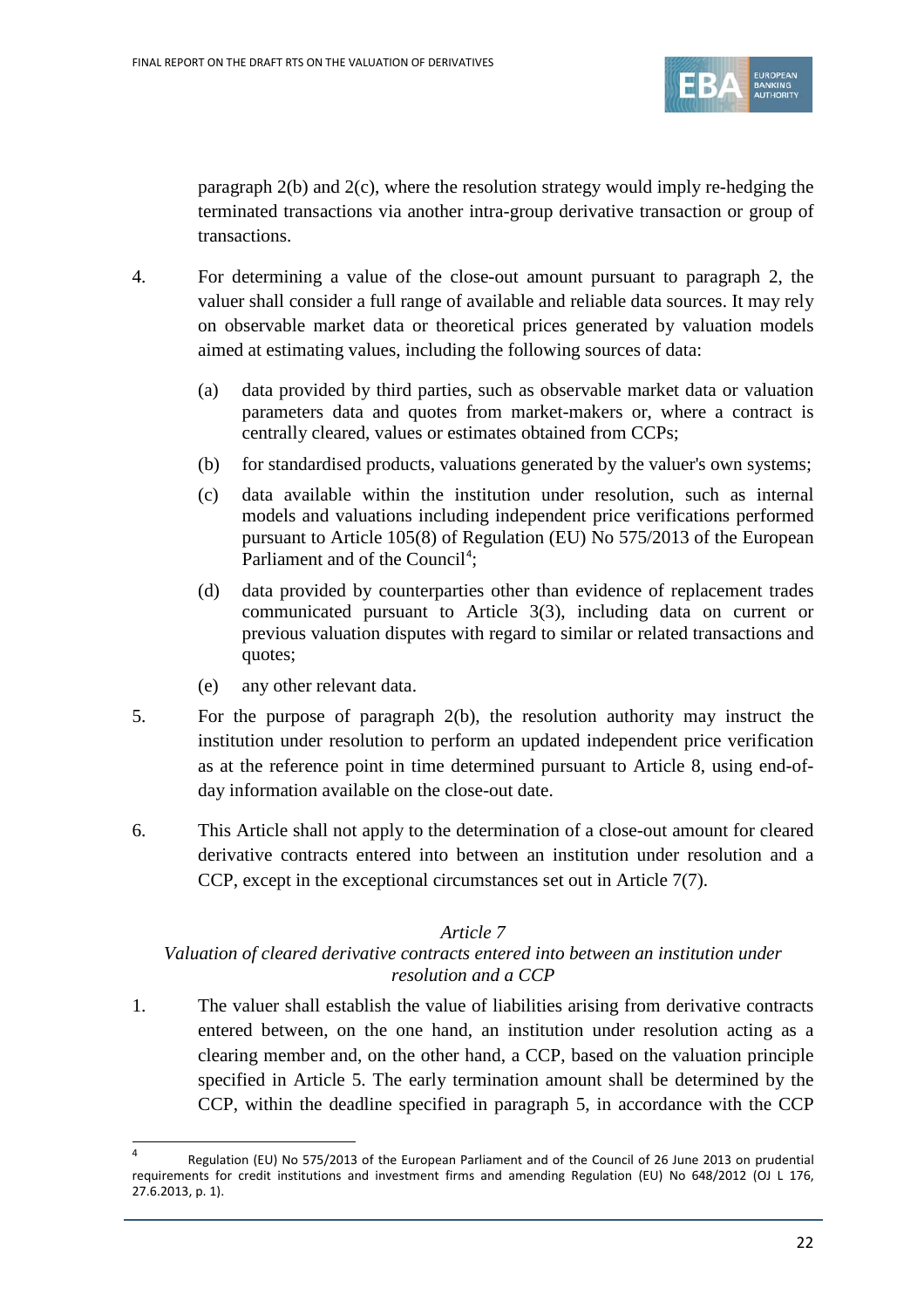paragraph 2(b) and 2(c), where the resolution strategy would imply re-hedging the terminated transactions via another intra-group derivative transaction or group of transactions.

4. For determining a value of the close-out amount pursuant to paragraph 2, the valuer shall consider a full range of available and reliable data sources. It may rely on observable market data or theoretical prices generated by valuation models aimed at estimating values, including the following sources of data:

   (a) data provided by third parties, such as observable market data or valuation parameters data and quotes from market-makers or, where a contract is centrally cleared, values or estimates obtained from CCPs;

   (b) for standardised products, valuations generated by the valuer's own systems;

   (c) data available within the institution under resolution, such as internal models and valuations including independent price verifications performed pursuant to Article 105(8) of Regulation (EU) No 575/2013 of the European Parliament and of the Council[4];

   (d) data provided by counterparties other than evidence of replacement trades communicated pursuant to Article 3(3), including data on current or previous valuation disputes with regard to similar or related transactions and quotes;

   (e) any other relevant data.

5. For the purpose of paragraph 2(b), the resolution authority may instruct the institution under resolution to perform an updated independent price verification as at the reference point in time determined pursuant to Article 8, using end-of-day information available on the close-out date.

6. This Article shall not apply to the determination of a close-out amount for cleared derivative contracts entered into between an institution under resolution and a CCP, except in the exceptional circumstances set out in Article 7(7).

*Article 7*

*Valuation of cleared derivative contracts entered into between an institution under resolution and a CCP*

1. The valuer shall establish the value of liabilities arising from derivative contracts entered between, on the one hand, an institution under resolution acting as a clearing member and, on the other hand, a CCP, based on the valuation principle specified in Article 5. The early termination amount shall be determined by the CCP, within the deadline specified in paragraph 5, in accordance with the CCP

---

[4] Regulation (EU) No 575/2013 of the European Parliament and of the Council of 26 June 2013 on prudential requirements for credit institutions and investment firms and amending Regulation (EU) No 648/2012 (OJ L 176, 27.6.2013, p. 1).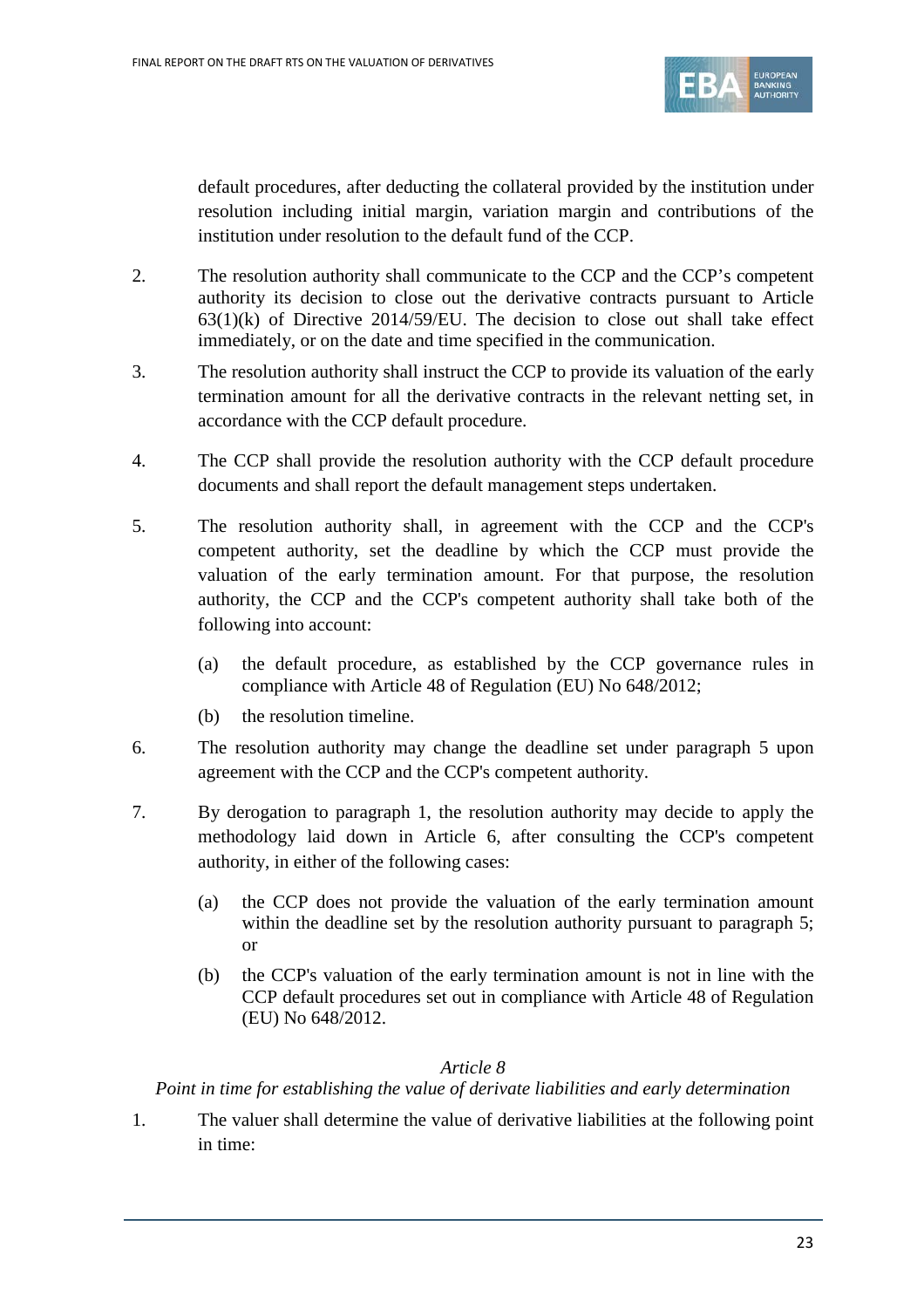default procedures, after deducting the collateral provided by the institution under resolution including initial margin, variation margin and contributions of the institution under resolution to the default fund of the CCP.

2. The resolution authority shall communicate to the CCP and the CCP's competent authority its decision to close out the derivative contracts pursuant to Article 63(1)(k) of Directive 2014/59/EU. The decision to close out shall take effect immediately, or on the date and time specified in the communication.

3. The resolution authority shall instruct the CCP to provide its valuation of the early termination amount for all the derivative contracts in the relevant netting set, in accordance with the CCP default procedure.

4. The CCP shall provide the resolution authority with the CCP default procedure documents and shall report the default management steps undertaken.

5. The resolution authority shall, in agreement with the CCP and the CCP's competent authority, set the deadline by which the CCP must provide the valuation of the early termination amount. For that purpose, the resolution authority, the CCP and the CCP's competent authority shall take both of the following into account:

   (a) the default procedure, as established by the CCP governance rules in compliance with Article 48 of Regulation (EU) No 648/2012;

   (b) the resolution timeline.

6. The resolution authority may change the deadline set under paragraph 5 upon agreement with the CCP and the CCP's competent authority.

7. By derogation to paragraph 1, the resolution authority may decide to apply the methodology laid down in Article 6, after consulting the CCP's competent authority, in either of the following cases:

   (a) the CCP does not provide the valuation of the early termination amount within the deadline set by the resolution authority pursuant to paragraph 5; or

   (b) the CCP's valuation of the early termination amount is not in line with the CCP default procedures set out in compliance with Article 48 of Regulation (EU) No 648/2012.

*Article 8*

*Point in time for establishing the value of derivate liabilities and early determination*

1. The valuer shall determine the value of derivative liabilities at the following point in time: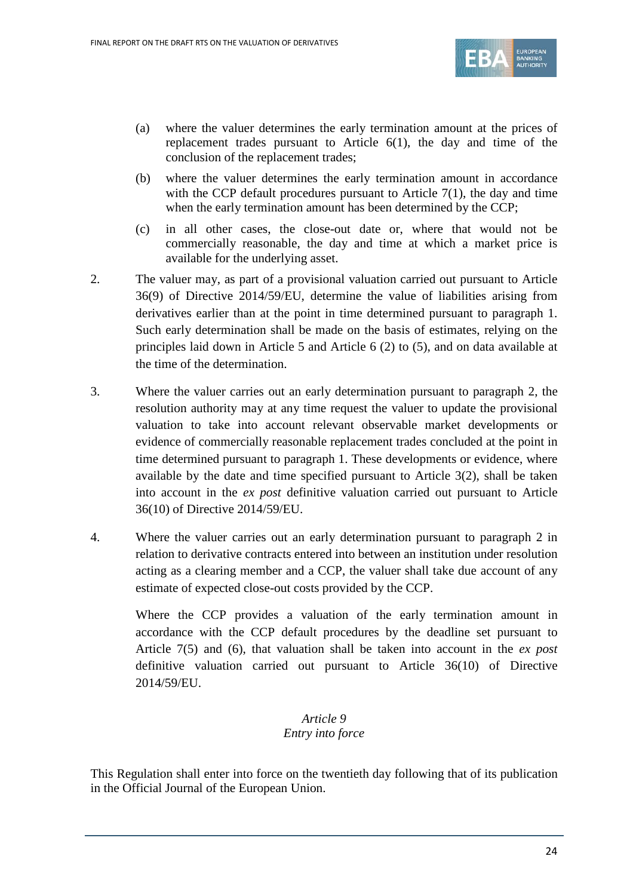(a) where the valuer determines the early termination amount at the prices of replacement trades pursuant to Article 6(1), the day and time of the conclusion of the replacement trades;

(b) where the valuer determines the early termination amount in accordance with the CCP default procedures pursuant to Article 7(1), the day and time when the early termination amount has been determined by the CCP;

(c) in all other cases, the close-out date or, where that would not be commercially reasonable, the day and time at which a market price is available for the underlying asset.

2. The valuer may, as part of a provisional valuation carried out pursuant to Article 36(9) of Directive 2014/59/EU, determine the value of liabilities arising from derivatives earlier than at the point in time determined pursuant to paragraph 1. Such early determination shall be made on the basis of estimates, relying on the principles laid down in Article 5 and Article 6 (2) to (5), and on data available at the time of the determination.

3. Where the valuer carries out an early determination pursuant to paragraph 2, the resolution authority may at any time request the valuer to update the provisional valuation to take into account relevant observable market developments or evidence of commercially reasonable replacement trades concluded at the point in time determined pursuant to paragraph 1. These developments or evidence, where available by the date and time specified pursuant to Article 3(2), shall be taken into account in the *ex post* definitive valuation carried out pursuant to Article 36(10) of Directive 2014/59/EU.

4. Where the valuer carries out an early determination pursuant to paragraph 2 in relation to derivative contracts entered into between an institution under resolution acting as a clearing member and a CCP, the valuer shall take due account of any estimate of expected close-out costs provided by the CCP.

Where the CCP provides a valuation of the early termination amount in accordance with the CCP default procedures by the deadline set pursuant to Article 7(5) and (6), that valuation shall be taken into account in the *ex post* definitive valuation carried out pursuant to Article 36(10) of Directive 2014/59/EU.

*Article 9*
*Entry into force*

This Regulation shall enter into force on the twentieth day following that of its publication in the Official Journal of the European Union.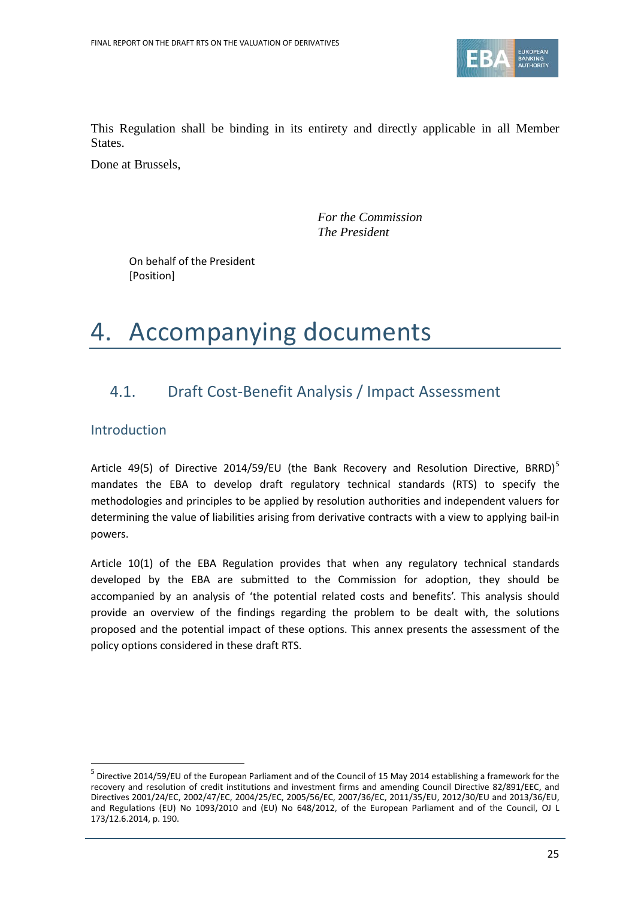This Regulation shall be binding in its entirety and directly applicable in all Member States.

Done at Brussels,

*For the Commission*
*The President*

On behalf of the President
[Position]

# 4. Accompanying documents

## 4.1. Draft Cost-Benefit Analysis / Impact Assessment

### Introduction

Article 49(5) of Directive 2014/59/EU (the Bank Recovery and Resolution Directive, BRRD)[5] mandates the EBA to develop draft regulatory technical standards (RTS) to specify the methodologies and principles to be applied by resolution authorities and independent valuers for determining the value of liabilities arising from derivative contracts with a view to applying bail-in powers.

Article 10(1) of the EBA Regulation provides that when any regulatory technical standards developed by the EBA are submitted to the Commission for adoption, they should be accompanied by an analysis of 'the potential related costs and benefits'. This analysis should provide an overview of the findings regarding the problem to be dealt with, the solutions proposed and the potential impact of these options. This annex presents the assessment of the policy options considered in these draft RTS.

[5] Directive 2014/59/EU of the European Parliament and of the Council of 15 May 2014 establishing a framework for the recovery and resolution of credit institutions and investment firms and amending Council Directive 82/891/EEC, and Directives 2001/24/EC, 2002/47/EC, 2004/25/EC, 2005/56/EC, 2007/36/EC, 2011/35/EU, 2012/30/EU and 2013/36/EU, and Regulations (EU) No 1093/2010 and (EU) No 648/2012, of the European Parliament and of the Council, OJ L 173/12.6.2014, p. 190.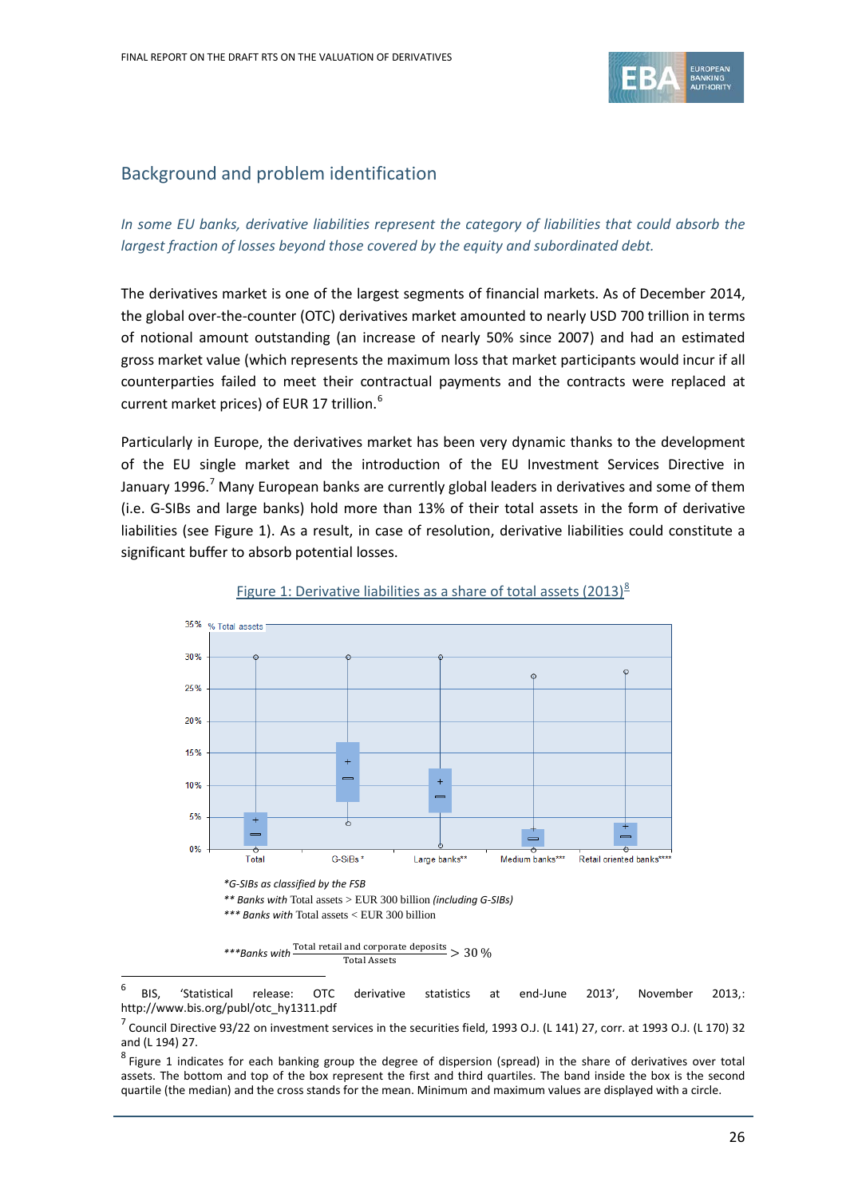## Background and problem identification

*In some EU banks, derivative liabilities represent the category of liabilities that could absorb the largest fraction of losses beyond those covered by the equity and subordinated debt.*

The derivatives market is one of the largest segments of financial markets. As of December 2014, the global over-the-counter (OTC) derivatives market amounted to nearly USD 700 trillion in terms of notional amount outstanding (an increase of nearly 50% since 2007) and had an estimated gross market value (which represents the maximum loss that market participants would incur if all counterparties failed to meet their contractual payments and the contracts were replaced at current market prices) of EUR 17 trillion.[6]

Particularly in Europe, the derivatives market has been very dynamic thanks to the development of the EU single market and the introduction of the EU Investment Services Directive in January 1996.[7] Many European banks are currently global leaders in derivatives and some of them (i.e. G-SIBs and large banks) hold more than 13% of their total assets in the form of derivative liabilities (see Figure 1). As a result, in case of resolution, derivative liabilities could constitute a significant buffer to absorb potential losses.

Figure 1: Derivative liabilities as a share of total assets (2013)[8]

*\*G-SIBs as classified by the FSB*

*\*\* Banks with* Total assets > EUR 300 billion *(including G-SIBs)*

*\*\*\* Banks with* Total assets < EUR 300 billion

*\*\*\*Banks with* $\frac{\text{Total retail and corporate deposits}}{\text{Total Assets}} > 30\,\%$

[6] BIS, 'Statistical release: OTC derivative statistics at end-June 2013', November 2013,: http://www.bis.org/publ/otc_hy1311.pdf

[7] Council Directive 93/22 on investment services in the securities field, 1993 O.J. (L 141) 27, corr. at 1993 O.J. (L 170) 32 and (L 194) 27.

[8] Figure 1 indicates for each banking group the degree of dispersion (spread) in the share of derivatives over total assets. The bottom and top of the box represent the first and third quartiles. The band inside the box is the second quartile (the median) and the cross stands for the mean. Minimum and maximum values are displayed with a circle.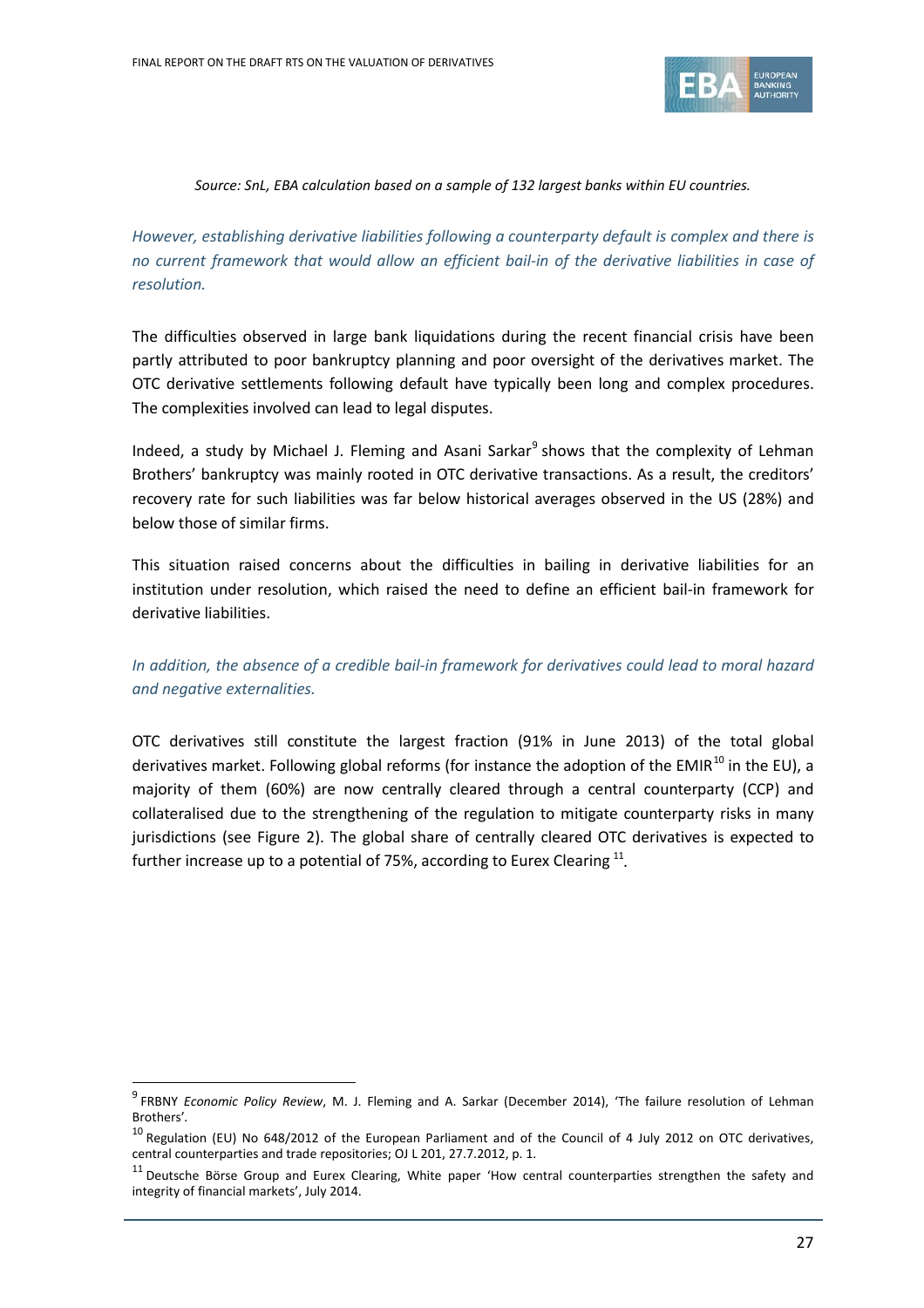*Source: SnL, EBA calculation based on a sample of 132 largest banks within EU countries.*

*However, establishing derivative liabilities following a counterparty default is complex and there is no current framework that would allow an efficient bail-in of the derivative liabilities in case of resolution.*

The difficulties observed in large bank liquidations during the recent financial crisis have been partly attributed to poor bankruptcy planning and poor oversight of the derivatives market. The OTC derivative settlements following default have typically been long and complex procedures. The complexities involved can lead to legal disputes.

Indeed, a study by Michael J. Fleming and Asani Sarkar[9] shows that the complexity of Lehman Brothers' bankruptcy was mainly rooted in OTC derivative transactions. As a result, the creditors' recovery rate for such liabilities was far below historical averages observed in the US (28%) and below those of similar firms.

This situation raised concerns about the difficulties in bailing in derivative liabilities for an institution under resolution, which raised the need to define an efficient bail-in framework for derivative liabilities.

*In addition, the absence of a credible bail-in framework for derivatives could lead to moral hazard and negative externalities.*

OTC derivatives still constitute the largest fraction (91% in June 2013) of the total global derivatives market. Following global reforms (for instance the adoption of the EMIR[10] in the EU), a majority of them (60%) are now centrally cleared through a central counterparty (CCP) and collateralised due to the strengthening of the regulation to mitigate counterparty risks in many jurisdictions (see Figure 2). The global share of centrally cleared OTC derivatives is expected to further increase up to a potential of 75%, according to Eurex Clearing [11].

---

[9] FRBNY *Economic Policy Review*, M. J. Fleming and A. Sarkar (December 2014), 'The failure resolution of Lehman Brothers'.

[10] Regulation (EU) No 648/2012 of the European Parliament and of the Council of 4 July 2012 on OTC derivatives, central counterparties and trade repositories; OJ L 201, 27.7.2012, p. 1.

[11] Deutsche Börse Group and Eurex Clearing, White paper 'How central counterparties strengthen the safety and integrity of financial markets', July 2014.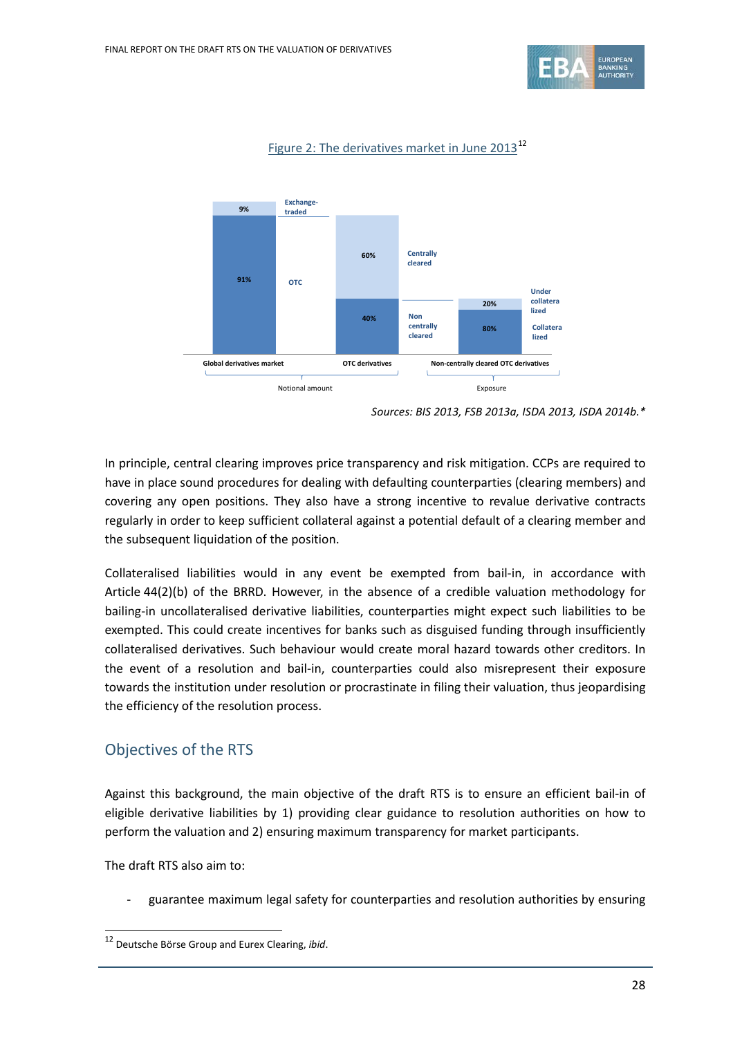Figure 2: The derivatives market in June 2013[12]

| | Global derivatives market | OTC derivatives | Non-centrally cleared OTC derivatives |
|---|---|---|---|
| Exchange-traded | 9% | | |
| OTC | 91% | | |
| Centrally cleared | | 60% | |
| Non centrally cleared | | 40% | |
| Under collateralized | | | 20% |
| Collateralized | | | 80% |
| | Notional amount | Notional amount | Exposure |

*Sources: BIS 2013, FSB 2013a, ISDA 2013, ISDA 2014b.**

In principle, central clearing improves price transparency and risk mitigation. CCPs are required to have in place sound procedures for dealing with defaulting counterparties (clearing members) and covering any open positions. They also have a strong incentive to revalue derivative contracts regularly in order to keep sufficient collateral against a potential default of a clearing member and the subsequent liquidation of the position.

Collateralised liabilities would in any event be exempted from bail-in, in accordance with Article 44(2)(b) of the BRRD. However, in the absence of a credible valuation methodology for bailing-in uncollateralised derivative liabilities, counterparties might expect such liabilities to be exempted. This could create incentives for banks such as disguised funding through insufficiently collateralised derivatives. Such behaviour would create moral hazard towards other creditors. In the event of a resolution and bail-in, counterparties could also misrepresent their exposure towards the institution under resolution or procrastinate in filing their valuation, thus jeopardising the efficiency of the resolution process.

## Objectives of the RTS

Against this background, the main objective of the draft RTS is to ensure an efficient bail-in of eligible derivative liabilities by 1) providing clear guidance to resolution authorities on how to perform the valuation and 2) ensuring maximum transparency for market participants.

The draft RTS also aim to:

- guarantee maximum legal safety for counterparties and resolution authorities by ensuring

[12] Deutsche Börse Group and Eurex Clearing, *ibid*.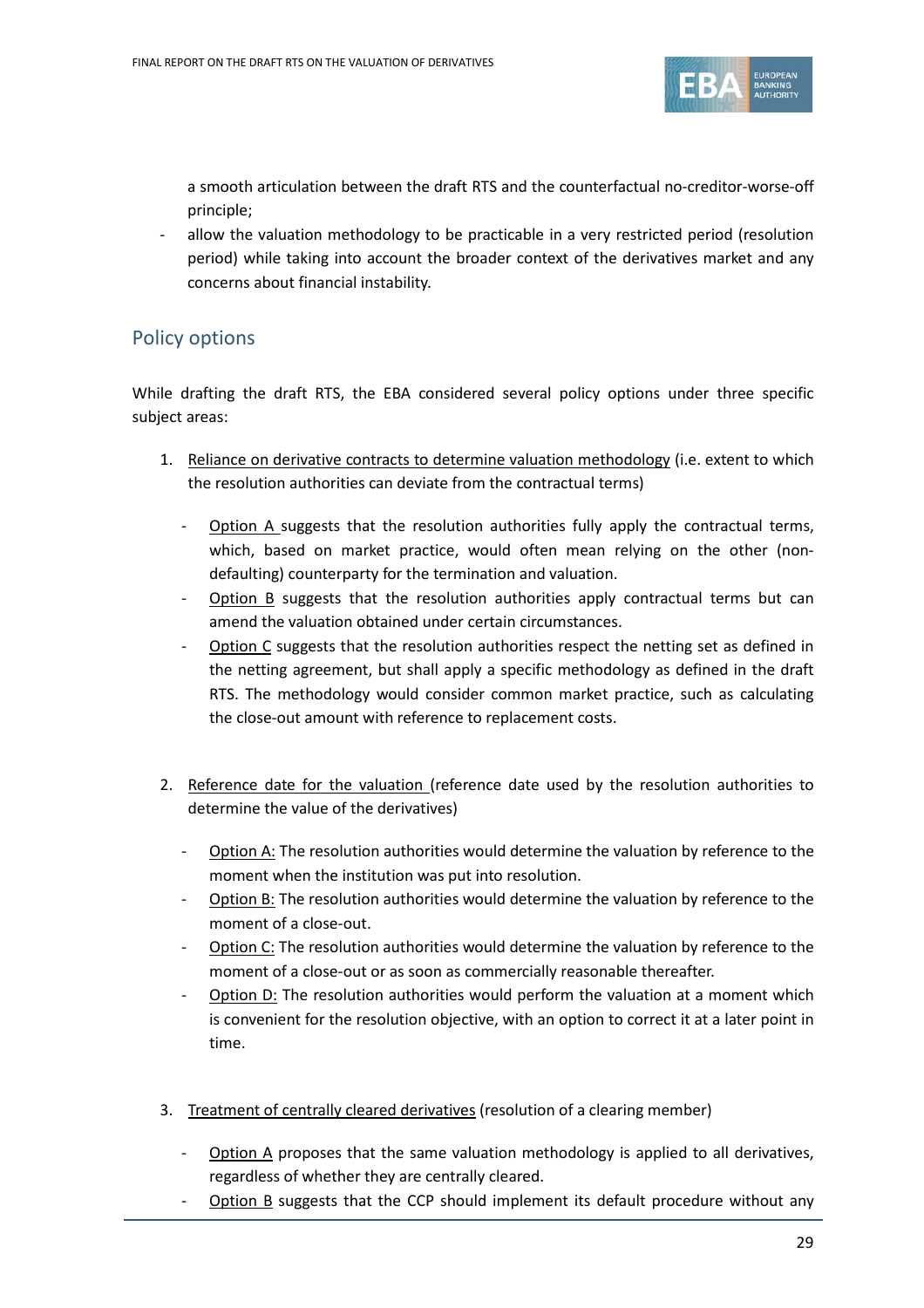a smooth articulation between the draft RTS and the counterfactual no-creditor-worse-off principle;

- allow the valuation methodology to be practicable in a very restricted period (resolution period) while taking into account the broader context of the derivatives market and any concerns about financial instability.

## Policy options

While drafting the draft RTS, the EBA considered several policy options under three specific subject areas:

1. Reliance on derivative contracts to determine valuation methodology (i.e. extent to which the resolution authorities can deviate from the contractual terms)

    - Option A suggests that the resolution authorities fully apply the contractual terms, which, based on market practice, would often mean relying on the other (non-defaulting) counterparty for the termination and valuation.
    - Option B suggests that the resolution authorities apply contractual terms but can amend the valuation obtained under certain circumstances.
    - Option C suggests that the resolution authorities respect the netting set as defined in the netting agreement, but shall apply a specific methodology as defined in the draft RTS. The methodology would consider common market practice, such as calculating the close-out amount with reference to replacement costs.

2. Reference date for the valuation (reference date used by the resolution authorities to determine the value of the derivatives)

    - Option A: The resolution authorities would determine the valuation by reference to the moment when the institution was put into resolution.
    - Option B: The resolution authorities would determine the valuation by reference to the moment of a close-out.
    - Option C: The resolution authorities would determine the valuation by reference to the moment of a close-out or as soon as commercially reasonable thereafter.
    - Option D: The resolution authorities would perform the valuation at a moment which is convenient for the resolution objective, with an option to correct it at a later point in time.

3. Treatment of centrally cleared derivatives (resolution of a clearing member)

    - Option A proposes that the same valuation methodology is applied to all derivatives, regardless of whether they are centrally cleared.
    - Option B suggests that the CCP should implement its default procedure without any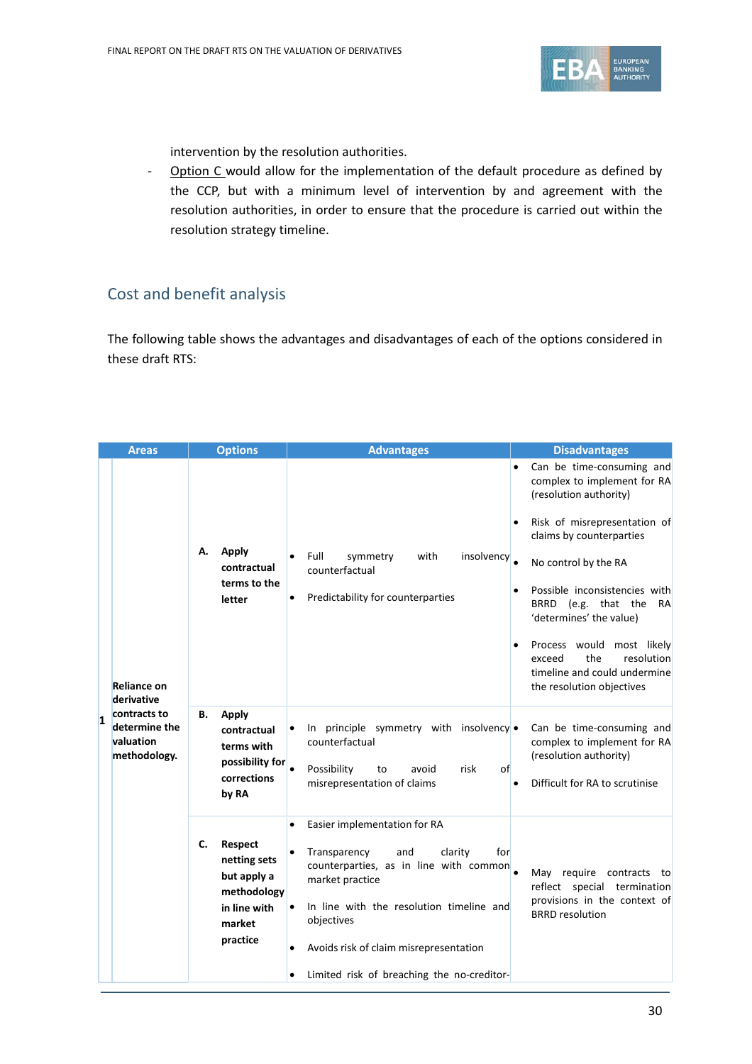intervention by the resolution authorities.

- Option C would allow for the implementation of the default procedure as defined by the CCP, but with a minimum level of intervention by and agreement with the resolution authorities, in order to ensure that the procedure is carried out within the resolution strategy timeline.

## Cost and benefit analysis

The following table shows the advantages and disadvantages of each of the options considered in these draft RTS:

| | Areas | Options | Advantages | Disadvantages |
|---|---|---|---|---|
| 1 | **Reliance on derivative contracts to determine the valuation methodology.** | **A. Apply contractual terms to the letter** | • Full symmetry with insolvency counterfactual<br>• Predictability for counterparties | • Can be time-consuming and complex to implement for RA (resolution authority)<br>• Risk of misrepresentation of claims by counterparties<br>• No control by the RA<br>• Possible inconsistencies with BRRD (e.g. that the RA 'determines' the value)<br>• Process would most likely exceed the resolution timeline and could undermine the resolution objectives |
| | | **B. Apply contractual terms with possibility for corrections by RA** | • In principle symmetry with insolvency counterfactual<br>• Possibility to avoid risk of misrepresentation of claims | • Can be time-consuming and complex to implement for RA (resolution authority)<br>• Difficult for RA to scrutinise |
| | | **C. Respect netting sets but apply a methodology in line with market practice** | • Easier implementation for RA<br>• Transparency and clarity for counterparties, as in line with common market practice<br>• In line with the resolution timeline and objectives<br>• Avoids risk of claim misrepresentation<br>• Limited risk of breaching the no-creditor- | • May require contracts to reflect special termination provisions in the context of BRRD resolution |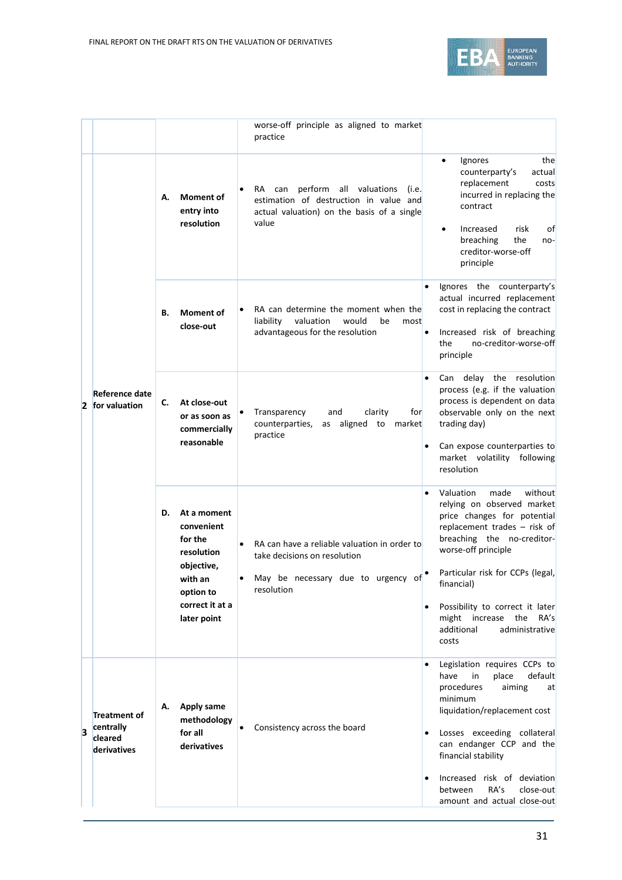| | | | | |
|---|---|---|---|---|
| | | | • worse-off principle as aligned to market practice | |
| 2 | Reference date for valuation | **A. Moment of entry into resolution** | • RA can perform all valuations (i.e. estimation of destruction in value and actual valuation) on the basis of a single value | • Ignores the counterparty's actual replacement costs incurred in replacing the contract<br>• Increased risk of breaching the no-creditor-worse-off principle |
| | | **B. Moment of close-out** | • RA can determine the moment when the liability valuation would be most advantageous for the resolution | • Ignores the counterparty's actual incurred replacement cost in replacing the contract<br>• Increased risk of breaching the no-creditor-worse-off principle |
| | | **C. At close-out or as soon as commercially reasonable** | • Transparency and clarity for counterparties, as aligned to market practice | • Can delay the resolution process (e.g. if the valuation process is dependent on data observable only on the next trading day)<br>• Can expose counterparties to market volatility following resolution |
| | | **D. At a moment convenient for the resolution objective, with an option to correct it at a later point** | • RA can have a reliable valuation in order to take decisions on resolution<br>• May be necessary due to urgency of resolution | • Valuation made without relying on observed market price changes for potential replacement trades – risk of breaching the no-creditor-worse-off principle<br>• Particular risk for CCPs (legal, financial)<br>• Possibility to correct it later might increase the RA's additional administrative costs |
| 3 | Treatment of centrally cleared derivatives | **A. Apply same methodology for all derivatives** | • Consistency across the board | • Legislation requires CCPs to have in place default procedures aiming at minimum liquidation/replacement cost<br>• Losses exceeding collateral can endanger CCP and the financial stability<br>• Increased risk of deviation between RA's close-out amount and actual close-out |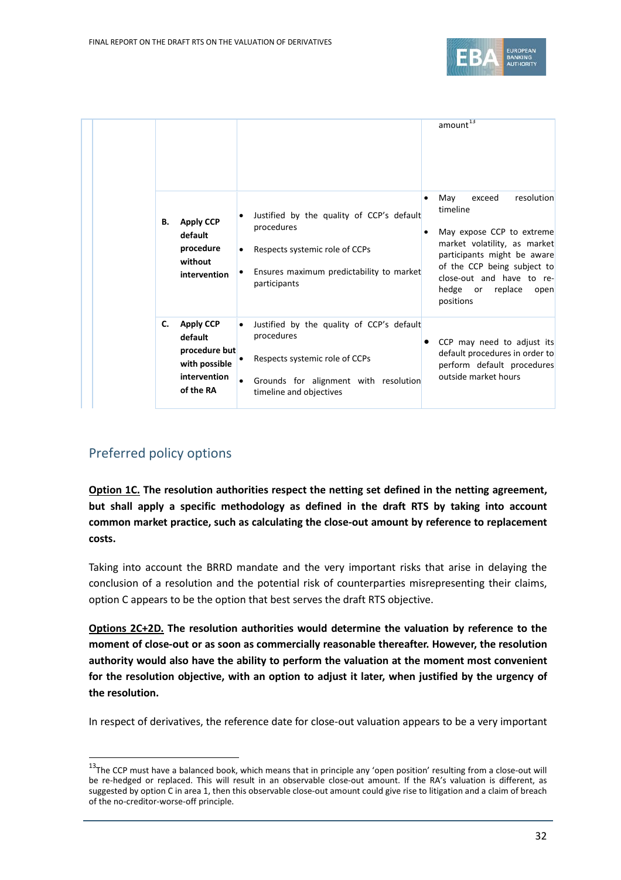| | | | |
|---|---|---|---|
| | | | amount[13] |
| | **B. Apply CCP default procedure without intervention** | • Justified by the quality of CCP's default procedures<br>• Respects systemic role of CCPs<br>• Ensures maximum predictability to market participants | • May exceed resolution timeline<br>• May expose CCP to extreme market volatility, as market participants might be aware of the CCP being subject to close-out and have to re-hedge or replace open positions |
| | **C. Apply CCP default procedure but with possible intervention of the RA** | • Justified by the quality of CCP's default procedures<br>• Respects systemic role of CCPs<br>• Grounds for alignment with resolution timeline and objectives | • CCP may need to adjust its default procedures in order to perform default procedures outside market hours |

## Preferred policy options

**<u>Option 1C.</u> The resolution authorities respect the netting set defined in the netting agreement, but shall apply a specific methodology as defined in the draft RTS by taking into account common market practice, such as calculating the close-out amount by reference to replacement costs.**

Taking into account the BRRD mandate and the very important risks that arise in delaying the conclusion of a resolution and the potential risk of counterparties misrepresenting their claims, option C appears to be the option that best serves the draft RTS objective.

**<u>Options 2C+2D.</u> The resolution authorities would determine the valuation by reference to the moment of close-out or as soon as commercially reasonable thereafter. However, the resolution authority would also have the ability to perform the valuation at the moment most convenient for the resolution objective, with an option to adjust it later, when justified by the urgency of the resolution.**

In respect of derivatives, the reference date for close-out valuation appears to be a very important

[13] The CCP must have a balanced book, which means that in principle any 'open position' resulting from a close-out will be re-hedged or replaced. This will result in an observable close-out amount. If the RA's valuation is different, as suggested by option C in area 1, then this observable close-out amount could give rise to litigation and a claim of breach of the no-creditor-worse-off principle.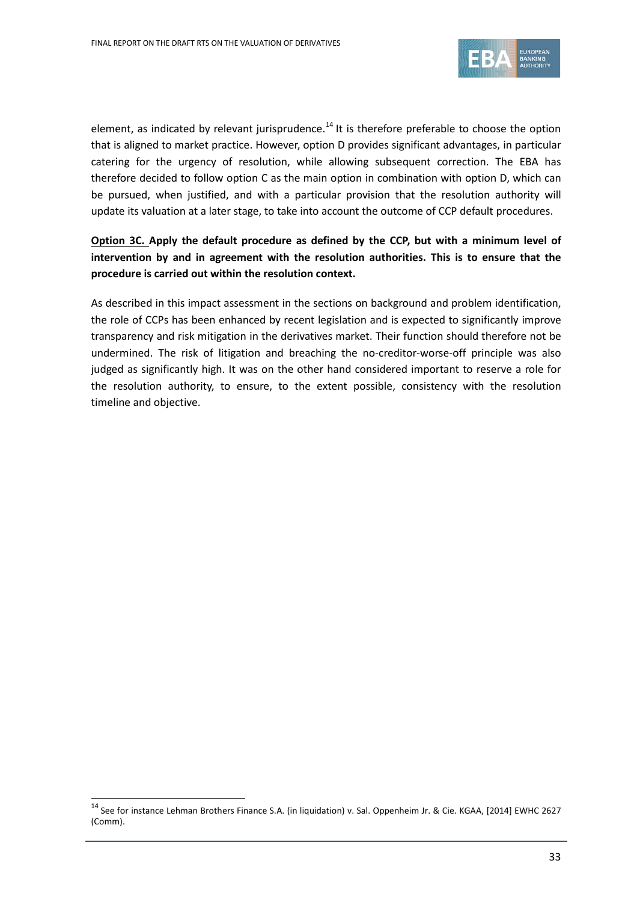element, as indicated by relevant jurisprudence.[14] It is therefore preferable to choose the option that is aligned to market practice. However, option D provides significant advantages, in particular catering for the urgency of resolution, while allowing subsequent correction. The EBA has therefore decided to follow option C as the main option in combination with option D, which can be pursued, when justified, and with a particular provision that the resolution authority will update its valuation at a later stage, to take into account the outcome of CCP default procedures.

**<u>Option 3C.</u> Apply the default procedure as defined by the CCP, but with a minimum level of intervention by and in agreement with the resolution authorities. This is to ensure that the procedure is carried out within the resolution context.**

As described in this impact assessment in the sections on background and problem identification, the role of CCPs has been enhanced by recent legislation and is expected to significantly improve transparency and risk mitigation in the derivatives market. Their function should therefore not be undermined. The risk of litigation and breaching the no-creditor-worse-off principle was also judged as significantly high. It was on the other hand considered important to reserve a role for the resolution authority, to ensure, to the extent possible, consistency with the resolution timeline and objective.

[14] See for instance Lehman Brothers Finance S.A. (in liquidation) v. Sal. Oppenheim Jr. & Cie. KGAA, [2014] EWHC 2627 (Comm).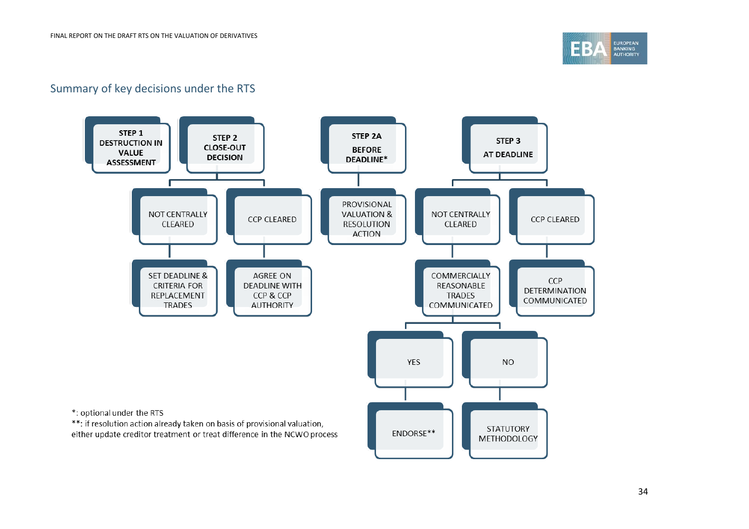## Summary of key decisions under the RTS

**STEP 1 DESTRUCTION IN VALUE ASSESSMENT**

**STEP 2 CLOSE-OUT DECISION**

- NOT CENTRALLY CLEARED
  - SET DEADLINE & CRITERIA FOR REPLACEMENT TRADES
- CCP CLEARED
  - AGREE ON DEADLINE WITH CCP & CCP AUTHORITY

**STEP 2A BEFORE DEADLINE***

- PROVISIONAL VALUATION & RESOLUTION ACTION

**STEP 3 AT DEADLINE**

- NOT CENTRALLY CLEARED
  - COMMERCIALLY REASONABLE TRADES COMMUNICATED
    - YES
      - ENDORSE**
    - NO
      - STATUTORY METHODOLOGY
- CCP CLEARED
  - CCP DETERMINATION COMMUNICATED

*: optional under the RTS

**: if resolution action already taken on basis of provisional valuation, either update creditor treatment or treat difference in the NCWO process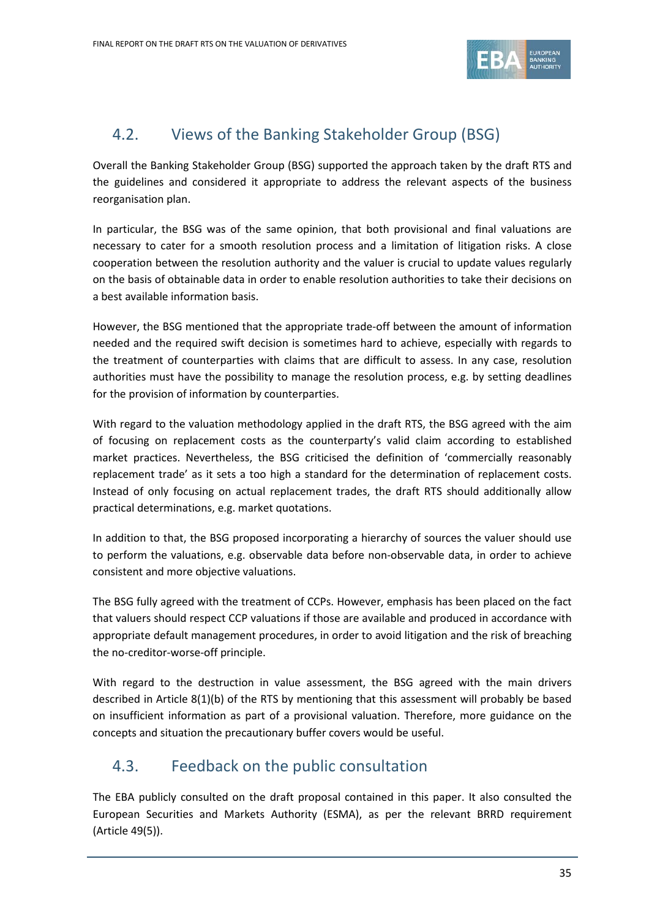## 4.2. Views of the Banking Stakeholder Group (BSG)

Overall the Banking Stakeholder Group (BSG) supported the approach taken by the draft RTS and the guidelines and considered it appropriate to address the relevant aspects of the business reorganisation plan.

In particular, the BSG was of the same opinion, that both provisional and final valuations are necessary to cater for a smooth resolution process and a limitation of litigation risks. A close cooperation between the resolution authority and the valuer is crucial to update values regularly on the basis of obtainable data in order to enable resolution authorities to take their decisions on a best available information basis.

However, the BSG mentioned that the appropriate trade-off between the amount of information needed and the required swift decision is sometimes hard to achieve, especially with regards to the treatment of counterparties with claims that are difficult to assess. In any case, resolution authorities must have the possibility to manage the resolution process, e.g. by setting deadlines for the provision of information by counterparties.

With regard to the valuation methodology applied in the draft RTS, the BSG agreed with the aim of focusing on replacement costs as the counterparty's valid claim according to established market practices. Nevertheless, the BSG criticised the definition of 'commercially reasonably replacement trade' as it sets a too high a standard for the determination of replacement costs. Instead of only focusing on actual replacement trades, the draft RTS should additionally allow practical determinations, e.g. market quotations.

In addition to that, the BSG proposed incorporating a hierarchy of sources the valuer should use to perform the valuations, e.g. observable data before non-observable data, in order to achieve consistent and more objective valuations.

The BSG fully agreed with the treatment of CCPs. However, emphasis has been placed on the fact that valuers should respect CCP valuations if those are available and produced in accordance with appropriate default management procedures, in order to avoid litigation and the risk of breaching the no-creditor-worse-off principle.

With regard to the destruction in value assessment, the BSG agreed with the main drivers described in Article 8(1)(b) of the RTS by mentioning that this assessment will probably be based on insufficient information as part of a provisional valuation. Therefore, more guidance on the concepts and situation the precautionary buffer covers would be useful.

## 4.3. Feedback on the public consultation

The EBA publicly consulted on the draft proposal contained in this paper. It also consulted the European Securities and Markets Authority (ESMA), as per the relevant BRRD requirement (Article 49(5)).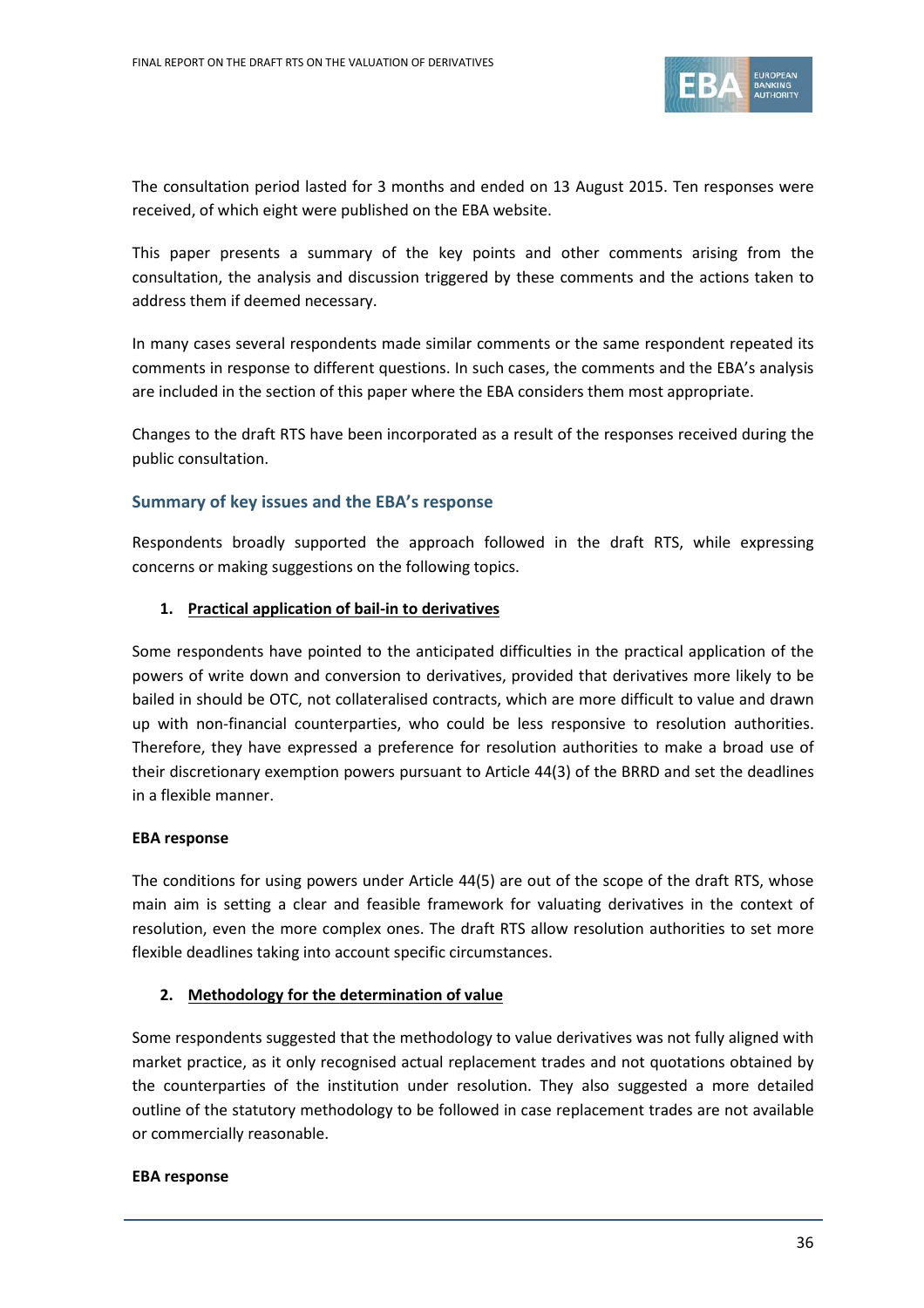The consultation period lasted for 3 months and ended on 13 August 2015. Ten responses were received, of which eight were published on the EBA website.

This paper presents a summary of the key points and other comments arising from the consultation, the analysis and discussion triggered by these comments and the actions taken to address them if deemed necessary.

In many cases several respondents made similar comments or the same respondent repeated its comments in response to different questions. In such cases, the comments and the EBA's analysis are included in the section of this paper where the EBA considers them most appropriate.

Changes to the draft RTS have been incorporated as a result of the responses received during the public consultation.

## Summary of key issues and the EBA's response

Respondents broadly supported the approach followed in the draft RTS, while expressing concerns or making suggestions on the following topics.

1. **Practical application of bail-in to derivatives**

Some respondents have pointed to the anticipated difficulties in the practical application of the powers of write down and conversion to derivatives, provided that derivatives more likely to be bailed in should be OTC, not collateralised contracts, which are more difficult to value and drawn up with non-financial counterparties, who could be less responsive to resolution authorities. Therefore, they have expressed a preference for resolution authorities to make a broad use of their discretionary exemption powers pursuant to Article 44(3) of the BRRD and set the deadlines in a flexible manner.

**EBA response**

The conditions for using powers under Article 44(5) are out of the scope of the draft RTS, whose main aim is setting a clear and feasible framework for valuating derivatives in the context of resolution, even the more complex ones. The draft RTS allow resolution authorities to set more flexible deadlines taking into account specific circumstances.

2. **Methodology for the determination of value**

Some respondents suggested that the methodology to value derivatives was not fully aligned with market practice, as it only recognised actual replacement trades and not quotations obtained by the counterparties of the institution under resolution. They also suggested a more detailed outline of the statutory methodology to be followed in case replacement trades are not available or commercially reasonable.

**EBA response**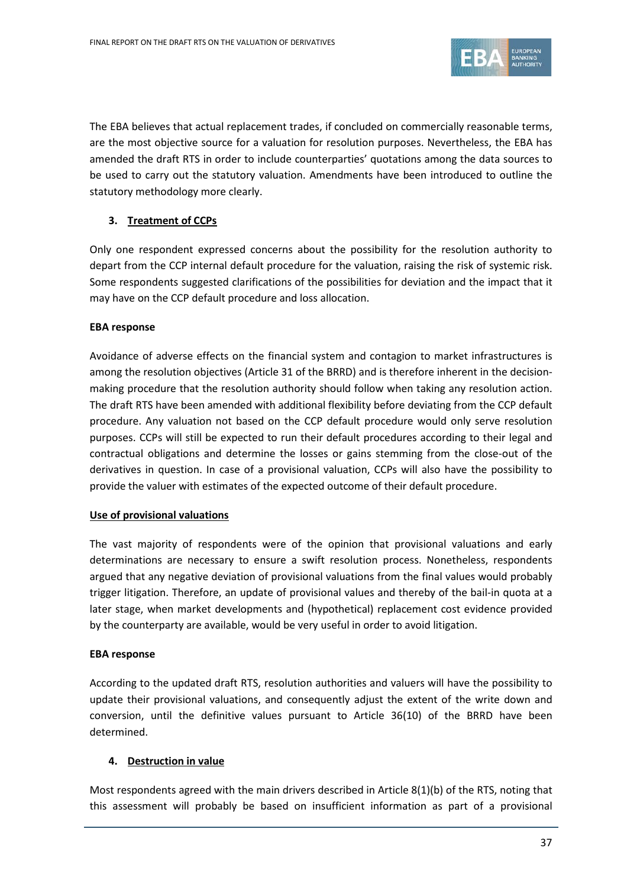The EBA believes that actual replacement trades, if concluded on commercially reasonable terms, are the most objective source for a valuation for resolution purposes. Nevertheless, the EBA has amended the draft RTS in order to include counterparties' quotations among the data sources to be used to carry out the statutory valuation. Amendments have been introduced to outline the statutory methodology more clearly.

### 3. Treatment of CCPs

Only one respondent expressed concerns about the possibility for the resolution authority to depart from the CCP internal default procedure for the valuation, raising the risk of systemic risk. Some respondents suggested clarifications of the possibilities for deviation and the impact that it may have on the CCP default procedure and loss allocation.

**EBA response**

Avoidance of adverse effects on the financial system and contagion to market infrastructures is among the resolution objectives (Article 31 of the BRRD) and is therefore inherent in the decision-making procedure that the resolution authority should follow when taking any resolution action. The draft RTS have been amended with additional flexibility before deviating from the CCP default procedure. Any valuation not based on the CCP default procedure would only serve resolution purposes. CCPs will still be expected to run their default procedures according to their legal and contractual obligations and determine the losses or gains stemming from the close-out of the derivatives in question. In case of a provisional valuation, CCPs will also have the possibility to provide the valuer with estimates of the expected outcome of their default procedure.

**Use of provisional valuations**

The vast majority of respondents were of the opinion that provisional valuations and early determinations are necessary to ensure a swift resolution process. Nonetheless, respondents argued that any negative deviation of provisional valuations from the final values would probably trigger litigation. Therefore, an update of provisional values and thereby of the bail-in quota at a later stage, when market developments and (hypothetical) replacement cost evidence provided by the counterparty are available, would be very useful in order to avoid litigation.

**EBA response**

According to the updated draft RTS, resolution authorities and valuers will have the possibility to update their provisional valuations, and consequently adjust the extent of the write down and conversion, until the definitive values pursuant to Article 36(10) of the BRRD have been determined.

### 4. Destruction in value

Most respondents agreed with the main drivers described in Article 8(1)(b) of the RTS, noting that this assessment will probably be based on insufficient information as part of a provisional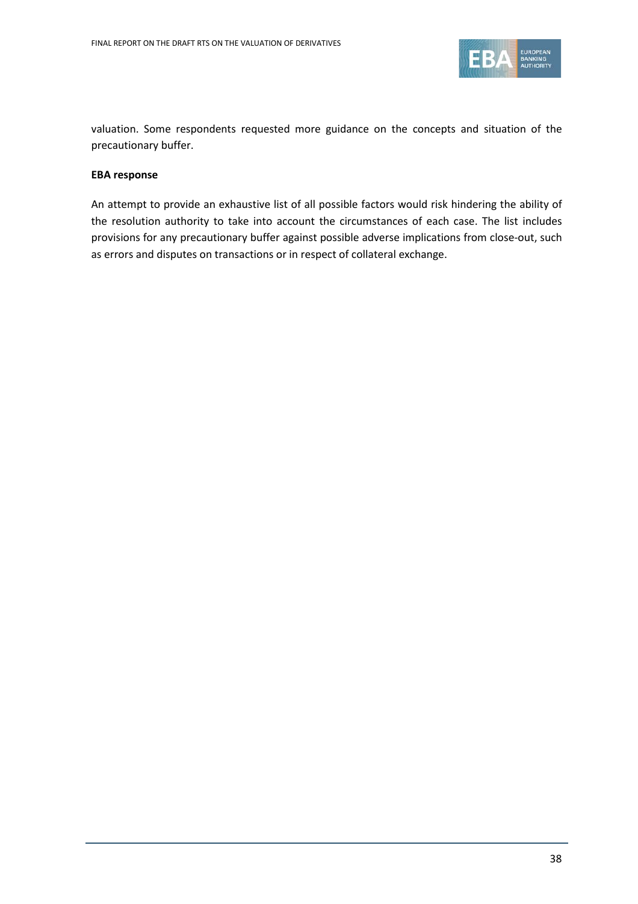valuation. Some respondents requested more guidance on the concepts and situation of the precautionary buffer.

**EBA response**

An attempt to provide an exhaustive list of all possible factors would risk hindering the ability of the resolution authority to take into account the circumstances of each case. The list includes provisions for any precautionary buffer against possible adverse implications from close-out, such as errors and disputes on transactions or in respect of collateral exchange.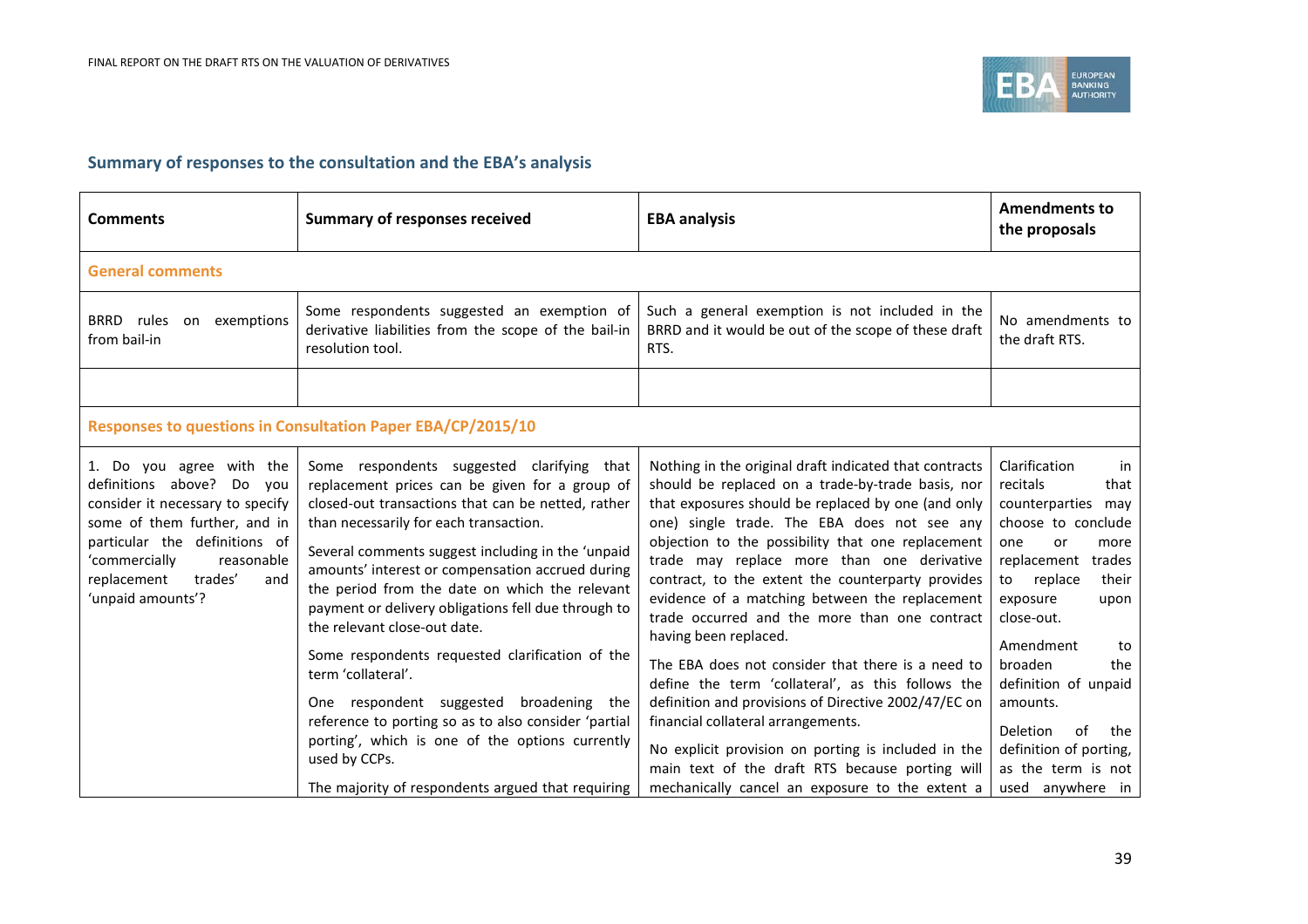## Summary of responses to the consultation and the EBA's analysis

| Comments | Summary of responses received | EBA analysis | Amendments to the proposals |
|---|---|---|---|
| **General comments** | | | |
| BRRD rules on exemptions from bail-in | Some respondents suggested an exemption of derivative liabilities from the scope of the bail-in resolution tool. | Such a general exemption is not included in the BRRD and it would be out of the scope of these draft RTS. | No amendments to the draft RTS. |
| | | | |
| **Responses to questions in Consultation Paper EBA/CP/2015/10** | | | |
| 1. Do you agree with the definitions above? Do you consider it necessary to specify some of them further, and in particular the definitions of 'commercially reasonable replacement trades' and 'unpaid amounts'? | Some respondents suggested clarifying that replacement prices can be given for a group of closed-out transactions that can be netted, rather than necessarily for each transaction.<br><br>Several comments suggest including in the 'unpaid amounts' interest or compensation accrued during the period from the date on which the relevant payment or delivery obligations fell due through to the relevant close-out date.<br><br>Some respondents requested clarification of the term 'collateral'.<br><br>One respondent suggested broadening the reference to porting so as to also consider 'partial porting', which is one of the options currently used by CCPs.<br><br>The majority of respondents argued that requiring | Nothing in the original draft indicated that contracts should be replaced on a trade-by-trade basis, nor that exposures should be replaced by one (and only one) single trade. The EBA does not see any objection to the possibility that one replacement trade may replace more than one derivative contract, to the extent the counterparty provides evidence of a matching between the replacement trade occurred and the more than one contract having been replaced.<br><br>The EBA does not consider that there is a need to define the term 'collateral', as this follows the definition and provisions of Directive 2002/47/EC on financial collateral arrangements.<br><br>No explicit provision on porting is included in the main text of the draft RTS because porting will mechanically cancel an exposure to the extent a | Clarification in recitals that counterparties may choose to conclude one or more replacement trades to replace their exposure upon close-out.<br><br>Amendment to broaden the definition of unpaid amounts.<br><br>Deletion of the definition of porting, as the term is not used anywhere in |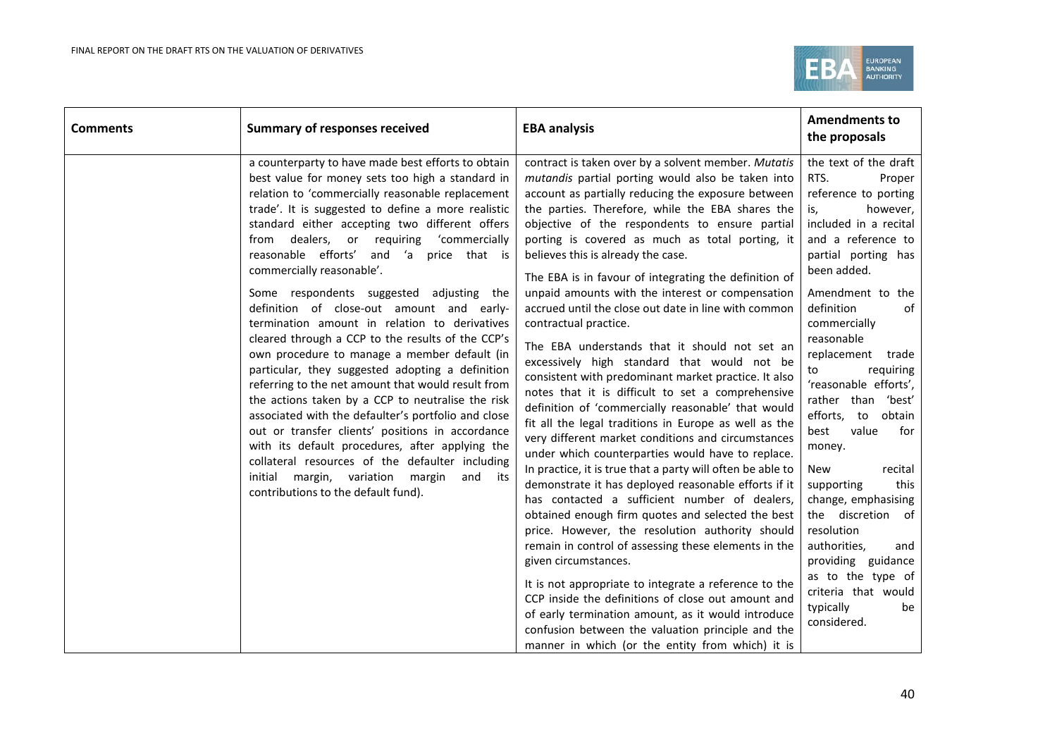| Comments | Summary of responses received | EBA analysis | Amendments to the proposals |
|---|---|---|---|
| | a counterparty to have made best efforts to obtain best value for money sets too high a standard in relation to 'commercially reasonable replacement trade'. It is suggested to define a more realistic standard either accepting two different offers from dealers, or requiring 'commercially reasonable efforts' and 'a price that is commercially reasonable'.<br><br>Some respondents suggested adjusting the definition of close-out amount and early-termination amount in relation to derivatives cleared through a CCP to the results of the CCP's own procedure to manage a member default (in particular, they suggested adopting a definition referring to the net amount that would result from the actions taken by a CCP to neutralise the risk associated with the defaulter's portfolio and close out or transfer clients' positions in accordance with its default procedures, after applying the collateral resources of the defaulter including initial margin, variation margin and its contributions to the default fund). | contract is taken over by a solvent member. *Mutatis mutandis* partial porting would also be taken into account as partially reducing the exposure between the parties. Therefore, while the EBA shares the objective of the respondents to ensure partial porting is covered as much as total porting, it believes this is already the case.<br><br>The EBA is in favour of integrating the definition of unpaid amounts with the interest or compensation accrued until the close out date in line with common contractual practice.<br><br>The EBA understands that it should not set an excessively high standard that would not be consistent with predominant market practice. It also notes that it is difficult to set a comprehensive definition of 'commercially reasonable' that would fit all the legal traditions in Europe as well as the very different market conditions and circumstances under which counterparties would have to replace. In practice, it is true that a party will often be able to demonstrate it has deployed reasonable efforts if it has contacted a sufficient number of dealers, obtained enough firm quotes and selected the best price. However, the resolution authority should remain in control of assessing these elements in the given circumstances.<br><br>It is not appropriate to integrate a reference to the CCP inside the definitions of close out amount and of early termination amount, as it would introduce confusion between the valuation principle and the manner in which (or the entity from which) it is | the text of the draft RTS. Proper reference to porting is, however, included in a recital and a reference to partial porting has been added.<br><br>Amendment to the definition of commercially reasonable replacement trade to requiring 'reasonable efforts', rather than 'best' efforts, to obtain best value for money.<br><br>New recital supporting this change, emphasising the discretion of resolution authorities, and providing guidance as to the type of criteria that would typically be considered. |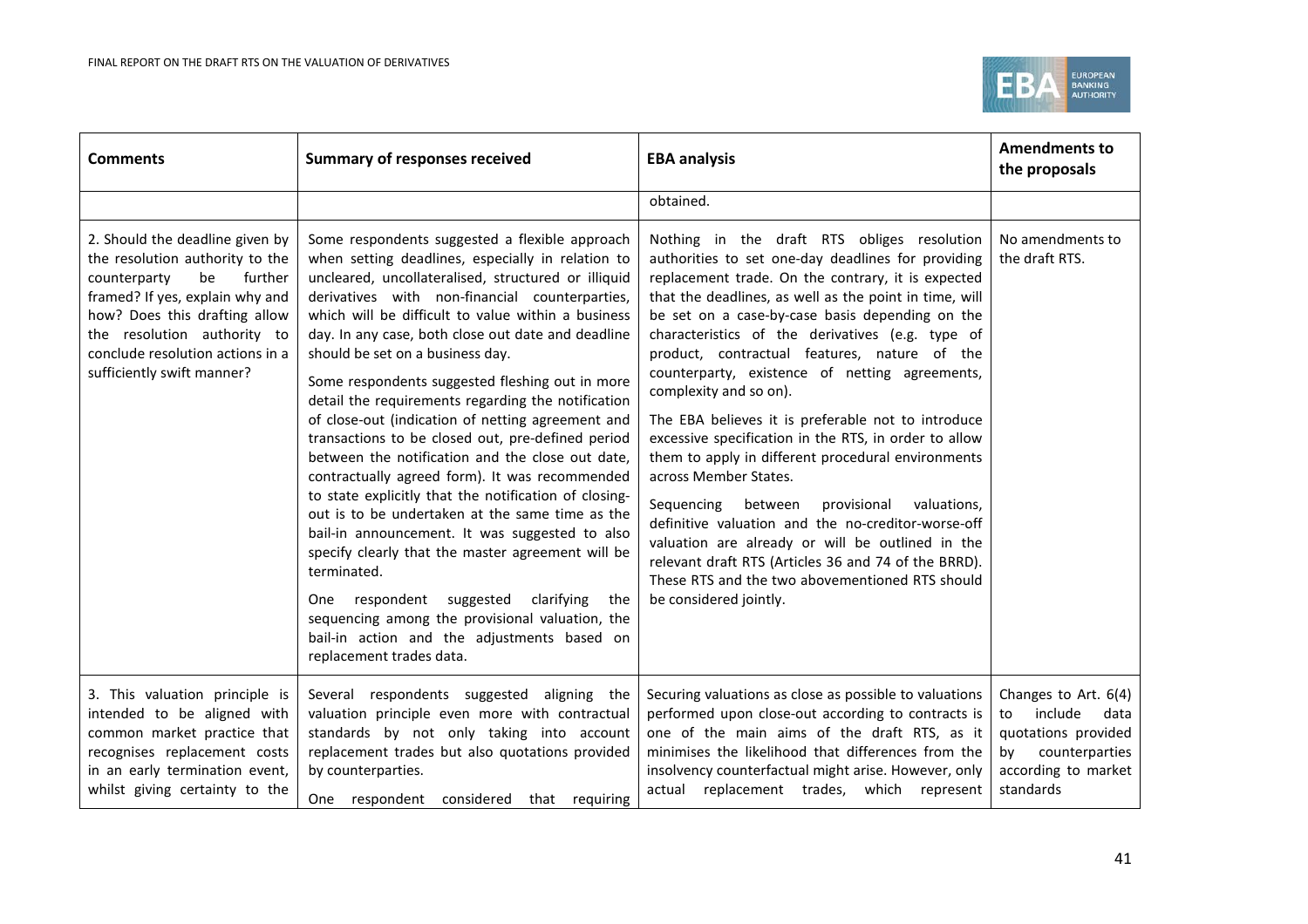| Comments | Summary of responses received | EBA analysis | Amendments to the proposals |
|---|---|---|---|
| | | obtained. | |
| 2. Should the deadline given by the resolution authority to the counterparty be further framed? If yes, explain why and how? Does this drafting allow the resolution authority to conclude resolution actions in a sufficiently swift manner? | Some respondents suggested a flexible approach when setting deadlines, especially in relation to uncleared, uncollateralised, structured or illiquid derivatives with non-financial counterparties, which will be difficult to value within a business day. In any case, both close out date and deadline should be set on a business day.<br><br>Some respondents suggested fleshing out in more detail the requirements regarding the notification of close-out (indication of netting agreement and transactions to be closed out, pre-defined period between the notification and the close out date, contractually agreed form). It was recommended to state explicitly that the notification of closing-out is to be undertaken at the same time as the bail-in announcement. It was suggested to also specify clearly that the master agreement will be terminated.<br><br>One respondent suggested clarifying the sequencing among the provisional valuation, the bail-in action and the adjustments based on replacement trades data. | Nothing in the draft RTS obliges resolution authorities to set one-day deadlines for providing replacement trade. On the contrary, it is expected that the deadlines, as well as the point in time, will be set on a case-by-case basis depending on the characteristics of the derivatives (e.g. type of product, contractual features, nature of the counterparty, existence of netting agreements, complexity and so on).<br><br>The EBA believes it is preferable not to introduce excessive specification in the RTS, in order to allow them to apply in different procedural environments across Member States.<br><br>Sequencing between provisional valuations, definitive valuation and the no-creditor-worse-off valuation are already or will be outlined in the relevant draft RTS (Articles 36 and 74 of the BRRD). These RTS and the two abovementioned RTS should be considered jointly. | No amendments to the draft RTS. |
| 3. This valuation principle is intended to be aligned with common market practice that recognises replacement costs in an early termination event, whilst giving certainty to the | Several respondents suggested aligning the valuation principle even more with contractual standards by not only taking into account replacement trades but also quotations provided by counterparties.<br><br>One respondent considered that requiring | Securing valuations as close as possible to valuations performed upon close-out according to contracts is one of the main aims of the draft RTS, as it minimises the likelihood that differences from the insolvency counterfactual might arise. However, only actual replacement trades, which represent | Changes to Art. 6(4) to include data quotations provided by counterparties according to market standards |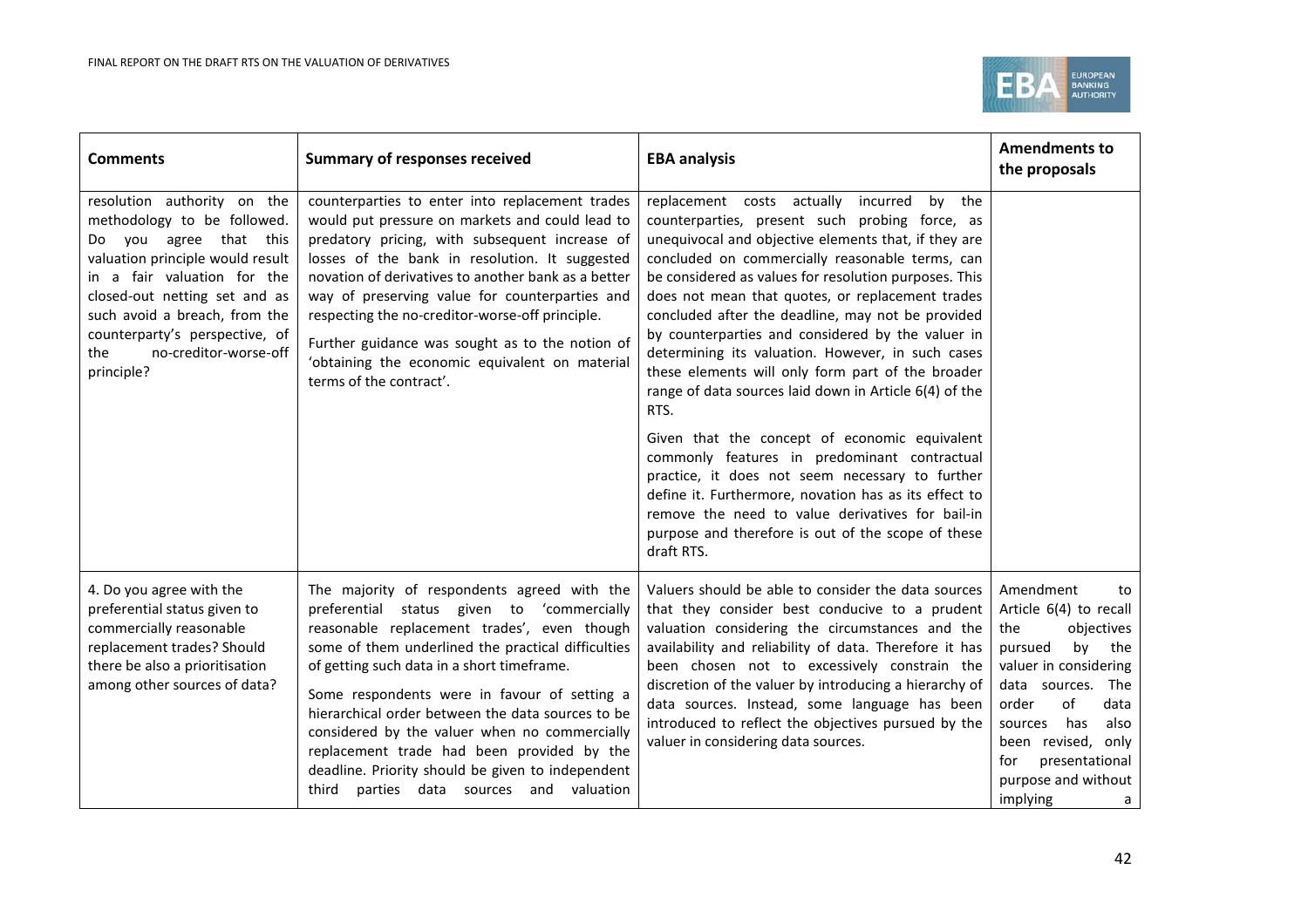| Comments | Summary of responses received | EBA analysis | Amendments to the proposals |
|---|---|---|---|
| resolution authority on the methodology to be followed. Do you agree that this valuation principle would result in a fair valuation for the closed-out netting set and as such avoid a breach, from the counterparty's perspective, of the no-creditor-worse-off principle? | counterparties to enter into replacement trades would put pressure on markets and could lead to predatory pricing, with subsequent increase of losses of the bank in resolution. It suggested novation of derivatives to another bank as a better way of preserving value for counterparties and respecting the no-creditor-worse-off principle.<br><br>Further guidance was sought as to the notion of 'obtaining the economic equivalent on material terms of the contract'. | replacement costs actually incurred by the counterparties, present such probing force, as unequivocal and objective elements that, if they are concluded on commercially reasonable terms, can be considered as values for resolution purposes. This does not mean that quotes, or replacement trades concluded after the deadline, may not be provided by counterparties and considered by the valuer in determining its valuation. However, in such cases these elements will only form part of the broader range of data sources laid down in Article 6(4) of the RTS.<br><br>Given that the concept of economic equivalent commonly features in predominant contractual practice, it does not seem necessary to further define it. Furthermore, novation has as its effect to remove the need to value derivatives for bail-in purpose and therefore is out of the scope of these draft RTS. | |
| 4. Do you agree with the preferential status given to commercially reasonable replacement trades? Should there be also a prioritisation among other sources of data? | The majority of respondents agreed with the preferential status given to 'commercially reasonable replacement trades', even though some of them underlined the practical difficulties of getting such data in a short timeframe.<br><br>Some respondents were in favour of setting a hierarchical order between the data sources to be considered by the valuer when no commercially replacement trade had been provided by the deadline. Priority should be given to independent third parties data sources and valuation | Valuers should be able to consider the data sources that they consider best conducive to a prudent valuation considering the circumstances and the availability and reliability of data. Therefore it has been chosen not to excessively constrain the discretion of the valuer by introducing a hierarchy of data sources. Instead, some language has been introduced to reflect the objectives pursued by the valuer in considering data sources. | Amendment to Article 6(4) to recall the objectives pursued by the valuer in considering data sources. The order of data sources has also been revised, only for presentational purpose and without implying a |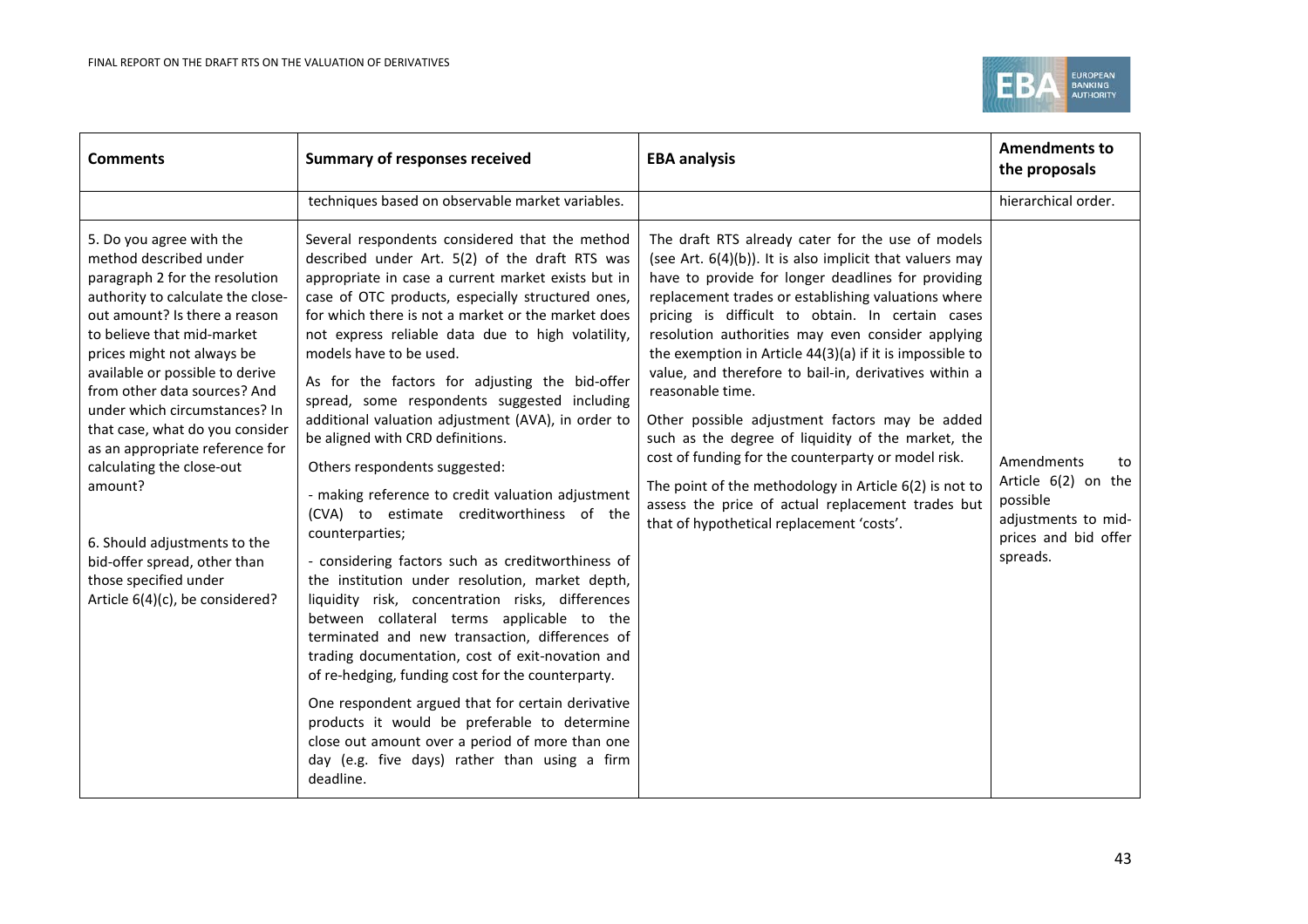| Comments | Summary of responses received | EBA analysis | Amendments to the proposals |
|---|---|---|---|
| | techniques based on observable market variables. | | hierarchical order. |
| 5. Do you agree with the method described under paragraph 2 for the resolution authority to calculate the close-out amount? Is there a reason to believe that mid-market prices might not always be available or possible to derive from other data sources? And under which circumstances? In that case, what do you consider as an appropriate reference for calculating the close-out amount?<br><br>6. Should adjustments to the bid-offer spread, other than those specified under Article 6(4)(c), be considered? | Several respondents considered that the method described under Art. 5(2) of the draft RTS was appropriate in case a current market exists but in case of OTC products, especially structured ones, for which there is not a market or the market does not express reliable data due to high volatility, models have to be used.<br><br>As for the factors for adjusting the bid-offer spread, some respondents suggested including additional valuation adjustment (AVA), in order to be aligned with CRD definitions.<br><br>Others respondents suggested:<br><br>- making reference to credit valuation adjustment (CVA) to estimate creditworthiness of the counterparties;<br><br>- considering factors such as creditworthiness of the institution under resolution, market depth, liquidity risk, concentration risks, differences between collateral terms applicable to the terminated and new transaction, differences of trading documentation, cost of exit-novation and of re-hedging, funding cost for the counterparty.<br><br>One respondent argued that for certain derivative products it would be preferable to determine close out amount over a period of more than one day (e.g. five days) rather than using a firm deadline. | The draft RTS already cater for the use of models (see Art. 6(4)(b)). It is also implicit that valuers may have to provide for longer deadlines for providing replacement trades or establishing valuations where pricing is difficult to obtain. In certain cases resolution authorities may even consider applying the exemption in Article 44(3)(a) if it is impossible to value, and therefore to bail-in, derivatives within a reasonable time.<br><br>Other possible adjustment factors may be added such as the degree of liquidity of the market, the cost of funding for the counterparty or model risk.<br><br>The point of the methodology in Article 6(2) is not to assess the price of actual replacement trades but that of hypothetical replacement 'costs'. | Amendments to Article 6(2) on the possible adjustments to mid-prices and bid offer spreads. |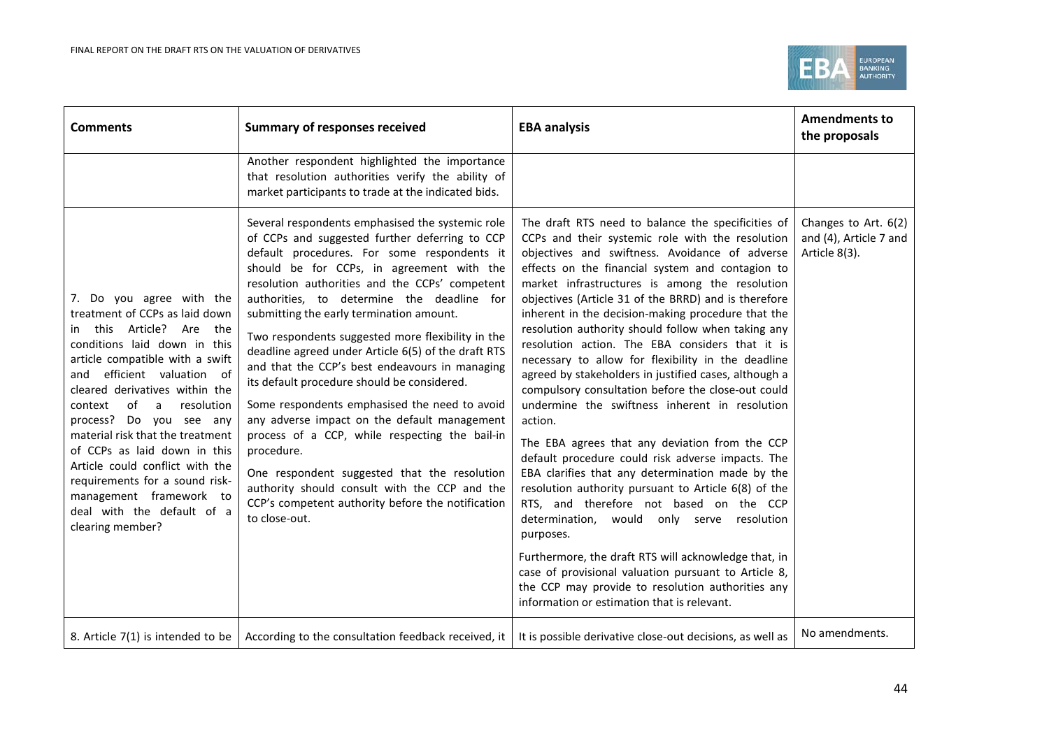| Comments | Summary of responses received | EBA analysis | Amendments to the proposals |
|---|---|---|---|
| | Another respondent highlighted the importance that resolution authorities verify the ability of market participants to trade at the indicated bids. | | |
| 7. Do you agree with the treatment of CCPs as laid down in this Article? Are the conditions laid down in this article compatible with a swift and efficient valuation of cleared derivatives within the context of a resolution process? Do you see any material risk that the treatment of CCPs as laid down in this Article could conflict with the requirements for a sound risk-management framework to deal with the default of a clearing member? | Several respondents emphasised the systemic role of CCPs and suggested further deferring to CCP default procedures. For some respondents it should be for CCPs, in agreement with the resolution authorities and the CCPs' competent authorities, to determine the deadline for submitting the early termination amount.<br><br>Two respondents suggested more flexibility in the deadline agreed under Article 6(5) of the draft RTS and that the CCP's best endeavours in managing its default procedure should be considered.<br><br>Some respondents emphasised the need to avoid any adverse impact on the default management process of a CCP, while respecting the bail-in procedure.<br><br>One respondent suggested that the resolution authority should consult with the CCP and the CCP's competent authority before the notification to close-out. | The draft RTS need to balance the specificities of CCPs and their systemic role with the resolution objectives and swiftness. Avoidance of adverse effects on the financial system and contagion to market infrastructures is among the resolution objectives (Article 31 of the BRRD) and is therefore inherent in the decision-making procedure that the resolution authority should follow when taking any resolution action. The EBA considers that it is necessary to allow for flexibility in the deadline agreed by stakeholders in justified cases, although a compulsory consultation before the close-out could undermine the swiftness inherent in resolution action.<br><br>The EBA agrees that any deviation from the CCP default procedure could risk adverse impacts. The EBA clarifies that any determination made by the resolution authority pursuant to Article 6(8) of the RTS, and therefore not based on the CCP determination, would only serve resolution purposes.<br><br>Furthermore, the draft RTS will acknowledge that, in case of provisional valuation pursuant to Article 8, the CCP may provide to resolution authorities any information or estimation that is relevant. | Changes to Art. 6(2) and (4), Article 7 and Article 8(3). |
| 8. Article 7(1) is intended to be | According to the consultation feedback received, it | It is possible derivative close-out decisions, as well as | No amendments. |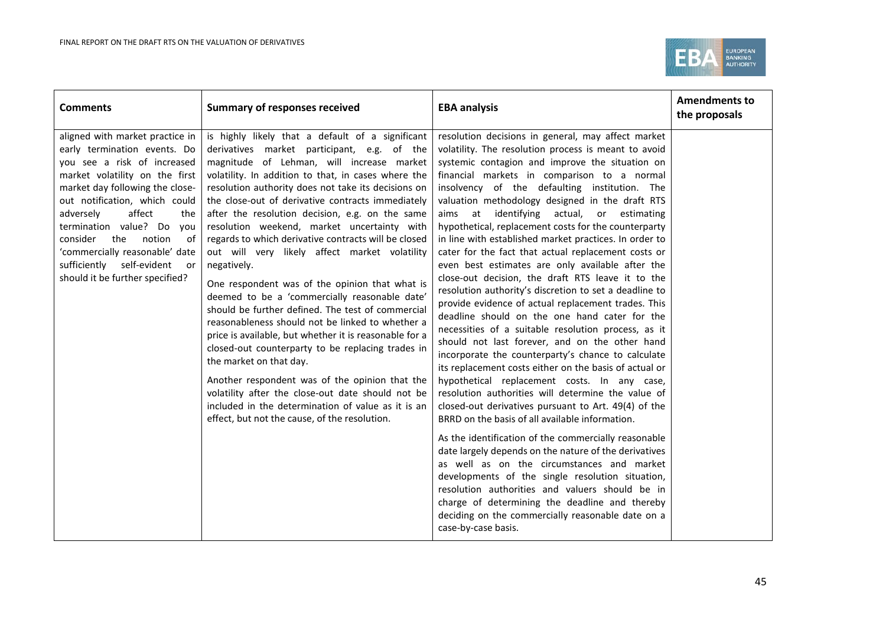| Comments | Summary of responses received | EBA analysis | Amendments to the proposals |
| --- | --- | --- | --- |
| aligned with market practice in early termination events. Do you see a risk of increased market volatility on the first market day following the close-out notification, which could adversely affect the termination value? Do you consider the notion of 'commercially reasonable' date sufficiently self-evident or should it be further specified? | is highly likely that a default of a significant derivatives market participant, e.g. of the magnitude of Lehman, will increase market volatility. In addition to that, in cases where the resolution authority does not take its decisions on the close-out of derivative contracts immediately after the resolution decision, e.g. on the same resolution weekend, market uncertainty with regards to which derivative contracts will be closed out will very likely affect market volatility negatively.<br><br>One respondent was of the opinion that what is deemed to be a 'commercially reasonable date' should be further defined. The test of commercial reasonableness should not be linked to whether a price is available, but whether it is reasonable for a closed-out counterparty to be replacing trades in the market on that day.<br><br>Another respondent was of the opinion that the volatility after the close-out date should not be included in the determination of value as it is an effect, but not the cause, of the resolution. | resolution decisions in general, may affect market volatility. The resolution process is meant to avoid systemic contagion and improve the situation on financial markets in comparison to a normal insolvency of the defaulting institution. The valuation methodology designed in the draft RTS aims at identifying actual, or estimating hypothetical, replacement costs for the counterparty in line with established market practices. In order to cater for the fact that actual replacement costs or even best estimates are only available after the close-out decision, the draft RTS leave it to the resolution authority's discretion to set a deadline to provide evidence of actual replacement trades. This deadline should on the one hand cater for the necessities of a suitable resolution process, as it should not last forever, and on the other hand incorporate the counterparty's chance to calculate its replacement costs either on the basis of actual or hypothetical replacement costs. In any case, resolution authorities will determine the value of closed-out derivatives pursuant to Art. 49(4) of the BRRD on the basis of all available information.<br><br>As the identification of the commercially reasonable date largely depends on the nature of the derivatives as well as on the circumstances and market developments of the single resolution situation, resolution authorities and valuers should be in charge of determining the deadline and thereby deciding on the commercially reasonable date on a case-by-case basis. | |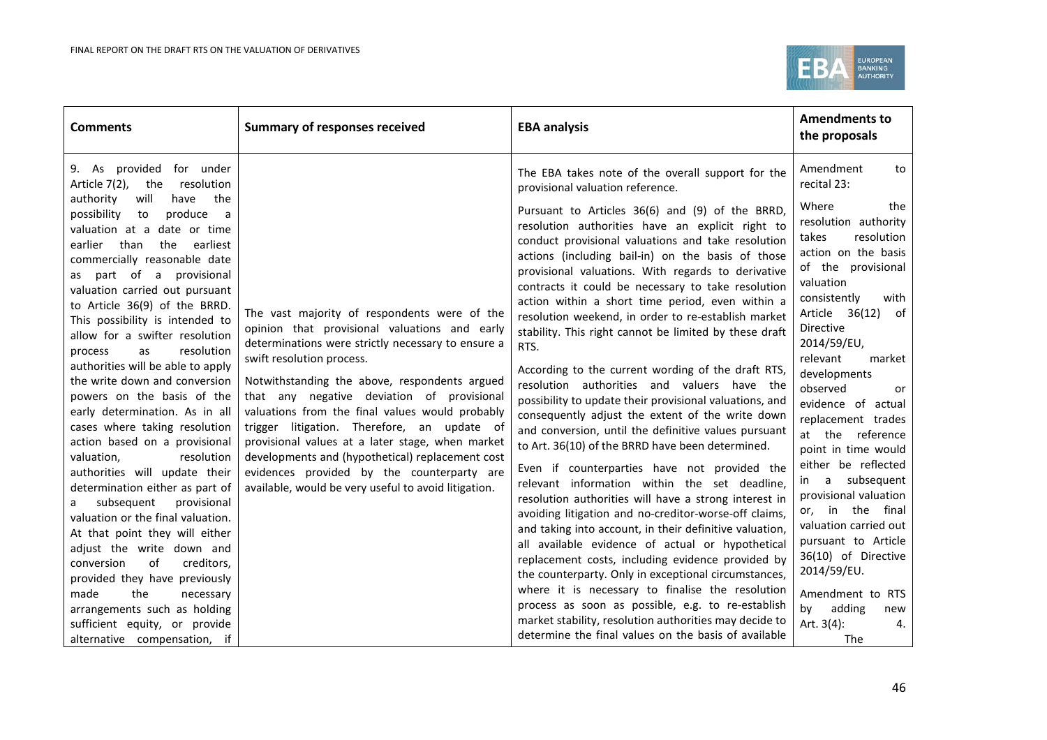| Comments | Summary of responses received | EBA analysis | Amendments to the proposals |
|---|---|---|---|
| 9. As provided for under Article 7(2), the resolution authority will have the possibility to produce a valuation at a date or time earlier than the earliest commercially reasonable date as part of a provisional valuation carried out pursuant to Article 36(9) of the BRRD. This possibility is intended to allow for a swifter resolution process as resolution authorities will be able to apply the write down and conversion powers on the basis of the early determination. As in all cases where taking resolution action based on a provisional valuation, resolution authorities will update their determination either as part of a subsequent provisional valuation or the final valuation. At that point they will either adjust the write down and conversion of creditors, provided they have previously made the necessary arrangements such as holding sufficient equity, or provide alternative compensation, if | The vast majority of respondents were of the opinion that provisional valuations and early determinations were strictly necessary to ensure a swift resolution process.<br><br>Notwithstanding the above, respondents argued that any negative deviation of provisional valuations from the final values would probably trigger litigation. Therefore, an update of provisional values at a later stage, when market developments and (hypothetical) replacement cost evidences provided by the counterparty are available, would be very useful to avoid litigation. | The EBA takes note of the overall support for the provisional valuation reference.<br><br>Pursuant to Articles 36(6) and (9) of the BRRD, resolution authorities have an explicit right to conduct provisional valuations and take resolution actions (including bail-in) on the basis of those provisional valuations. With regards to derivative contracts it could be necessary to take resolution action within a short time period, even within a resolution weekend, in order to re-establish market stability. This right cannot be limited by these draft RTS.<br><br>According to the current wording of the draft RTS, resolution authorities and valuers have the possibility to update their provisional valuations, and consequently adjust the extent of the write down and conversion, until the definitive values pursuant to Art. 36(10) of the BRRD have been determined.<br><br>Even if counterparties have not provided the relevant information within the set deadline, resolution authorities will have a strong interest in avoiding litigation and no-creditor-worse-off claims, and taking into account, in their definitive valuation, all available evidence of actual or hypothetical replacement costs, including evidence provided by the counterparty. Only in exceptional circumstances, where it is necessary to finalise the resolution process as soon as possible, e.g. to re-establish market stability, resolution authorities may decide to determine the final values on the basis of available | Amendment to recital 23:<br><br>Where the resolution authority takes resolution action on the basis of the provisional valuation consistently with Article 36(12) of Directive 2014/59/EU, relevant market developments observed or evidence of actual replacement trades at the reference point in time would either be reflected in a subsequent provisional valuation or, in the final valuation carried out pursuant to Article 36(10) of Directive 2014/59/EU.<br><br>Amendment to RTS by adding new Art. 3(4): 4. The |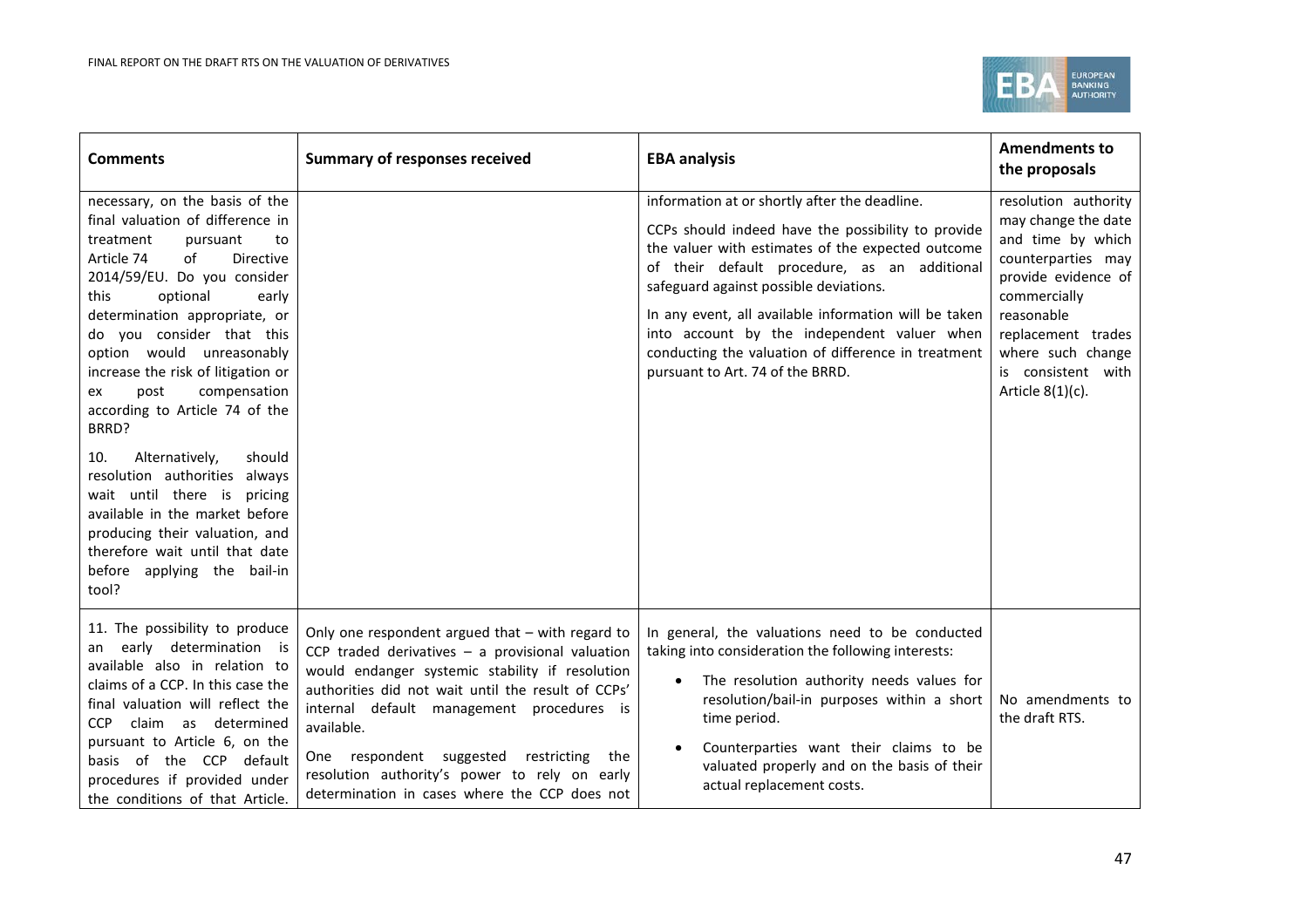| Comments | Summary of responses received | EBA analysis | Amendments to the proposals |
|---|---|---|---|
| necessary, on the basis of the final valuation of difference in treatment pursuant to Article 74 of Directive 2014/59/EU. Do you consider this optional early determination appropriate, or do you consider that this option would unreasonably increase the risk of litigation or ex post compensation according to Article 74 of the BRRD?<br><br>10. Alternatively, should resolution authorities always wait until there is pricing available in the market before producing their valuation, and therefore wait until that date before applying the bail-in tool? | | information at or shortly after the deadline.<br><br>CCPs should indeed have the possibility to provide the valuer with estimates of the expected outcome of their default procedure, as an additional safeguard against possible deviations.<br><br>In any event, all available information will be taken into account by the independent valuer when conducting the valuation of difference in treatment pursuant to Art. 74 of the BRRD. | resolution authority may change the date and time by which counterparties may provide evidence of commercially reasonable replacement trades where such change is consistent with Article 8(1)(c). |
| 11. The possibility to produce an early determination is available also in relation to claims of a CCP. In this case the final valuation will reflect the CCP claim as determined pursuant to Article 6, on the basis of the CCP default procedures if provided under the conditions of that Article. | Only one respondent argued that – with regard to CCP traded derivatives – a provisional valuation would endanger systemic stability if resolution authorities did not wait until the result of CCPs' internal default management procedures is available.<br><br>One respondent suggested restricting the resolution authority's power to rely on early determination in cases where the CCP does not | In general, the valuations need to be conducted taking into consideration the following interests:<br><br>• The resolution authority needs values for resolution/bail-in purposes within a short time period.<br><br>• Counterparties want their claims to be valuated properly and on the basis of their actual replacement costs. | No amendments to the draft RTS. |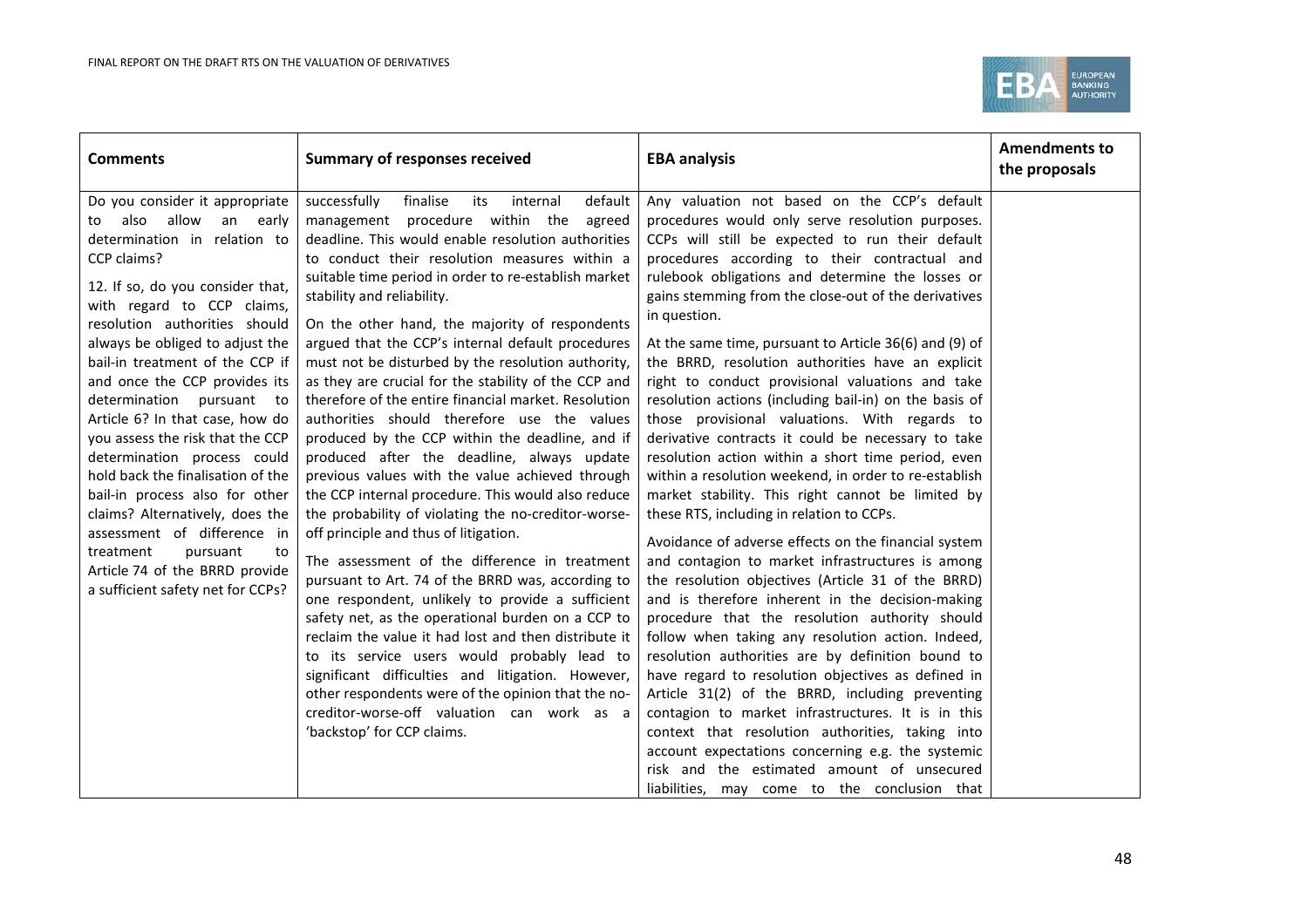| Comments | Summary of responses received | EBA analysis | Amendments to the proposals |
|---|---|---|---|
| Do you consider it appropriate to also allow an early determination in relation to CCP claims?<br><br>12. If so, do you consider that, with regard to CCP claims, resolution authorities should always be obliged to adjust the bail-in treatment of the CCP if and once the CCP provides its determination pursuant to Article 6? In that case, how do you assess the risk that the CCP determination process could hold back the finalisation of the bail-in process also for other claims? Alternatively, does the assessment of difference in treatment pursuant to Article 74 of the BRRD provide a sufficient safety net for CCPs? | successfully finalise its internal default management procedure within the agreed deadline. This would enable resolution authorities to conduct their resolution measures within a suitable time period in order to re-establish market stability and reliability.<br><br>On the other hand, the majority of respondents argued that the CCP's internal default procedures must not be disturbed by the resolution authority, as they are crucial for the stability of the CCP and therefore of the entire financial market. Resolution authorities should therefore use the values produced by the CCP within the deadline, and if produced after the deadline, always update previous values with the value achieved through the CCP internal procedure. This would also reduce the probability of violating the no-creditor-worse-off principle and thus of litigation.<br><br>The assessment of the difference in treatment pursuant to Art. 74 of the BRRD was, according to one respondent, unlikely to provide a sufficient safety net, as the operational burden on a CCP to reclaim the value it had lost and then distribute it to its service users would probably lead to significant difficulties and litigation. However, other respondents were of the opinion that the no-creditor-worse-off valuation can work as a 'backstop' for CCP claims. | Any valuation not based on the CCP's default procedures would only serve resolution purposes. CCPs will still be expected to run their default procedures according to their contractual and rulebook obligations and determine the losses or gains stemming from the close-out of the derivatives in question.<br><br>At the same time, pursuant to Article 36(6) and (9) of the BRRD, resolution authorities have an explicit right to conduct provisional valuations and take resolution actions (including bail-in) on the basis of those provisional valuations. With regards to derivative contracts it could be necessary to take resolution action within a short time period, even within a resolution weekend, in order to re-establish market stability. This right cannot be limited by these RTS, including in relation to CCPs.<br><br>Avoidance of adverse effects on the financial system and contagion to market infrastructures is among the resolution objectives (Article 31 of the BRRD) and is therefore inherent in the decision-making procedure that the resolution authority should follow when taking any resolution action. Indeed, resolution authorities are by definition bound to have regard to resolution objectives as defined in Article 31(2) of the BRRD, including preventing contagion to market infrastructures. It is in this context that resolution authorities, taking into account expectations concerning e.g. the systemic risk and the estimated amount of unsecured liabilities, may come to the conclusion that | |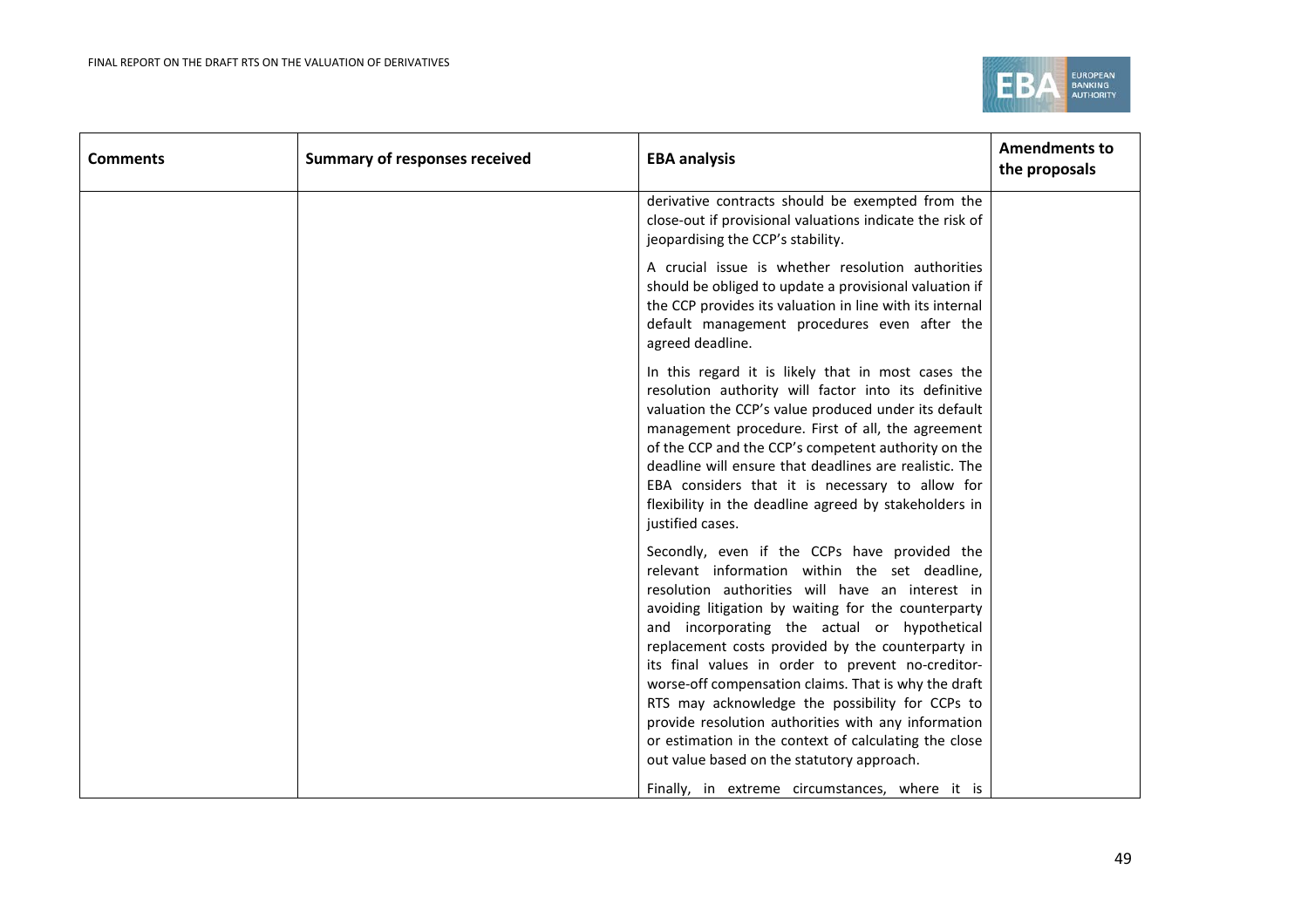| Comments | Summary of responses received | EBA analysis | Amendments to the proposals |
|---|---|---|---|
| | | derivative contracts should be exempted from the close-out if provisional valuations indicate the risk of jeopardising the CCP's stability.<br><br>A crucial issue is whether resolution authorities should be obliged to update a provisional valuation if the CCP provides its valuation in line with its internal default management procedures even after the agreed deadline.<br><br>In this regard it is likely that in most cases the resolution authority will factor into its definitive valuation the CCP's value produced under its default management procedure. First of all, the agreement of the CCP and the CCP's competent authority on the deadline will ensure that deadlines are realistic. The EBA considers that it is necessary to allow for flexibility in the deadline agreed by stakeholders in justified cases.<br><br>Secondly, even if the CCPs have provided the relevant information within the set deadline, resolution authorities will have an interest in avoiding litigation by waiting for the counterparty and incorporating the actual or hypothetical replacement costs provided by the counterparty in its final values in order to prevent no-creditor-worse-off compensation claims. That is why the draft RTS may acknowledge the possibility for CCPs to provide resolution authorities with any information or estimation in the context of calculating the close out value based on the statutory approach.<br><br>Finally, in extreme circumstances, where it is | |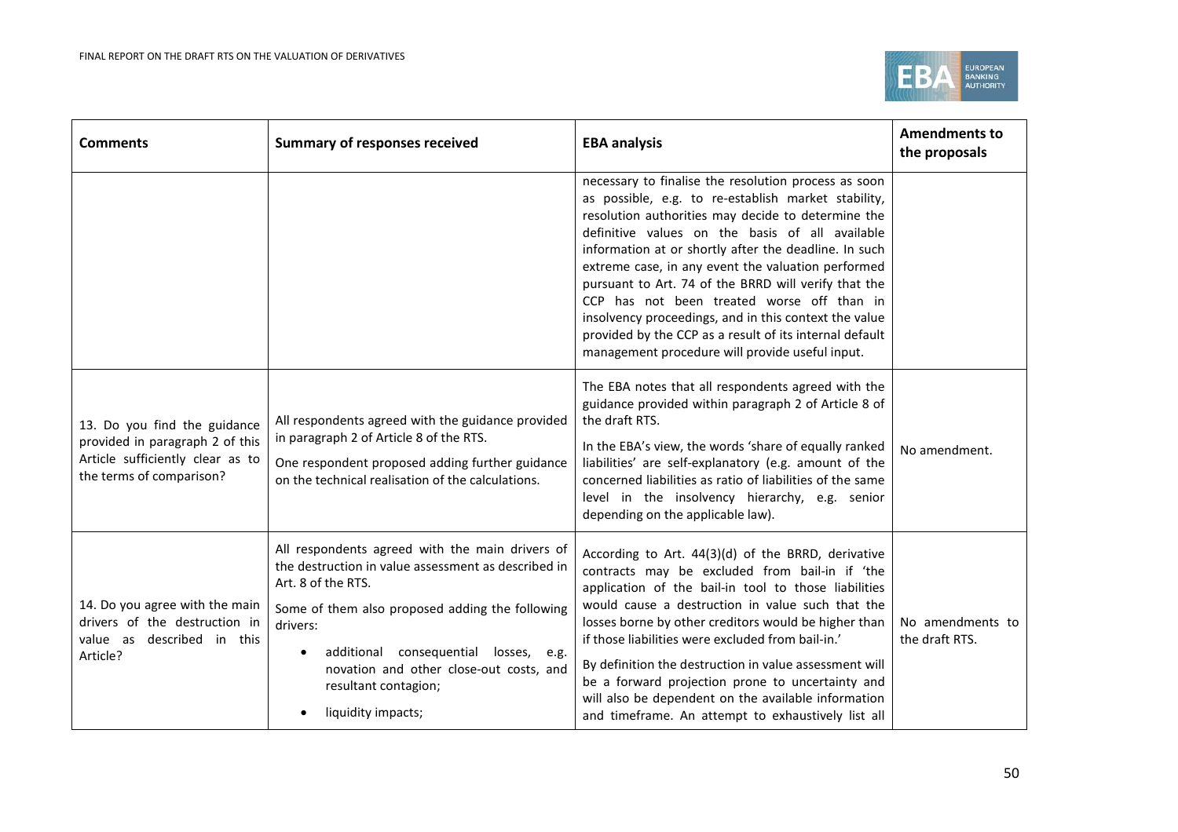| Comments | Summary of responses received | EBA analysis | Amendments to the proposals |
|---|---|---|---|
| | | necessary to finalise the resolution process as soon as possible, e.g. to re-establish market stability, resolution authorities may decide to determine the definitive values on the basis of all available information at or shortly after the deadline. In such extreme case, in any event the valuation performed pursuant to Art. 74 of the BRRD will verify that the CCP has not been treated worse off than in insolvency proceedings, and in this context the value provided by the CCP as a result of its internal default management procedure will provide useful input. | |
| 13. Do you find the guidance provided in paragraph 2 of this Article sufficiently clear as to the terms of comparison? | All respondents agreed with the guidance provided in paragraph 2 of Article 8 of the RTS.<br><br>One respondent proposed adding further guidance on the technical realisation of the calculations. | The EBA notes that all respondents agreed with the guidance provided within paragraph 2 of Article 8 of the draft RTS.<br><br>In the EBA's view, the words 'share of equally ranked liabilities' are self-explanatory (e.g. amount of the concerned liabilities as ratio of liabilities of the same level in the insolvency hierarchy, e.g. senior depending on the applicable law). | No amendment. |
| 14. Do you agree with the main drivers of the destruction in value as described in this Article? | All respondents agreed with the main drivers of the destruction in value assessment as described in Art. 8 of the RTS.<br><br>Some of them also proposed adding the following drivers:<br><br>• additional consequential losses, e.g. novation and other close-out costs, and resultant contagion;<br>• liquidity impacts; | According to Art. 44(3)(d) of the BRRD, derivative contracts may be excluded from bail-in if 'the application of the bail-in tool to those liabilities would cause a destruction in value such that the losses borne by other creditors would be higher than if those liabilities were excluded from bail-in.'<br><br>By definition the destruction in value assessment will be a forward projection prone to uncertainty and will also be dependent on the available information and timeframe. An attempt to exhaustively list all | No amendments to the draft RTS. |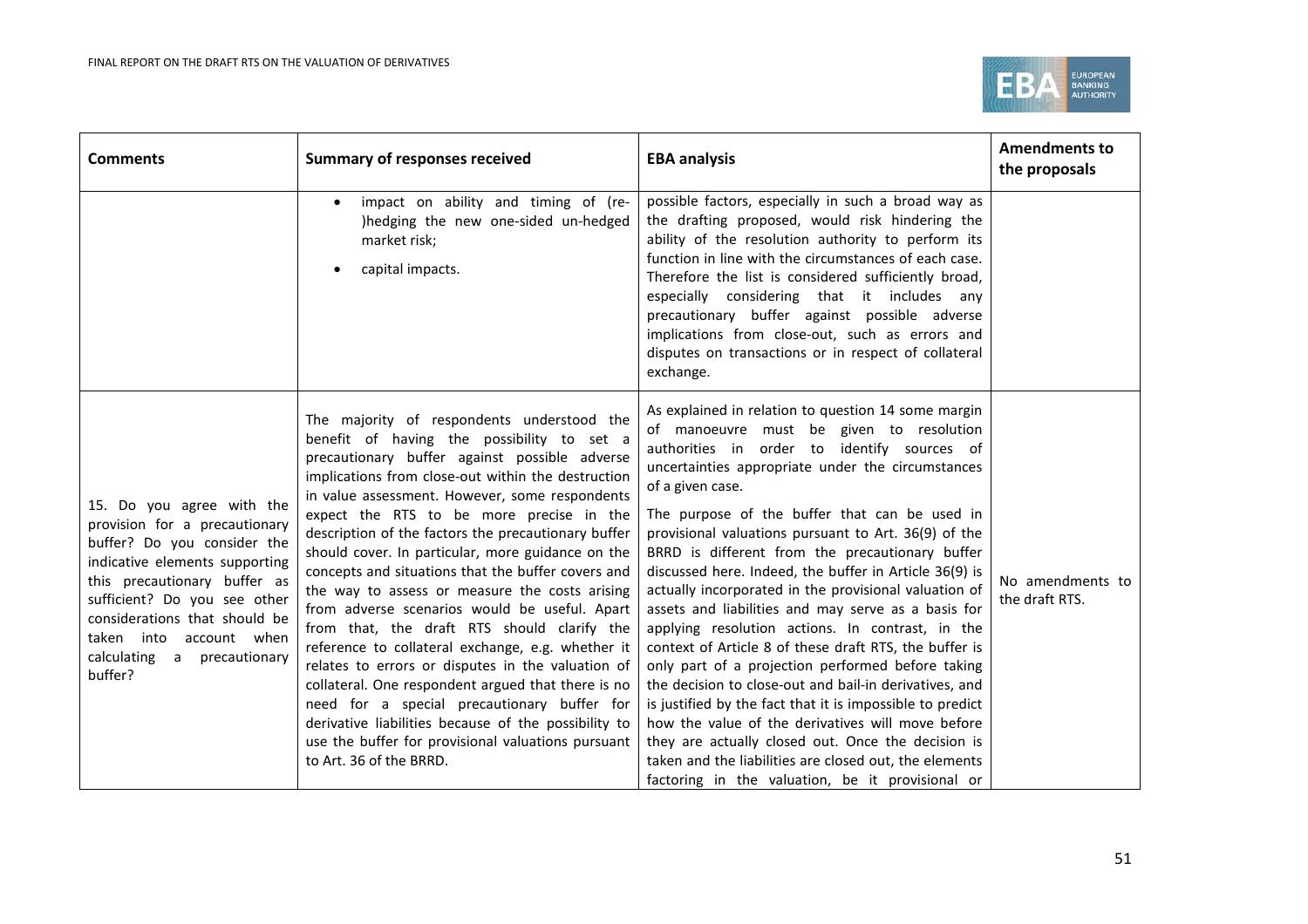| Comments | Summary of responses received | EBA analysis | Amendments to the proposals |
|---|---|---|---|
| | • impact on ability and timing of (re-)hedging the new one-sided un-hedged market risk; <br>• capital impacts. | possible factors, especially in such a broad way as the drafting proposed, would risk hindering the ability of the resolution authority to perform its function in line with the circumstances of each case. Therefore the list is considered sufficiently broad, especially considering that it includes any precautionary buffer against possible adverse implications from close-out, such as errors and disputes on transactions or in respect of collateral exchange. | |
| 15. Do you agree with the provision for a precautionary buffer? Do you consider the indicative elements supporting this precautionary buffer as sufficient? Do you see other considerations that should be taken into account when calculating a precautionary buffer? | The majority of respondents understood the benefit of having the possibility to set a precautionary buffer against possible adverse implications from close-out within the destruction in value assessment. However, some respondents expect the RTS to be more precise in the description of the factors the precautionary buffer should cover. In particular, more guidance on the concepts and situations that the buffer covers and the way to assess or measure the costs arising from adverse scenarios would be useful. Apart from that, the draft RTS should clarify the reference to collateral exchange, e.g. whether it relates to errors or disputes in the valuation of collateral. One respondent argued that there is no need for a special precautionary buffer for derivative liabilities because of the possibility to use the buffer for provisional valuations pursuant to Art. 36 of the BRRD. | As explained in relation to question 14 some margin of manoeuvre must be given to resolution authorities in order to identify sources of uncertainties appropriate under the circumstances of a given case. <br><br>The purpose of the buffer that can be used in provisional valuations pursuant to Art. 36(9) of the BRRD is different from the precautionary buffer discussed here. Indeed, the buffer in Article 36(9) is actually incorporated in the provisional valuation of assets and liabilities and may serve as a basis for applying resolution actions. In contrast, in the context of Article 8 of these draft RTS, the buffer is only part of a projection performed before taking the decision to close-out and bail-in derivatives, and is justified by the fact that it is impossible to predict how the value of the derivatives will move before they are actually closed out. Once the decision is taken and the liabilities are closed out, the elements factoring in the valuation, be it provisional or | No amendments to the draft RTS. |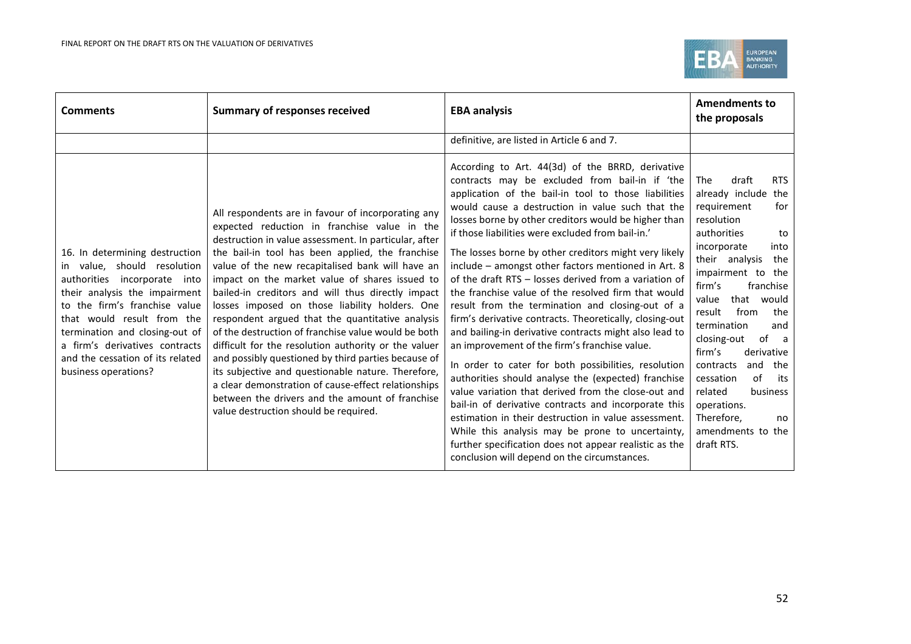| Comments | Summary of responses received | EBA analysis | Amendments to the proposals |
|---|---|---|---|
| | | definitive, are listed in Article 6 and 7. | |
| 16. In determining destruction in value, should resolution authorities incorporate into their analysis the impairment to the firm's franchise value that would result from the termination and closing-out of a firm's derivatives contracts and the cessation of its related business operations? | All respondents are in favour of incorporating any expected reduction in franchise value in the destruction in value assessment. In particular, after the bail-in tool has been applied, the franchise value of the new recapitalised bank will have an impact on the market value of shares issued to bailed-in creditors and will thus directly impact losses imposed on those liability holders. One respondent argued that the quantitative analysis of the destruction of franchise value would be both difficult for the resolution authority or the valuer and possibly questioned by third parties because of its subjective and questionable nature. Therefore, a clear demonstration of cause-effect relationships between the drivers and the amount of franchise value destruction should be required. | According to Art. 44(3d) of the BRRD, derivative contracts may be excluded from bail-in if 'the application of the bail-in tool to those liabilities would cause a destruction in value such that the losses borne by other creditors would be higher than if those liabilities were excluded from bail-in.'<br><br>The losses borne by other creditors might very likely include – amongst other factors mentioned in Art. 8 of the draft RTS – losses derived from a variation of the franchise value of the resolved firm that would result from the termination and closing-out of a firm's derivative contracts. Theoretically, closing-out and bailing-in derivative contracts might also lead to an improvement of the firm's franchise value.<br><br>In order to cater for both possibilities, resolution authorities should analyse the (expected) franchise value variation that derived from the close-out and bail-in of derivative contracts and incorporate this estimation in their destruction in value assessment. While this analysis may be prone to uncertainty, further specification does not appear realistic as the conclusion will depend on the circumstances. | The draft RTS already include the requirement for resolution authorities to incorporate into their analysis the impairment to the firm's franchise value that would result from the termination and closing-out of a firm's derivative contracts and the cessation of its related business operations. Therefore, no amendments to the draft RTS. |